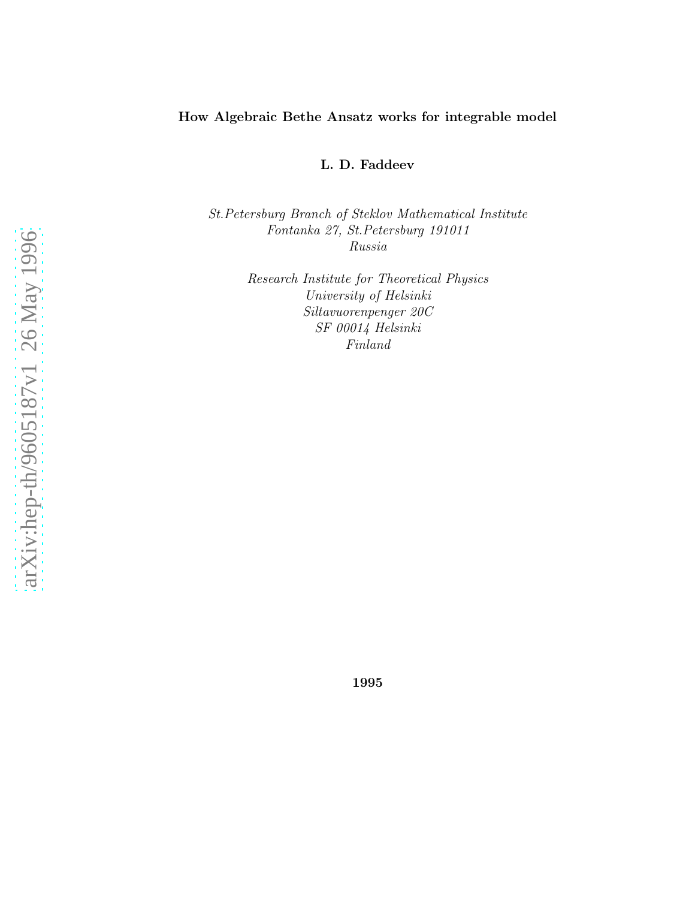**How Algebraic Bethe Ansatz works for integrable model**

**L. D. Faddeev**

*St.Petersburg Branch of Steklov Mathematical Institute*
*Fontanka 27, St.Petersburg 191011*
*Russia*

*Research Institute for Theoretical Physics*
*University of Helsinki*
*Siltavuorenpenger 20C*
*SF 00014 Helsinki*
*Finland*

**1995**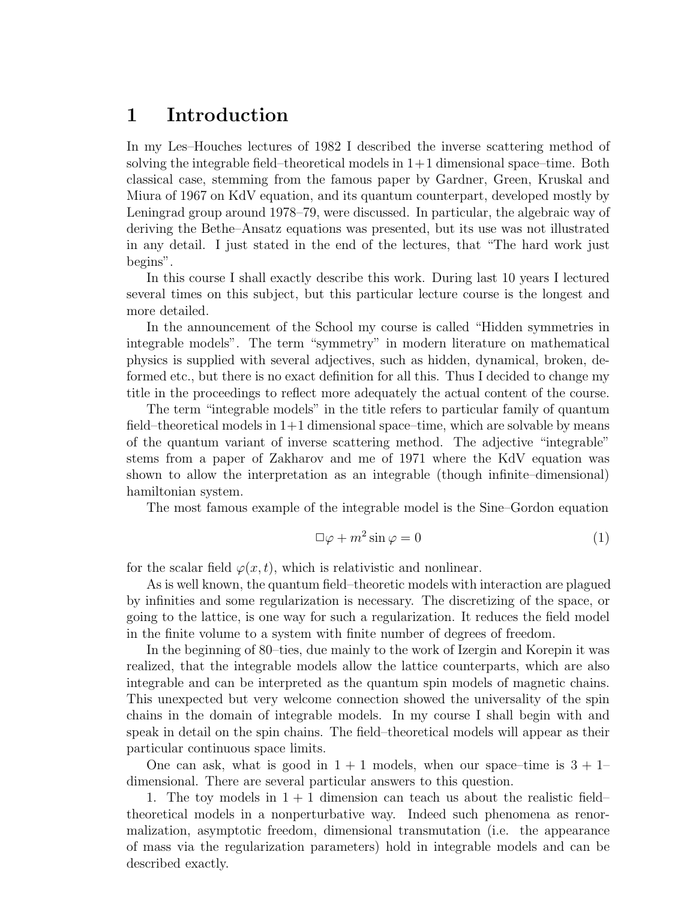# 1 Introduction

In my Les–Houches lectures of 1982 I described the inverse scattering method of solving the integrable field–theoretical models in 1+1 dimensional space–time. Both classical case, stemming from the famous paper by Gardner, Green, Kruskal and Miura of 1967 on KdV equation, and its quantum counterpart, developed mostly by Leningrad group around 1978–79, were discussed. In particular, the algebraic way of deriving the Bethe–Ansatz equations was presented, but its use was not illustrated in any detail. I just stated in the end of the lectures, that "The hard work just begins".

In this course I shall exactly describe this work. During last 10 years I lectured several times on this subject, but this particular lecture course is the longest and more detailed.

In the announcement of the School my course is called "Hidden symmetries in integrable models". The term "symmetry" in modern literature on mathematical physics is supplied with several adjectives, such as hidden, dynamical, broken, deformed etc., but there is no exact definition for all this. Thus I decided to change my title in the proceedings to reflect more adequately the actual content of the course.

The term "integrable models" in the title refers to particular family of quantum field–theoretical models in 1+1 dimensional space–time, which are solvable by means of the quantum variant of inverse scattering method. The adjective "integrable" stems from a paper of Zakharov and me of 1971 where the KdV equation was shown to allow the interpretation as an integrable (though infinite–dimensional) hamiltonian system.

The most famous example of the integrable model is the Sine–Gordon equation

$$\Box\varphi + m^2 \sin\varphi = 0 \tag{1}$$

for the scalar field $\varphi(x,t)$, which is relativistic and nonlinear.

As is well known, the quantum field–theoretic models with interaction are plagued by infinities and some regularization is necessary. The discretizing of the space, or going to the lattice, is one way for such a regularization. It reduces the field model in the finite volume to a system with finite number of degrees of freedom.

In the beginning of 80–ties, due mainly to the work of Izergin and Korepin it was realized, that the integrable models allow the lattice counterparts, which are also integrable and can be interpreted as the quantum spin models of magnetic chains. This unexpected but very welcome connection showed the universality of the spin chains in the domain of integrable models. In my course I shall begin with and speak in detail on the spin chains. The field–theoretical models will appear as their particular continuous space limits.

One can ask, what is good in $1+1$ models, when our space–time is $3+1$–dimensional. There are several particular answers to this question.

1. The toy models in $1+1$ dimension can teach us about the realistic field–theoretical models in a nonperturbative way. Indeed such phenomena as renormalization, asymptotic freedom, dimensional transmutation (i.e. the appearance of mass via the regularization parameters) hold in integrable models and can be described exactly.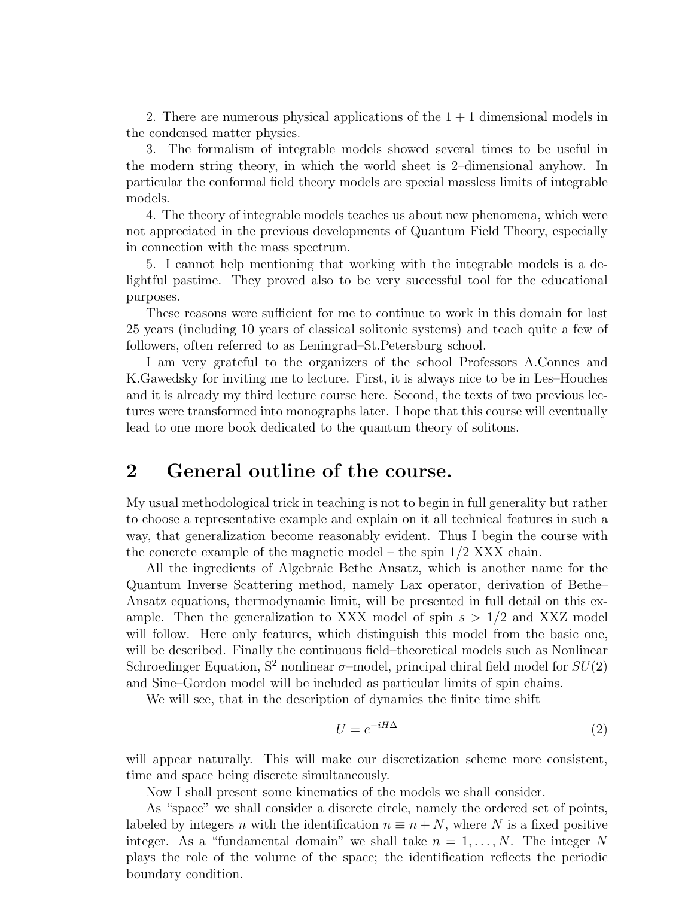2. There are numerous physical applications of the $1+1$ dimensional models in the condensed matter physics.

3. The formalism of integrable models showed several times to be useful in the modern string theory, in which the world sheet is 2–dimensional anyhow. In particular the conformal field theory models are special massless limits of integrable models.

4. The theory of integrable models teaches us about new phenomena, which were not appreciated in the previous developments of Quantum Field Theory, especially in connection with the mass spectrum.

5. I cannot help mentioning that working with the integrable models is a delightful pastime. They proved also to be very successful tool for the educational purposes.

These reasons were sufficient for me to continue to work in this domain for last 25 years (including 10 years of classical solitonic systems) and teach quite a few of followers, often referred to as Leningrad–St.Petersburg school.

I am very grateful to the organizers of the school Professors A.Connes and K.Gawedsky for inviting me to lecture. First, it is always nice to be in Les–Houches and it is already my third lecture course here. Second, the texts of two previous lectures were transformed into monographs later. I hope that this course will eventually lead to one more book dedicated to the quantum theory of solitons.

# 2 General outline of the course.

My usual methodological trick in teaching is not to begin in full generality but rather to choose a representative example and explain on it all technical features in such a way, that generalization become reasonably evident. Thus I begin the course with the concrete example of the magnetic model – the spin 1/2 XXX chain.

All the ingredients of Algebraic Bethe Ansatz, which is another name for the Quantum Inverse Scattering method, namely Lax operator, derivation of Bethe–Ansatz equations, thermodynamic limit, will be presented in full detail on this example. Then the generalization to XXX model of spin $s > 1/2$ and XXZ model will follow. Here only features, which distinguish this model from the basic one, will be described. Finally the continuous field–theoretical models such as Nonlinear Schroedinger Equation, $S^2$ nonlinear $\sigma$–model, principal chiral field model for $SU(2)$ and Sine–Gordon model will be included as particular limits of spin chains.

We will see, that in the description of dynamics the finite time shift

$$U = e^{-iH\Delta} \tag{2}$$

will appear naturally. This will make our discretization scheme more consistent, time and space being discrete simultaneously.

Now I shall present some kinematics of the models we shall consider.

As "space" we shall consider a discrete circle, namely the ordered set of points, labeled by integers $n$ with the identification $n \equiv n + N$, where $N$ is a fixed positive integer. As a "fundamental domain" we shall take $n = 1, \ldots, N$. The integer $N$ plays the role of the volume of the space; the identification reflects the periodic boundary condition.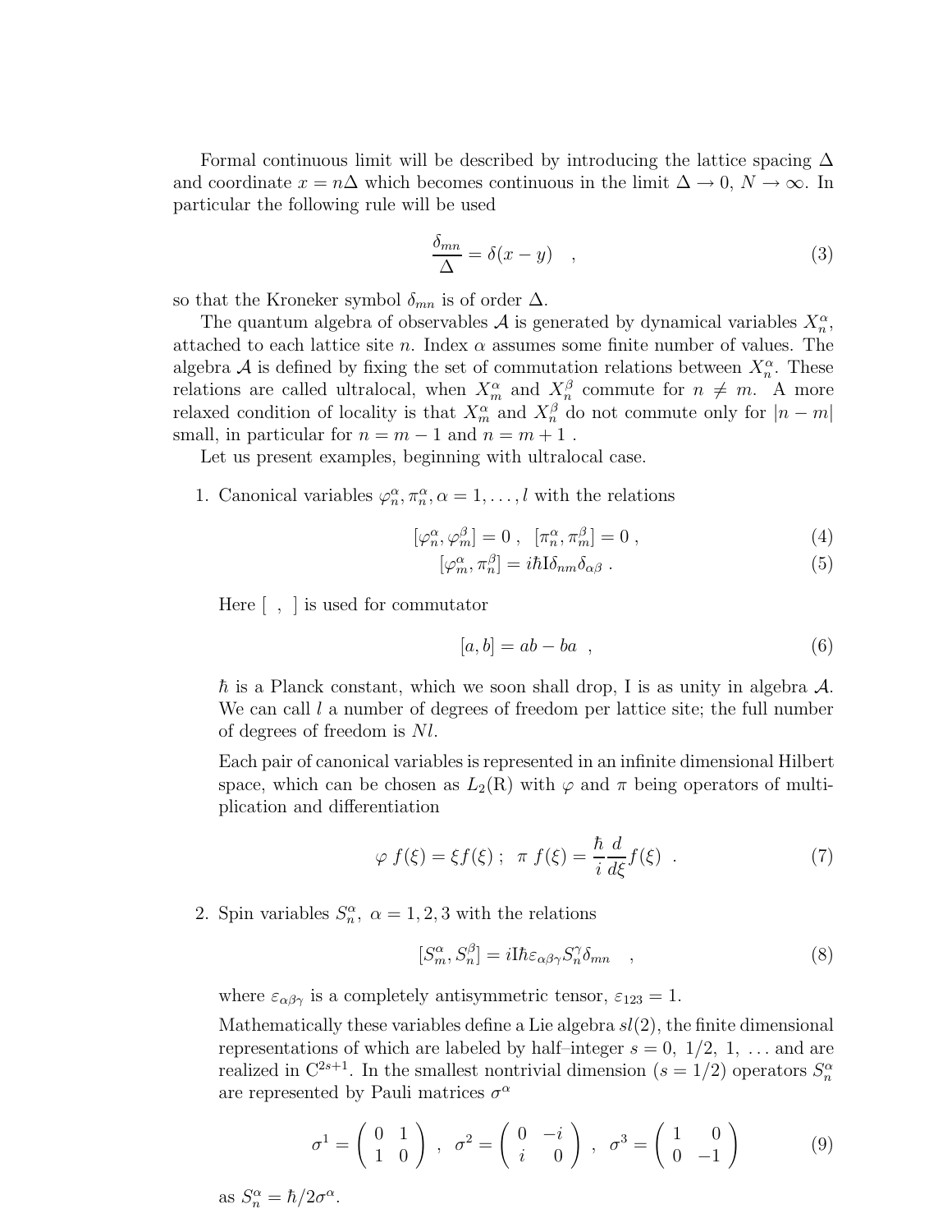Formal continuous limit will be described by introducing the lattice spacing $\Delta$ and coordinate $x = n\Delta$ which becomes continuous in the limit $\Delta \to 0$, $N \to \infty$. In particular the following rule will be used

$$\frac{\delta_{mn}}{\Delta} = \delta(x-y) \quad , \tag{3}$$

so that the Kroneker symbol $\delta_{mn}$ is of order $\Delta$.

The quantum algebra of observables $\mathcal{A}$ is generated by dynamical variables $X_n^\alpha$, attached to each lattice site $n$. Index $\alpha$ assumes some finite number of values. The algebra $\mathcal{A}$ is defined by fixing the set of commutation relations between $X_n^\alpha$. These relations are called ultralocal, when $X_m^\alpha$ and $X_n^\beta$ commute for $n \neq m$. A more relaxed condition of locality is that $X_m^\alpha$ and $X_n^\beta$ do not commute only for $|n-m|$ small, in particular for $n = m-1$ and $n = m+1$ .

Let us present examples, beginning with ultralocal case.

1. Canonical variables $\varphi_n^\alpha, \pi_n^\alpha, \alpha = 1, \ldots, l$ with the relations

$$[\varphi_n^\alpha, \varphi_m^\beta] = 0 \ , \ \ [\pi_n^\alpha, \pi_m^\beta] = 0 \ , \tag{4}$$

$$[\varphi_m^\alpha, \pi_n^\beta] = i\hbar \mathrm{I} \delta_{nm} \delta_{\alpha\beta} \ . \tag{5}$$

   Here [ , ] is used for commutator

$$[a, b] = ab - ba \ \ , \tag{6}$$

   $\hbar$ is a Planck constant, which we soon shall drop, I is as unity in algebra $\mathcal{A}$. We can call $l$ a number of degrees of freedom per lattice site; the full number of degrees of freedom is $Nl$.

   Each pair of canonical variables is represented in an infinite dimensional Hilbert space, which can be chosen as $L_2(\mathrm{R})$ with $\varphi$ and $\pi$ being operators of multiplication and differentiation

$$\varphi \ f(\xi) = \xi f(\xi) \ ; \ \ \pi \ f(\xi) = \frac{\hbar}{i} \frac{d}{d\xi} f(\xi) \ \ . \tag{7}$$

2. Spin variables $S_n^\alpha, \ \alpha = 1, 2, 3$ with the relations

$$[S_m^\alpha, S_n^\beta] = i\mathrm{I}\hbar \varepsilon_{\alpha\beta\gamma} S_n^\gamma \delta_{mn} \quad , \tag{8}$$

   where $\varepsilon_{\alpha\beta\gamma}$ is a completely antisymmetric tensor, $\varepsilon_{123} = 1$.

   Mathematically these variables define a Lie algebra $sl(2)$, the finite dimensional representations of which are labeled by half–integer $s = 0, \ 1/2, \ 1, \ \ldots$ and are realized in $\mathrm{C}^{2s+1}$. In the smallest nontrivial dimension ($s = 1/2$) operators $S_n^\alpha$ are represented by Pauli matrices $\sigma^\alpha$

$$\sigma^1 = \begin{pmatrix} 0 & 1 \\ 1 & 0 \end{pmatrix} \ , \ \ \sigma^2 = \begin{pmatrix} 0 & -i \\ i & 0 \end{pmatrix} \ , \ \ \sigma^3 = \begin{pmatrix} 1 & 0 \\ 0 & -1 \end{pmatrix} \tag{9}$$

   as $S_n^\alpha = \hbar/2\sigma^\alpha$.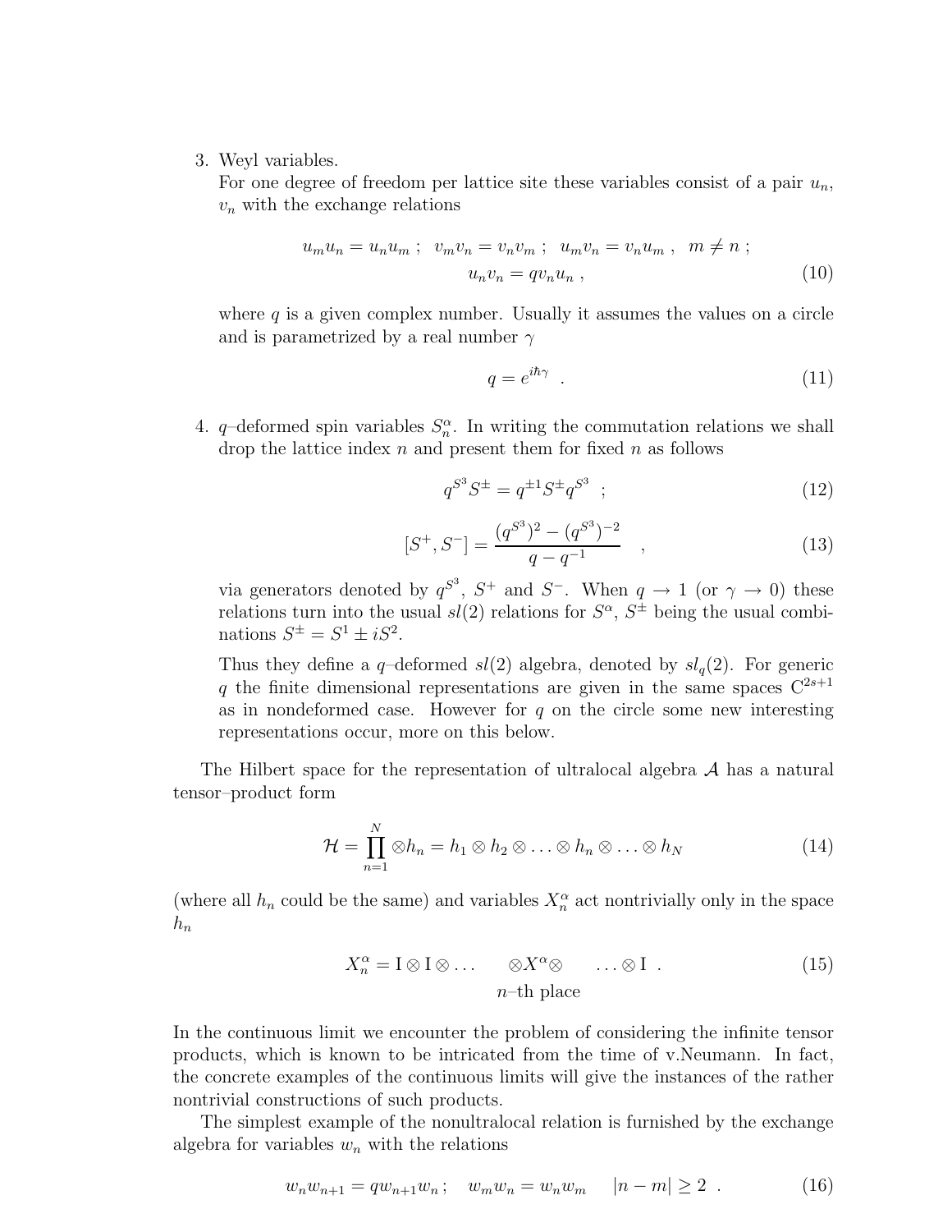3. Weyl variables.
   For one degree of freedom per lattice site these variables consist of a pair $u_n$, $v_n$ with the exchange relations

$$
\begin{aligned}
u_m u_n = u_n u_m \; ; \;\; v_m v_n = v_n v_m \; ; \;\; u_m v_n = v_n u_m \; , \;\; m \neq n \; ; \\
u_n v_n = q v_n u_n \; ,
\end{aligned}
\tag{10}
$$

   where $q$ is a given complex number. Usually it assumes the values on a circle and is parametrized by a real number $\gamma$

$$
q = e^{i\hbar\gamma} \quad . \tag{11}
$$

4. $q$–deformed spin variables $S_n^\alpha$. In writing the commutation relations we shall drop the lattice index $n$ and present them for fixed $n$ as follows

$$
q^{S^3} S^{\pm} = q^{\pm 1} S^{\pm} q^{S^3} \quad ; \tag{12}
$$

$$
[S^+, S^-] = \frac{(q^{S^3})^2 - (q^{S^3})^{-2}}{q - q^{-1}} \quad , \tag{13}
$$

   via generators denoted by $q^{S^3}$, $S^+$ and $S^-$. When $q \to 1$ (or $\gamma \to 0$) these relations turn into the usual $sl(2)$ relations for $S^\alpha$, $S^\pm$ being the usual combinations $S^\pm = S^1 \pm i S^2$.

   Thus they define a $q$–deformed $sl(2)$ algebra, denoted by $sl_q(2)$. For generic $q$ the finite dimensional representations are given in the same spaces $\mathrm{C}^{2s+1}$ as in nondeformed case. However for $q$ on the circle some new interesting representations occur, more on this below.

The Hilbert space for the representation of ultralocal algebra $\mathcal{A}$ has a natural tensor–product form

$$
\mathcal{H} = \prod_{n=1}^{N} \otimes h_n = h_1 \otimes h_2 \otimes \ldots \otimes h_n \otimes \ldots \otimes h_N \tag{14}
$$

(where all $h_n$ could be the same) and variables $X_n^\alpha$ act nontrivially only in the space $h_n$

$$
X_n^\alpha = \mathrm{I} \otimes \mathrm{I} \otimes \ldots \underset{n\text{–th place}}{\otimes X^\alpha \otimes} \ldots \otimes \mathrm{I} \quad . \tag{15}
$$

In the continuous limit we encounter the problem of considering the infinite tensor products, which is known to be intricated from the time of v.Neumann. In fact, the concrete examples of the continuous limits will give the instances of the rather nontrivial constructions of such products.

The simplest example of the nonultralocal relation is furnished by the exchange algebra for variables $w_n$ with the relations

$$
w_n w_{n+1} = q w_{n+1} w_n \, ; \quad w_m w_n = w_n w_m \quad |n - m| \geq 2 \quad . \tag{16}
$$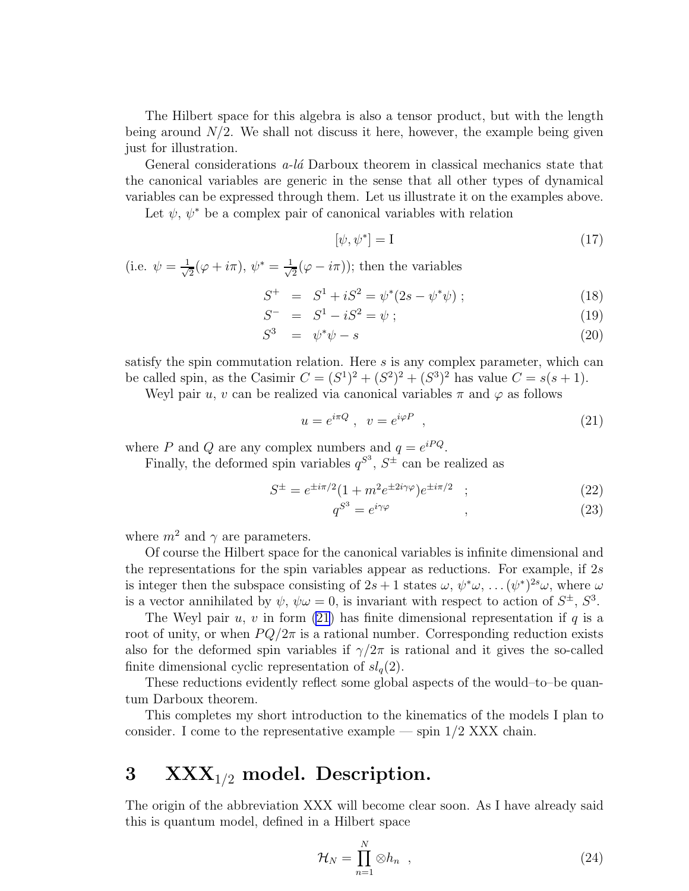The Hilbert space for this algebra is also a tensor product, but with the length being around $N/2$. We shall not discuss it here, however, the example being given just for illustration.

General considerations *a-lá* Darboux theorem in classical mechanics state that the canonical variables are generic in the sense that all other types of dynamical variables can be expressed through them. Let us illustrate it on the examples above.

Let $\psi$, $\psi^*$ be a complex pair of canonical variables with relation

$$[\psi, \psi^*] = \mathrm{I} \tag{17}$$

(i.e. $\psi = \frac{1}{\sqrt{2}}(\varphi + i\pi)$, $\psi^* = \frac{1}{\sqrt{2}}(\varphi - i\pi)$); then the variables

$$\begin{aligned} S^+ &= S^1 + iS^2 = \psi^*(2s - \psi^*\psi) \; ; & (18)\\ S^- &= S^1 - iS^2 = \psi \; ; & (19)\\ S^3 &= \psi^*\psi - s & (20) \end{aligned}$$

satisfy the spin commutation relation. Here $s$ is any complex parameter, which can be called spin, as the Casimir $C = (S^1)^2 + (S^2)^2 + (S^3)^2$ has value $C = s(s+1)$.

Weyl pair $u$, $v$ can be realized via canonical variables $\pi$ and $\varphi$ as follows

$$u = e^{i\pi Q} \; , \;\; v = e^{i\varphi P} \;\; , \tag{21}$$

where $P$ and $Q$ are any complex numbers and $q = e^{iPQ}$.

Finally, the deformed spin variables $q^{S^3}$, $S^\pm$ can be realized as

$$S^\pm = e^{\pm i\pi/2}(1 + m^2 e^{\pm 2i\gamma\varphi})e^{\pm i\pi/2} \;\; ; \tag{22}$$

$$q^{S^3} = e^{i\gamma\varphi} \;\;\;\;\;\;\;\;\;\; , \tag{23}$$

where $m^2$ and $\gamma$ are parameters.

Of course the Hilbert space for the canonical variables is infinite dimensional and the representations for the spin variables appear as reductions. For example, if $2s$ is integer then the subspace consisting of $2s+1$ states $\omega$, $\psi^*\omega$, $\ldots (\psi^*)^{2s}\omega$, where $\omega$ is a vector annihilated by $\psi$, $\psi\omega = 0$, is invariant with respect to action of $S^\pm$, $S^3$.

The Weyl pair $u$, $v$ in form (21) has finite dimensional representation if $q$ is a root of unity, or when $PQ/2\pi$ is a rational number. Corresponding reduction exists also for the deformed spin variables if $\gamma/2\pi$ is rational and it gives the so-called finite dimensional cyclic representation of $sl_q(2)$.

These reductions evidently reflect some global aspects of the would–to–be quantum Darboux theorem.

This completes my short introduction to the kinematics of the models I plan to consider. I come to the representative example — spin 1/2 XXX chain.

# 3 $\mathrm{XXX}_{1/2}$ model. Description.

The origin of the abbreviation XXX will become clear soon. As I have already said this is quantum model, defined in a Hilbert space

$$\mathcal{H}_N = \prod_{n=1}^{N} \otimes h_n \;\; , \tag{24}$$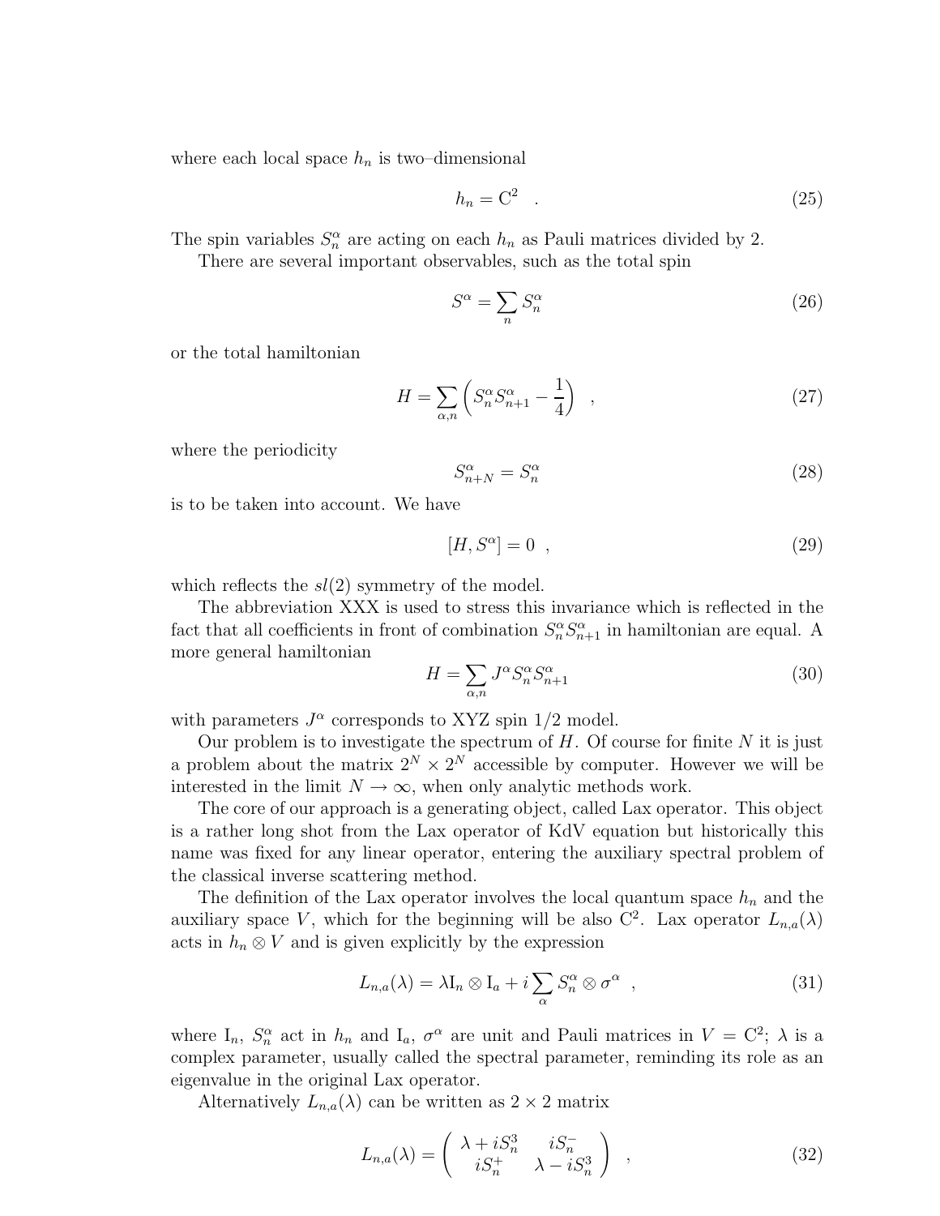where each local space $h_n$ is two–dimensional

$$h_n = \mathrm{C}^2 \quad . \tag{25}$$

The spin variables $S_n^\alpha$ are acting on each $h_n$ as Pauli matrices divided by 2.

There are several important observables, such as the total spin

$$S^\alpha = \sum_n S_n^\alpha \tag{26}$$

or the total hamiltonian

$$H = \sum_{\alpha,n} \left( S_n^\alpha S_{n+1}^\alpha - \frac{1}{4} \right) \quad , \tag{27}$$

where the periodicity

$$S_{n+N}^\alpha = S_n^\alpha \tag{28}$$

is to be taken into account. We have

$$[H, S^\alpha] = 0 \quad , \tag{29}$$

which reflects the $sl(2)$ symmetry of the model.

The abbreviation XXX is used to stress this invariance which is reflected in the fact that all coefficients in front of combination $S_n^\alpha S_{n+1}^\alpha$ in hamiltonian are equal. A more general hamiltonian

$$H = \sum_{\alpha,n} J^\alpha S_n^\alpha S_{n+1}^\alpha \tag{30}$$

with parameters $J^\alpha$ corresponds to XYZ spin 1/2 model.

Our problem is to investigate the spectrum of $H$. Of course for finite $N$ it is just a problem about the matrix $2^N \times 2^N$ accessible by computer. However we will be interested in the limit $N \to \infty$, when only analytic methods work.

The core of our approach is a generating object, called Lax operator. This object is a rather long shot from the Lax operator of KdV equation but historically this name was fixed for any linear operator, entering the auxiliary spectral problem of the classical inverse scattering method.

The definition of the Lax operator involves the local quantum space $h_n$ and the auxiliary space $V$, which for the beginning will be also $\mathrm{C}^2$. Lax operator $L_{n,a}(\lambda)$ acts in $h_n \otimes V$ and is given explicitly by the expression

$$L_{n,a}(\lambda) = \lambda \mathrm{I}_n \otimes \mathrm{I}_a + i \sum_\alpha S_n^\alpha \otimes \sigma^\alpha \quad , \tag{31}$$

where $\mathrm{I}_n$, $S_n^\alpha$ act in $h_n$ and $\mathrm{I}_a$, $\sigma^\alpha$ are unit and Pauli matrices in $V = \mathrm{C}^2$; $\lambda$ is a complex parameter, usually called the spectral parameter, reminding its role as an eigenvalue in the original Lax operator.

Alternatively $L_{n,a}(\lambda)$ can be written as $2 \times 2$ matrix

$$L_{n,a}(\lambda) = \begin{pmatrix} \lambda + iS_n^3 & iS_n^- \\ iS_n^+ & \lambda - iS_n^3 \end{pmatrix} \quad , \tag{32}$$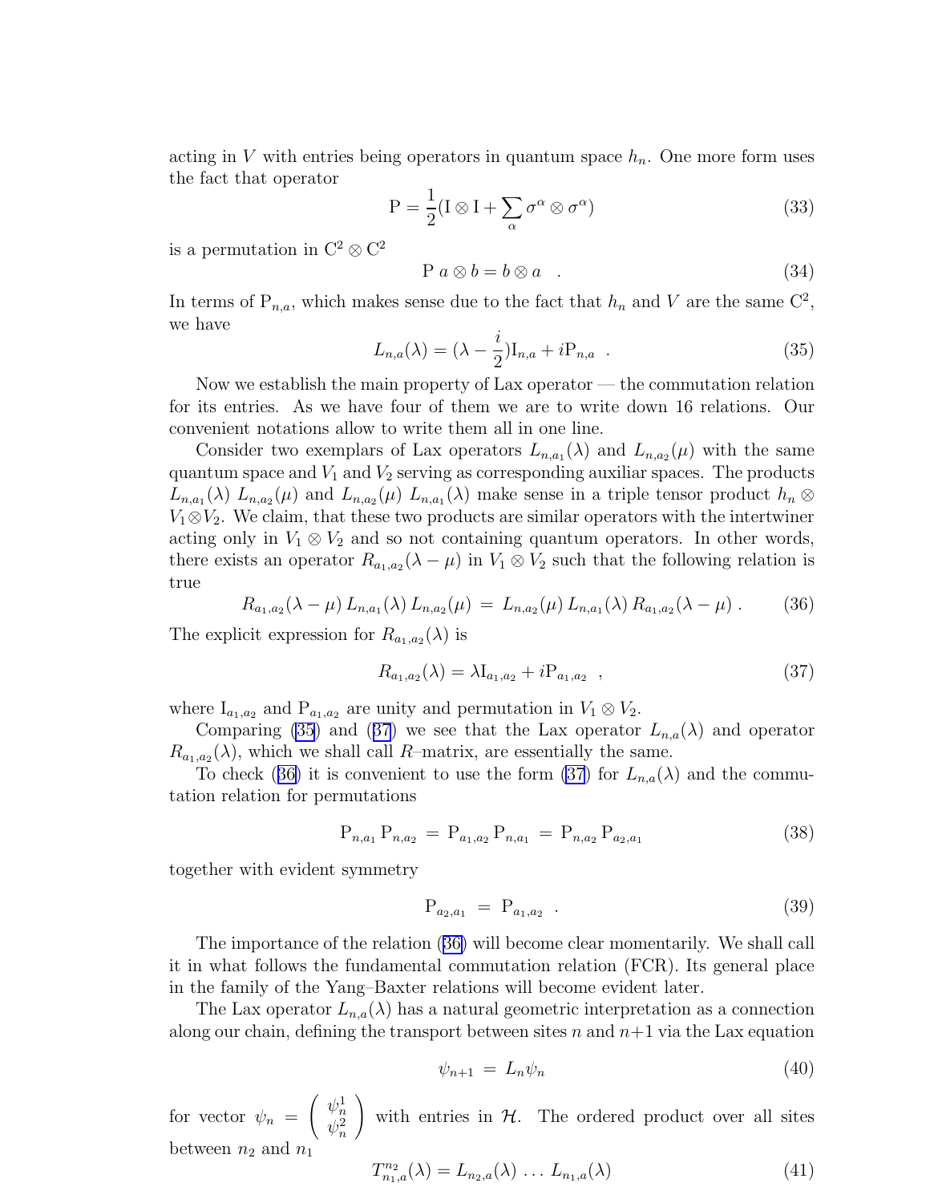acting in $V$ with entries being operators in quantum space $h_n$. One more form uses the fact that operator

$$\mathrm{P} = \frac{1}{2}(\mathrm{I}\otimes\mathrm{I} + \sum_{\alpha} \sigma^{\alpha}\otimes\sigma^{\alpha}) \tag{33}$$

is a permutation in $\mathrm{C}^2\otimes\mathrm{C}^2$

$$\mathrm{P}\ a\otimes b = b\otimes a \quad . \tag{34}$$

In terms of $\mathrm{P}_{n,a}$, which makes sense due to the fact that $h_n$ and $V$ are the same $\mathrm{C}^2$, we have

$$L_{n,a}(\lambda) = (\lambda - \frac{i}{2})\mathrm{I}_{n,a} + i\mathrm{P}_{n,a} \quad . \tag{35}$$

Now we establish the main property of Lax operator — the commutation relation for its entries. As we have four of them we are to write down 16 relations. Our convenient notations allow to write them all in one line.

Consider two exemplars of Lax operators $L_{n,a_1}(\lambda)$ and $L_{n,a_2}(\mu)$ with the same quantum space and $V_1$ and $V_2$ serving as corresponding auxiliar spaces. The products $L_{n,a_1}(\lambda)\ L_{n,a_2}(\mu)$ and $L_{n,a_2}(\mu)\ L_{n,a_1}(\lambda)$ make sense in a triple tensor product $h_n\otimes V_1\otimes V_2$. We claim, that these two products are similar operators with the intertwiner acting only in $V_1\otimes V_2$ and so not containing quantum operators. In other words, there exists an operator $R_{a_1,a_2}(\lambda-\mu)$ in $V_1\otimes V_2$ such that the following relation is true

$$R_{a_1,a_2}(\lambda-\mu)\, L_{n,a_1}(\lambda)\, L_{n,a_2}(\mu) \,=\, L_{n,a_2}(\mu)\, L_{n,a_1}(\lambda)\, R_{a_1,a_2}(\lambda-\mu)\,. \tag{36}$$

The explicit expression for $R_{a_1,a_2}(\lambda)$ is

$$R_{a_1,a_2}(\lambda) = \lambda\mathrm{I}_{a_1,a_2} + i\mathrm{P}_{a_1,a_2} \quad , \tag{37}$$

where $\mathrm{I}_{a_1,a_2}$ and $\mathrm{P}_{a_1,a_2}$ are unity and permutation in $V_1\otimes V_2$.

Comparing (35) and (37) we see that the Lax operator $L_{n,a}(\lambda)$ and operator $R_{a_1,a_2}(\lambda)$, which we shall call $R$–matrix, are essentially the same.

To check (36) it is convenient to use the form (37) for $L_{n,a}(\lambda)$ and the commutation relation for permutations

$$\mathrm{P}_{n,a_1}\,\mathrm{P}_{n,a_2} \,=\, \mathrm{P}_{a_1,a_2}\,\mathrm{P}_{n,a_1} \,=\, \mathrm{P}_{n,a_2}\,\mathrm{P}_{a_2,a_1} \tag{38}$$

together with evident symmetry

$$\mathrm{P}_{a_2,a_1} \,=\, \mathrm{P}_{a_1,a_2} \quad . \tag{39}$$

The importance of the relation (36) will become clear momentarily. We shall call it in what follows the fundamental commutation relation (FCR). Its general place in the family of the Yang–Baxter relations will become evident later.

The Lax operator $L_{n,a}(\lambda)$ has a natural geometric interpretation as a connection along our chain, defining the transport between sites $n$ and $n+1$ via the Lax equation

$$\psi_{n+1} \,=\, L_n\psi_n \tag{40}$$

for vector $\psi_n = \begin{pmatrix} \psi_n^1 \\ \psi_n^2 \end{pmatrix}$ with entries in $\mathcal{H}$. The ordered product over all sites between $n_2$ and $n_1$

$$T_{n_1,a}^{n_2}(\lambda) = L_{n_2,a}(\lambda)\ \ldots\ L_{n_1,a}(\lambda) \tag{41}$$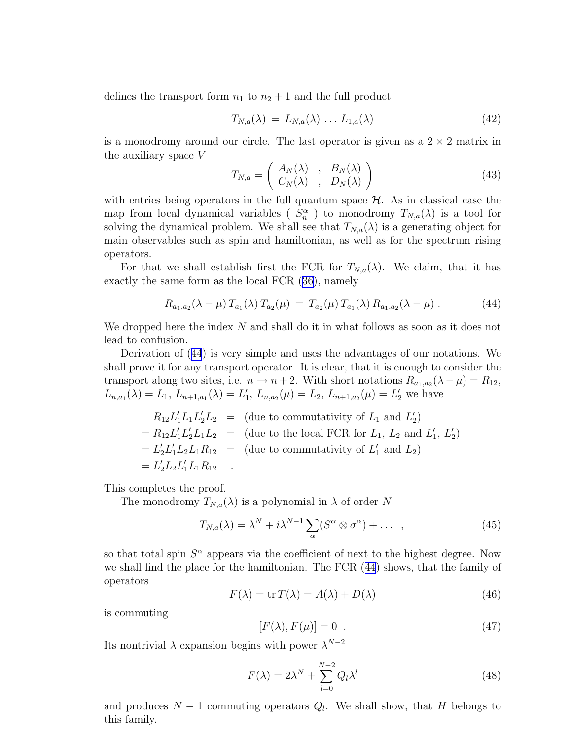defines the transport form $n_1$ to $n_2 + 1$ and the full product

$$T_{N,a}(\lambda) \,=\, L_{N,a}(\lambda)\,\ldots\,L_{1,a}(\lambda) \tag{42}$$

is a monodromy around our circle. The last operator is given as a $2 \times 2$ matrix in the auxiliary space $V$

$$T_{N,a} = \left( \begin{array}{ccc} A_N(\lambda) & , & B_N(\lambda) \\ C_N(\lambda) & , & D_N(\lambda) \end{array} \right) \tag{43}$$

with entries being operators in the full quantum space $\mathcal{H}$. As in classical case the map from local dynamical variables ( $S_n^\alpha$ ) to monodromy $T_{N,a}(\lambda)$ is a tool for solving the dynamical problem. We shall see that $T_{N,a}(\lambda)$ is a generating object for main observables such as spin and hamiltonian, as well as for the spectrum rising operators.

For that we shall establish first the FCR for $T_{N,a}(\lambda)$. We claim, that it has exactly the same form as the local FCR (36), namely

$$R_{a_1,a_2}(\lambda-\mu)\,T_{a_1}(\lambda)\,T_{a_2}(\mu) \,=\, T_{a_2}(\mu)\,T_{a_1}(\lambda)\,R_{a_1,a_2}(\lambda-\mu)\,. \tag{44}$$

We dropped here the index $N$ and shall do it in what follows as soon as it does not lead to confusion.

Derivation of (44) is very simple and uses the advantages of our notations. We shall prove it for any transport operator. It is clear, that it is enough to consider the transport along two sites, i.e. $n \to n+2$. With short notations $R_{a_1,a_2}(\lambda-\mu) = R_{12}$, $L_{n,a_1}(\lambda) = L_1$, $L_{n+1,a_1}(\lambda) = L_1'$, $L_{n,a_2}(\mu) = L_2$, $L_{n+1,a_2}(\mu) = L_2'$ we have

$$\begin{aligned}
R_{12}L_1'L_1L_2'L_2 \;&=\; \text{(due to commutativity of } L_1 \text{ and } L_2')\\
= R_{12}L_1'L_2'L_1L_2 \;&=\; \text{(due to the local FCR for } L_1,\, L_2 \text{ and } L_1',\, L_2')\\
= L_2'L_1'L_2L_1R_{12} \;&=\; \text{(due to commutativity of } L_1' \text{ and } L_2)\\
= L_2'L_2L_1'L_1R_{12} \quad &.
\end{aligned}$$

This completes the proof.

The monodromy $T_{N,a}(\lambda)$ is a polynomial in $\lambda$ of order $N$

$$T_{N,a}(\lambda) = \lambda^N + i\lambda^{N-1}\sum_\alpha (S^\alpha \otimes \sigma^\alpha) + \ldots \quad , \tag{45}$$

so that total spin $S^\alpha$ appears via the coefficient of next to the highest degree. Now we shall find the place for the hamiltonian. The FCR (44) shows, that the family of operators

$$F(\lambda) = \operatorname{tr} T(\lambda) = A(\lambda) + D(\lambda) \tag{46}$$

is commuting

$$[F(\lambda), F(\mu)] = 0 \;\; . \tag{47}$$

Its nontrivial $\lambda$ expansion begins with power $\lambda^{N-2}$

$$F(\lambda) = 2\lambda^N + \sum_{l=0}^{N-2} Q_l \lambda^l \tag{48}$$

and produces $N-1$ commuting operators $Q_l$. We shall show, that $H$ belongs to this family.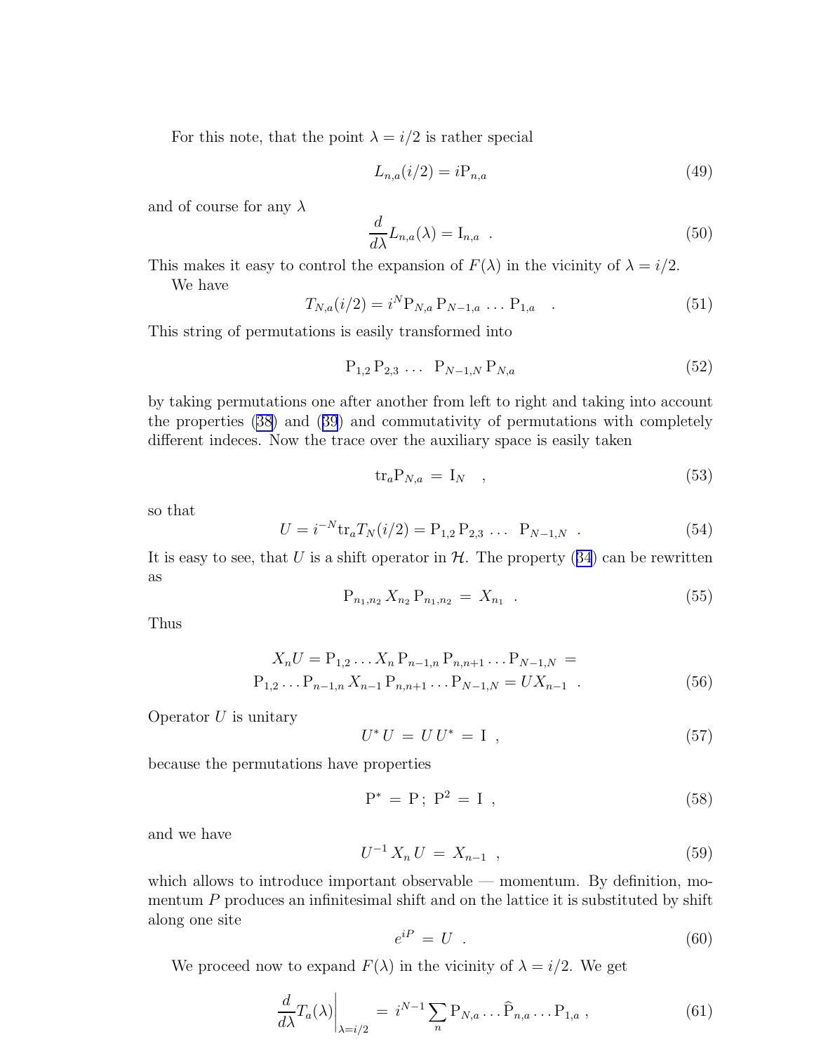For this note, that the point $\lambda = i/2$ is rather special

$$L_{n,a}(i/2) = i\mathrm{P}_{n,a} \tag{49}$$

and of course for any $\lambda$

$$\frac{d}{d\lambda} L_{n,a}(\lambda) = \mathrm{I}_{n,a} \ . \tag{50}$$

This makes it easy to control the expansion of $F(\lambda)$ in the vicinity of $\lambda = i/2$.

We have

$$T_{N,a}(i/2) = i^N \mathrm{P}_{N,a}\, \mathrm{P}_{N-1,a} \, \dots \, \mathrm{P}_{1,a} \ . \tag{51}$$

This string of permutations is easily transformed into

$$\mathrm{P}_{1,2}\, \mathrm{P}_{2,3} \, \dots \, \mathrm{P}_{N-1,N}\, \mathrm{P}_{N,a} \tag{52}$$

by taking permutations one after another from left to right and taking into account the properties (38) and (39) and commutativity of permutations with completely different indeces. Now the trace over the auxiliary space is easily taken

$$\mathrm{tr}_a \mathrm{P}_{N,a} \, = \, \mathrm{I}_N \ , \tag{53}$$

so that

$$U = i^{-N} \mathrm{tr}_a T_N(i/2) = \mathrm{P}_{1,2}\, \mathrm{P}_{2,3} \, \dots \, \mathrm{P}_{N-1,N} \ . \tag{54}$$

It is easy to see, that $U$ is a shift operator in $\mathcal{H}$. The property (34) can be rewritten as

$$\mathrm{P}_{n_1,n_2}\, X_{n_2}\, \mathrm{P}_{n_1,n_2} \, = \, X_{n_1} \ . \tag{55}$$

Thus

$$\begin{aligned} X_n U = \mathrm{P}_{1,2} \dots X_n\, \mathrm{P}_{n-1,n}\, \mathrm{P}_{n,n+1} \dots \mathrm{P}_{N-1,N} \, = \\ \mathrm{P}_{1,2} \dots \mathrm{P}_{n-1,n}\, X_{n-1}\, \mathrm{P}_{n,n+1} \dots \mathrm{P}_{N-1,N} = U X_{n-1} \ . \end{aligned} \tag{56}$$

Operator $U$ is unitary

$$U^* \, U \, = \, U \, U^* \, = \, \mathrm{I} \ , \tag{57}$$

because the permutations have properties

$$\mathrm{P}^* \, = \, \mathrm{P} \, ; \ \mathrm{P}^2 \, = \, \mathrm{I} \ , \tag{58}$$

and we have

$$U^{-1}\, X_n \, U \, = \, X_{n-1} \ , \tag{59}$$

which allows to introduce important observable — momentum. By definition, momentum $P$ produces an infinitesimal shift and on the lattice it is substituted by shift along one site

$$e^{iP} \, = \, U \ . \tag{60}$$

We proceed now to expand $F(\lambda)$ in the vicinity of $\lambda = i/2$. We get

$$\left.\frac{d}{d\lambda} T_a(\lambda)\right|_{\lambda = i/2} \, = \, i^{N-1} \sum_n \mathrm{P}_{N,a} \dots \widehat{\mathrm{P}}_{n,a} \dots \mathrm{P}_{1,a} \ , \tag{61}$$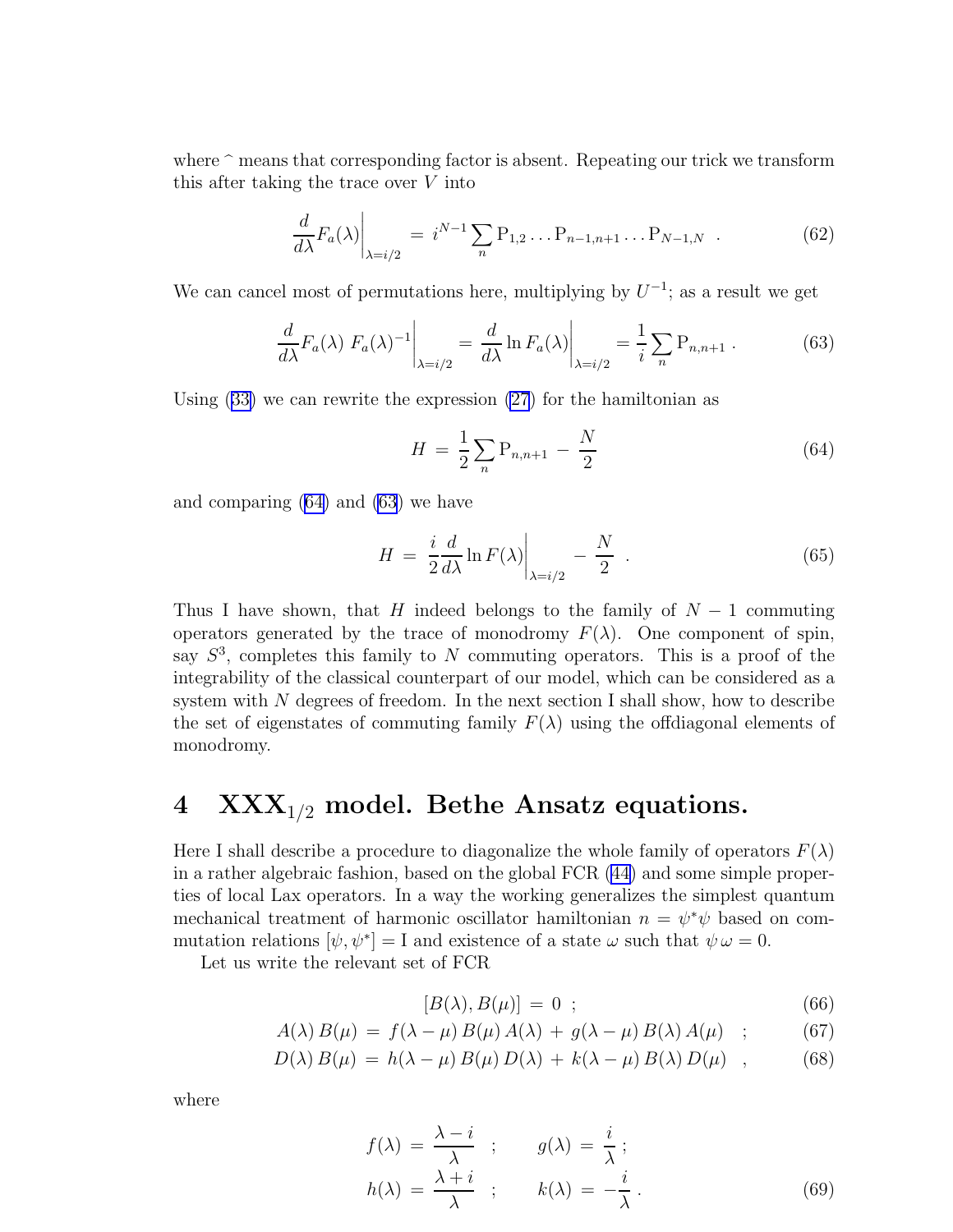where $\hat{}$ means that corresponding factor is absent. Repeating our trick we transform this after taking the trace over $V$ into

$$\left.\frac{d}{d\lambda} F_a(\lambda)\right|_{\lambda=i/2} = i^{N-1} \sum_n \mathrm{P}_{1,2} \ldots \mathrm{P}_{n-1,n+1} \ldots \mathrm{P}_{N-1,N} \quad . \tag{62}$$

We can cancel most of permutations here, multiplying by $U^{-1}$; as a result we get

$$\left.\frac{d}{d\lambda} F_a(\lambda)\, F_a(\lambda)^{-1}\right|_{\lambda=i/2} = \left.\frac{d}{d\lambda} \ln F_a(\lambda)\right|_{\lambda=i/2} = \frac{1}{i} \sum_n \mathrm{P}_{n,n+1} \,. \tag{63}$$

Using (33) we can rewrite the expression (27) for the hamiltonian as

$$H \,=\, \frac{1}{2} \sum_n \mathrm{P}_{n,n+1} \,-\, \frac{N}{2} \tag{64}$$

and comparing (64) and (63) we have

$$H \,=\, \left.\frac{i}{2} \frac{d}{d\lambda} \ln F(\lambda)\right|_{\lambda=i/2} \,-\, \frac{N}{2} \quad . \tag{65}$$

Thus I have shown, that $H$ indeed belongs to the family of $N-1$ commuting operators generated by the trace of monodromy $F(\lambda)$. One component of spin, say $S^3$, completes this family to $N$ commuting operators. This is a proof of the integrability of the classical counterpart of our model, which can be considered as a system with $N$ degrees of freedom. In the next section I shall show, how to describe the set of eigenstates of commuting family $F(\lambda)$ using the offdiagonal elements of monodromy.

## 4 XXX$_{1/2}$ model. Bethe Ansatz equations.

Here I shall describe a procedure to diagonalize the whole family of operators $F(\lambda)$ in a rather algebraic fashion, based on the global FCR (44) and some simple properties of local Lax operators. In a way the working generalizes the simplest quantum mechanical treatment of harmonic oscillator hamiltonian $n = \psi^* \psi$ based on commutation relations $[\psi, \psi^*] = \mathrm{I}$ and existence of a state $\omega$ such that $\psi\, \omega = 0$.

Let us write the relevant set of FCR

$$[B(\lambda), B(\mu)] \,=\, 0 \;; \tag{66}$$

$$A(\lambda)\, B(\mu) \,=\, f(\lambda-\mu)\, B(\mu)\, A(\lambda) \,+\, g(\lambda-\mu)\, B(\lambda)\, A(\mu) \quad ; \tag{67}$$

$$D(\lambda)\, B(\mu) \,=\, h(\lambda-\mu)\, B(\mu)\, D(\lambda) \,+\, k(\lambda-\mu)\, B(\lambda)\, D(\mu) \quad , \tag{68}$$

where

$$f(\lambda) \,=\, \frac{\lambda - i}{\lambda} \quad ; \qquad g(\lambda) \,=\, \frac{i}{\lambda} \,;$$
$$h(\lambda) \,=\, \frac{\lambda + i}{\lambda} \quad ; \qquad k(\lambda) \,=\, -\frac{i}{\lambda} \,. \tag{69}$$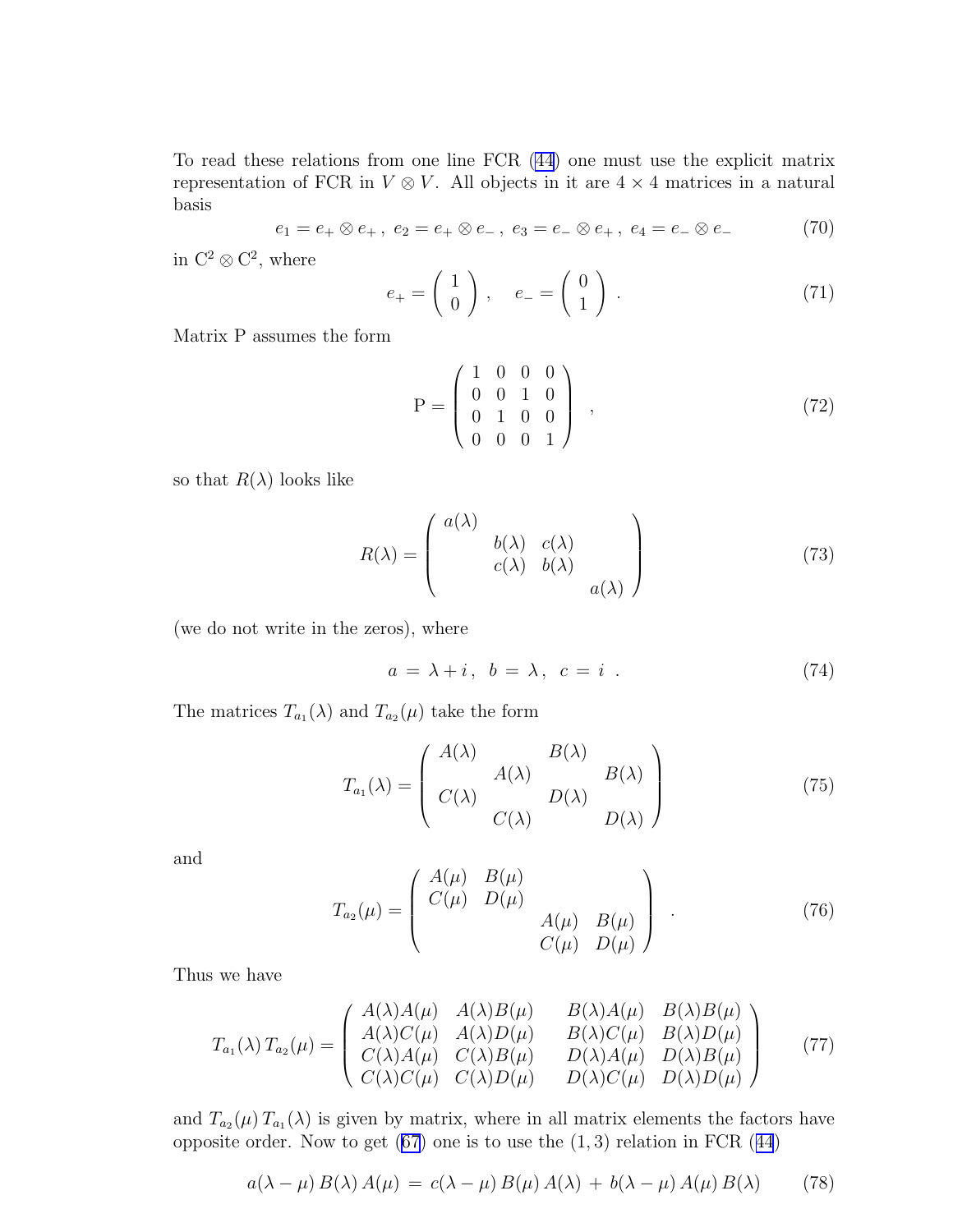To read these relations from one line FCR (44) one must use the explicit matrix representation of FCR in $V \otimes V$. All objects in it are $4 \times 4$ matrices in a natural basis

$$e_1 = e_+ \otimes e_+ \,,\ e_2 = e_+ \otimes e_- \,,\ e_3 = e_- \otimes e_+ \,,\ e_4 = e_- \otimes e_- \tag{70}$$

in $\mathrm{C}^2 \otimes \mathrm{C}^2$, where

$$e_+ = \begin{pmatrix} 1 \\ 0 \end{pmatrix}, \quad e_- = \begin{pmatrix} 0 \\ 1 \end{pmatrix}. \tag{71}$$

Matrix P assumes the form

$$\mathrm{P} = \begin{pmatrix} 1 & 0 & 0 & 0 \\ 0 & 0 & 1 & 0 \\ 0 & 1 & 0 & 0 \\ 0 & 0 & 0 & 1 \end{pmatrix}, \tag{72}$$

so that $R(\lambda)$ looks like

$$R(\lambda) = \begin{pmatrix} a(\lambda) & & & \\ & b(\lambda) & c(\lambda) & \\ & c(\lambda) & b(\lambda) & \\ & & & a(\lambda) \end{pmatrix} \tag{73}$$

(we do not write in the zeros), where

$$a = \lambda + i, \ \ b = \lambda, \ \ c = i \ . \tag{74}$$

The matrices $T_{a_1}(\lambda)$ and $T_{a_2}(\mu)$ take the form

$$T_{a_1}(\lambda) = \begin{pmatrix} A(\lambda) & & B(\lambda) & \\ & A(\lambda) & & B(\lambda) \\ C(\lambda) & & D(\lambda) & \\ & C(\lambda) & & D(\lambda) \end{pmatrix} \tag{75}$$

and

$$T_{a_2}(\mu) = \begin{pmatrix} A(\mu) & B(\mu) & & \\ C(\mu) & D(\mu) & & \\ & & A(\mu) & B(\mu) \\ & & C(\mu) & D(\mu) \end{pmatrix}. \tag{76}$$

Thus we have

$$T_{a_1}(\lambda)\, T_{a_2}(\mu) = \begin{pmatrix} A(\lambda)A(\mu) & A(\lambda)B(\mu) & B(\lambda)A(\mu) & B(\lambda)B(\mu) \\ A(\lambda)C(\mu) & A(\lambda)D(\mu) & B(\lambda)C(\mu) & B(\lambda)D(\mu) \\ C(\lambda)A(\mu) & C(\lambda)B(\mu) & D(\lambda)A(\mu) & D(\lambda)B(\mu) \\ C(\lambda)C(\mu) & C(\lambda)D(\mu) & D(\lambda)C(\mu) & D(\lambda)D(\mu) \end{pmatrix} \tag{77}$$

and $T_{a_2}(\mu)\, T_{a_1}(\lambda)$ is given by matrix, where in all matrix elements the factors have opposite order. Now to get (67) one is to use the $(1,3)$ relation in FCR (44)

$$a(\lambda - \mu)\, B(\lambda)\, A(\mu) \,=\, c(\lambda - \mu)\, B(\mu)\, A(\lambda) \,+\, b(\lambda - \mu)\, A(\mu)\, B(\lambda) \tag{78}$$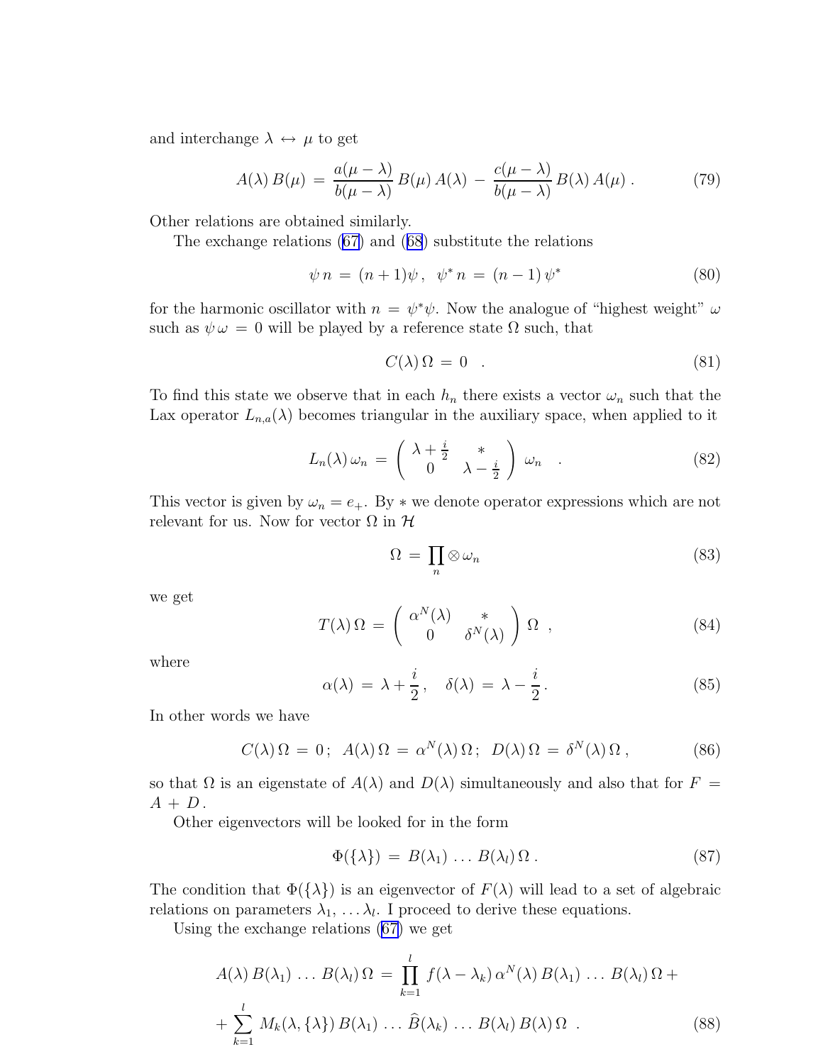and interchange $\lambda \leftrightarrow \mu$ to get

$$A(\lambda)\, B(\mu) \,=\, \frac{a(\mu-\lambda)}{b(\mu-\lambda)}\, B(\mu)\, A(\lambda) \,-\, \frac{c(\mu-\lambda)}{b(\mu-\lambda)}\, B(\lambda)\, A(\mu)\, . \tag{79}$$

Other relations are obtained similarly.

The exchange relations (67) and (68) substitute the relations

$$\psi\, n \,=\, (n+1)\psi\,, \;\; \psi^*\, n \,=\, (n-1)\, \psi^* \tag{80}$$

for the harmonic oscillator with $n = \psi^* \psi$. Now the analogue of "highest weight" $\omega$ such as $\psi\, \omega = 0$ will be played by a reference state $\Omega$ such, that

$$C(\lambda)\, \Omega \,=\, 0 \quad . \tag{81}$$

To find this state we observe that in each $h_n$ there exists a vector $\omega_n$ such that the Lax operator $L_{n,a}(\lambda)$ becomes triangular in the auxiliary space, when applied to it

$$L_n(\lambda)\, \omega_n \,=\, \begin{pmatrix} \lambda + \frac{i}{2} & * \\ 0 & \lambda - \frac{i}{2} \end{pmatrix} \omega_n \quad . \tag{82}$$

This vector is given by $\omega_n = e_+$. By $*$ we denote operator expressions which are not relevant for us. Now for vector $\Omega$ in $\mathcal{H}$

$$\Omega \,=\, \prod_n \otimes\, \omega_n \tag{83}$$

we get

$$T(\lambda)\, \Omega \,=\, \begin{pmatrix} \alpha^N(\lambda) & * \\ 0 & \delta^N(\lambda) \end{pmatrix} \Omega \;\; , \tag{84}$$

where

$$\alpha(\lambda) \,=\, \lambda + \frac{i}{2}\,, \quad \delta(\lambda) \,=\, \lambda - \frac{i}{2}\,. \tag{85}$$

In other words we have

$$C(\lambda)\, \Omega \,=\, 0\,; \;\; A(\lambda)\, \Omega \,=\, \alpha^N(\lambda)\, \Omega\,; \;\; D(\lambda)\, \Omega \,=\, \delta^N(\lambda)\, \Omega\,, \tag{86}$$

so that $\Omega$ is an eigenstate of $A(\lambda)$ and $D(\lambda)$ simultaneously and also that for $F = A + D$.

Other eigenvectors will be looked for in the form

$$\Phi(\{\lambda\}) \,=\, B(\lambda_1)\, \ldots\, B(\lambda_l)\, \Omega\, . \tag{87}$$

The condition that $\Phi(\{\lambda\})$ is an eigenvector of $F(\lambda)$ will lead to a set of algebraic relations on parameters $\lambda_1, \ldots \lambda_l$. I proceed to derive these equations.

Using the exchange relations (67) we get

$$A(\lambda)\, B(\lambda_1)\, \ldots\, B(\lambda_l)\, \Omega \,=\, \prod_{k=1}^{l} f(\lambda - \lambda_k)\, \alpha^N(\lambda)\, B(\lambda_1)\, \ldots\, B(\lambda_l)\, \Omega \,+$$
$$+ \sum_{k=1}^{l} M_k(\lambda, \{\lambda\})\, B(\lambda_1)\, \ldots\, \widehat{B}(\lambda_k)\, \ldots\, B(\lambda_l)\, B(\lambda)\, \Omega \;\; . \tag{88}$$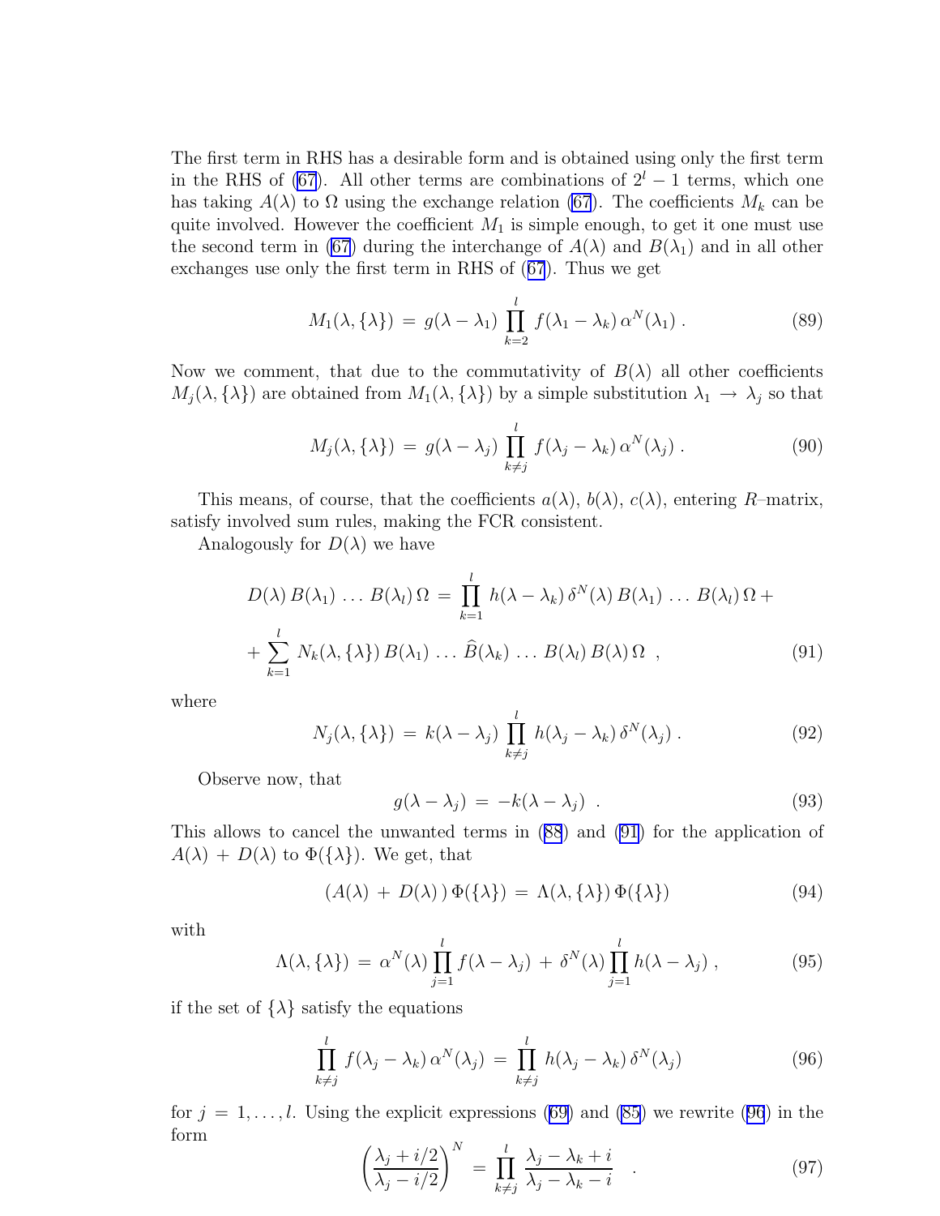The first term in RHS has a desirable form and is obtained using only the first term in the RHS of (67). All other terms are combinations of $2^l - 1$ terms, which one has taking $A(\lambda)$ to $\Omega$ using the exchange relation (67). The coefficients $M_k$ can be quite involved. However the coefficient $M_1$ is simple enough, to get it one must use the second term in (67) during the interchange of $A(\lambda)$ and $B(\lambda_1)$ and in all other exchanges use only the first term in RHS of (67). Thus we get

$$M_1(\lambda, \{\lambda\}) \,=\, g(\lambda - \lambda_1) \prod_{k=2}^{l} f(\lambda_1 - \lambda_k)\, \alpha^N(\lambda_1)\,. \tag{89}$$

Now we comment, that due to the commutativity of $B(\lambda)$ all other coefficients $M_j(\lambda, \{\lambda\})$ are obtained from $M_1(\lambda, \{\lambda\})$ by a simple substitution $\lambda_1 \to \lambda_j$ so that

$$M_j(\lambda, \{\lambda\}) \,=\, g(\lambda - \lambda_j) \prod_{k \neq j}^{l} f(\lambda_j - \lambda_k)\, \alpha^N(\lambda_j)\,. \tag{90}$$

This means, of course, that the coefficients $a(\lambda)$, $b(\lambda)$, $c(\lambda)$, entering $R$–matrix, satisfy involved sum rules, making the FCR consistent.

Analogously for $D(\lambda)$ we have

$$D(\lambda)\, B(\lambda_1)\, \ldots\, B(\lambda_l)\, \Omega \,=\, \prod_{k=1}^{l} h(\lambda - \lambda_k)\, \delta^N(\lambda)\, B(\lambda_1)\, \ldots\, B(\lambda_l)\, \Omega \,+$$

$$+ \sum_{k=1}^{l} N_k(\lambda, \{\lambda\})\, B(\lambda_1)\, \ldots\, \widehat{B}(\lambda_k)\, \ldots\, B(\lambda_l)\, B(\lambda)\, \Omega \;\;, \tag{91}$$

where

$$N_j(\lambda, \{\lambda\}) \,=\, k(\lambda - \lambda_j) \prod_{k \neq j}^{l} h(\lambda_j - \lambda_k)\, \delta^N(\lambda_j)\,. \tag{92}$$

Observe now, that

$$g(\lambda - \lambda_j) \,=\, -k(\lambda - \lambda_j) \;\;. \tag{93}$$

This allows to cancel the unwanted terms in (88) and (91) for the application of $A(\lambda) \,+\, D(\lambda)$ to $\Phi(\{\lambda\})$. We get, that

$$(A(\lambda) \,+\, D(\lambda)\,)\, \Phi(\{\lambda\}) \,=\, \Lambda(\lambda, \{\lambda\})\, \Phi(\{\lambda\}) \tag{94}$$

with

$$\Lambda(\lambda, \{\lambda\}) \,=\, \alpha^N(\lambda) \prod_{j=1}^{l} f(\lambda - \lambda_j) \,+\, \delta^N(\lambda) \prod_{j=1}^{l} h(\lambda - \lambda_j)\,, \tag{95}$$

if the set of $\{\lambda\}$ satisfy the equations

$$\prod_{k \neq j}^{l} f(\lambda_j - \lambda_k)\, \alpha^N(\lambda_j) \,=\, \prod_{k \neq j}^{l} h(\lambda_j - \lambda_k)\, \delta^N(\lambda_j) \tag{96}$$

for $j \,=\, 1, \ldots, l$. Using the explicit expressions (69) and (85) we rewrite (96) in the form

$$\left(\frac{\lambda_j + i/2}{\lambda_j - i/2}\right)^N \,=\, \prod_{k \neq j}^{l} \frac{\lambda_j - \lambda_k + i}{\lambda_j - \lambda_k - i} \quad . \tag{97}$$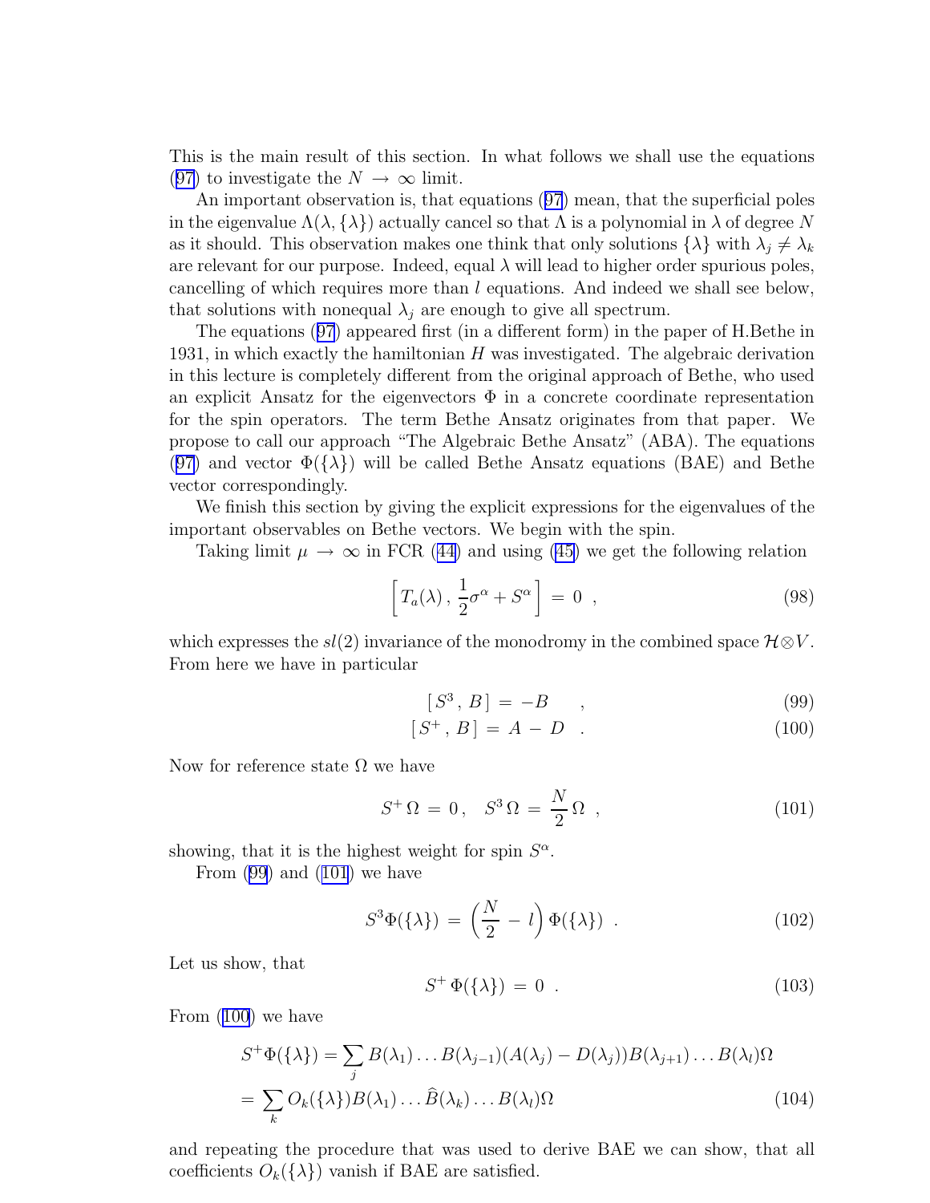This is the main result of this section. In what follows we shall use the equations (97) to investigate the $N \to \infty$ limit.

An important observation is, that equations (97) mean, that the superficial poles in the eigenvalue $\Lambda(\lambda, \{\lambda\})$ actually cancel so that $\Lambda$ is a polynomial in $\lambda$ of degree $N$ as it should. This observation makes one think that only solutions $\{\lambda\}$ with $\lambda_j \neq \lambda_k$ are relevant for our purpose. Indeed, equal $\lambda$ will lead to higher order spurious poles, cancelling of which requires more than $l$ equations. And indeed we shall see below, that solutions with nonequal $\lambda_j$ are enough to give all spectrum.

The equations (97) appeared first (in a different form) in the paper of H.Bethe in 1931, in which exactly the hamiltonian $H$ was investigated. The algebraic derivation in this lecture is completely different from the original approach of Bethe, who used an explicit Ansatz for the eigenvectors $\Phi$ in a concrete coordinate representation for the spin operators. The term Bethe Ansatz originates from that paper. We propose to call our approach "The Algebraic Bethe Ansatz" (ABA). The equations (97) and vector $\Phi(\{\lambda\})$ will be called Bethe Ansatz equations (BAE) and Bethe vector correspondingly.

We finish this section by giving the explicit expressions for the eigenvalues of the important observables on Bethe vectors. We begin with the spin.

Taking limit $\mu \to \infty$ in FCR (44) and using (45) we get the following relation

$$\left[ T_a(\lambda)\, ,\, \frac{1}{2}\sigma^\alpha + S^\alpha \right] \,=\, 0 \;\;, \tag{98}$$

which expresses the $sl(2)$ invariance of the monodromy in the combined space $\mathcal{H} \otimes V$. From here we have in particular

$$[\, S^3 \,,\, B \,] \,=\, -B \qquad , \tag{99}$$

$$[\, S^+ \,,\, B \,] \,=\, A \,-\, D \quad . \tag{100}$$

Now for reference state $\Omega$ we have

$$S^+\,\Omega \,=\, 0 \,, \quad S^3\,\Omega \,=\, \frac{N}{2}\,\Omega \;\;, \tag{101}$$

showing, that it is the highest weight for spin $S^\alpha$.

From (99) and (101) we have

$$S^3 \Phi(\{\lambda\}) \,=\, \left(\frac{N}{2} \,-\, l\right) \Phi(\{\lambda\}) \;\;. \tag{102}$$

Let us show, that

$$S^+\,\Phi(\{\lambda\}) \,=\, 0 \;\;. \tag{103}$$

From (100) we have

$$\begin{aligned} S^+\Phi(\{\lambda\}) &= \sum_j B(\lambda_1)\ldots B(\lambda_{j-1})(A(\lambda_j) - D(\lambda_j))B(\lambda_{j+1})\ldots B(\lambda_l)\Omega \\ &= \sum_k O_k(\{\lambda\}) B(\lambda_1)\ldots \widehat{B}(\lambda_k)\ldots B(\lambda_l)\Omega \end{aligned} \tag{104}$$

and repeating the procedure that was used to derive BAE we can show, that all coefficients $O_k(\{\lambda\})$ vanish if BAE are satisfied.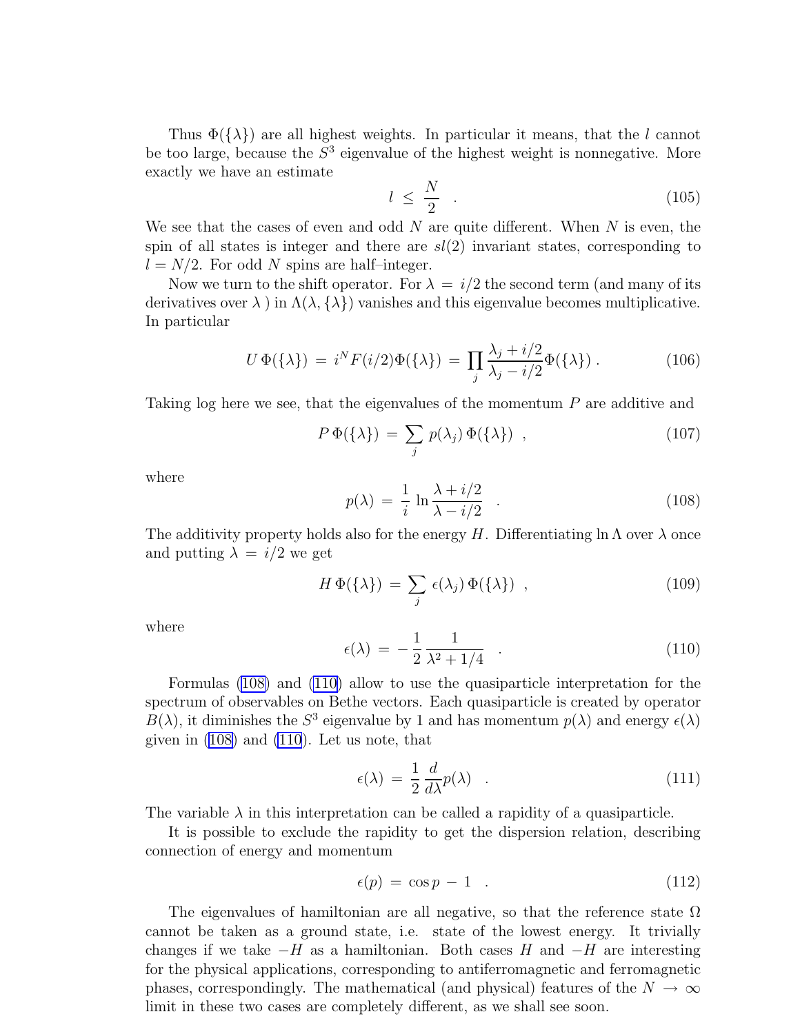Thus $\Phi(\{\lambda\})$ are all highest weights. In particular it means, that the $l$ cannot be too large, because the $S^3$ eigenvalue of the highest weight is nonnegative. More exactly we have an estimate

$$
l \,\leq\, \frac{N}{2} \quad . \tag{105}
$$

We see that the cases of even and odd $N$ are quite different. When $N$ is even, the spin of all states is integer and there are $sl(2)$ invariant states, corresponding to $l = N/2$. For odd $N$ spins are half–integer.

Now we turn to the shift operator. For $\lambda = i/2$ the second term (and many of its derivatives over $\lambda$ ) in $\Lambda(\lambda, \{\lambda\})$ vanishes and this eigenvalue becomes multiplicative. In particular

$$
U\,\Phi(\{\lambda\}) \,=\, i^N F(i/2)\Phi(\{\lambda\}) \,=\, \prod_j \frac{\lambda_j + i/2}{\lambda_j - i/2}\Phi(\{\lambda\})\,. \tag{106}
$$

Taking log here we see, that the eigenvalues of the momentum $P$ are additive and

$$
P\,\Phi(\{\lambda\}) \,=\, \sum_j p(\lambda_j)\,\Phi(\{\lambda\}) \quad , \tag{107}
$$

where

$$
p(\lambda) \,=\, \frac{1}{i}\,\ln\frac{\lambda + i/2}{\lambda - i/2} \quad . \tag{108}
$$

The additivity property holds also for the energy $H$. Differentiating $\ln\Lambda$ over $\lambda$ once and putting $\lambda = i/2$ we get

$$
H\,\Phi(\{\lambda\}) \,=\, \sum_j \epsilon(\lambda_j)\,\Phi(\{\lambda\}) \quad , \tag{109}
$$

where

$$
\epsilon(\lambda) \,=\, -\,\frac{1}{2}\,\frac{1}{\lambda^2 + 1/4} \quad . \tag{110}
$$

Formulas (108) and (110) allow to use the quasiparticle interpretation for the spectrum of observables on Bethe vectors. Each quasiparticle is created by operator $B(\lambda)$, it diminishes the $S^3$ eigenvalue by 1 and has momentum $p(\lambda)$ and energy $\epsilon(\lambda)$ given in (108) and (110). Let us note, that

$$
\epsilon(\lambda) \,=\, \frac{1}{2}\,\frac{d}{d\lambda}p(\lambda) \quad . \tag{111}
$$

The variable $\lambda$ in this interpretation can be called a rapidity of a quasiparticle.

It is possible to exclude the rapidity to get the dispersion relation, describing connection of energy and momentum

$$
\epsilon(p) \,=\, \cos p \,-\, 1 \quad . \tag{112}
$$

The eigenvalues of hamiltonian are all negative, so that the reference state $\Omega$ cannot be taken as a ground state, i.e. state of the lowest energy. It trivially changes if we take $-H$ as a hamiltonian. Both cases $H$ and $-H$ are interesting for the physical applications, corresponding to antiferromagnetic and ferromagnetic phases, correspondingly. The mathematical (and physical) features of the $N \to \infty$ limit in these two cases are completely different, as we shall see soon.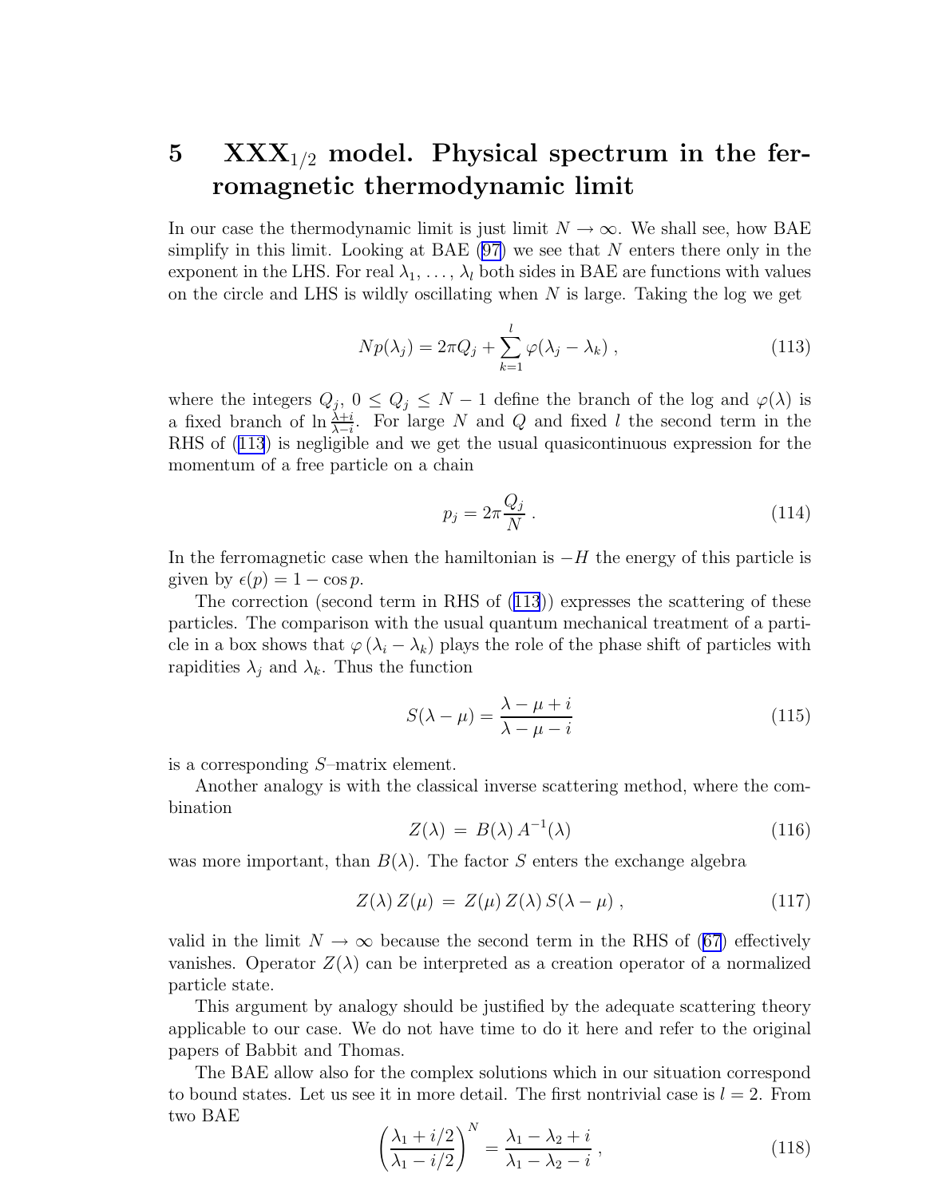# 5 $\mathbf{XXX}_{1/2}$ model. Physical spectrum in the ferromagnetic thermodynamic limit

In our case the thermodynamic limit is just limit $N \to \infty$. We shall see, how BAE simplify in this limit. Looking at BAE (97) we see that $N$ enters there only in the exponent in the LHS. For real $\lambda_1, \ldots, \lambda_l$ both sides in BAE are functions with values on the circle and LHS is wildly oscillating when $N$ is large. Taking the log we get

$$N p(\lambda_j) = 2\pi Q_j + \sum_{k=1}^{l} \varphi(\lambda_j - \lambda_k) , \tag{113}$$

where the integers $Q_j$, $0 \le Q_j \le N-1$ define the branch of the log and $\varphi(\lambda)$ is a fixed branch of $\ln \frac{\lambda+i}{\lambda-i}$. For large $N$ and $Q$ and fixed $l$ the second term in the RHS of (113) is negligible and we get the usual quasicontinuous expression for the momentum of a free particle on a chain

$$p_j = 2\pi \frac{Q_j}{N} . \tag{114}$$

In the ferromagnetic case when the hamiltonian is $-H$ the energy of this particle is given by $\epsilon(p) = 1 - \cos p$.

The correction (second term in RHS of (113)) expresses the scattering of these particles. The comparison with the usual quantum mechanical treatment of a particle in a box shows that $\varphi(\lambda_i - \lambda_k)$ plays the role of the phase shift of particles with rapidities $\lambda_j$ and $\lambda_k$. Thus the function

$$S(\lambda - \mu) = \frac{\lambda - \mu + i}{\lambda - \mu - i} \tag{115}$$

is a corresponding $S$–matrix element.

Another analogy is with the classical inverse scattering method, where the combination

$$Z(\lambda) \,=\, B(\lambda)\, A^{-1}(\lambda) \tag{116}$$

was more important, than $B(\lambda)$. The factor $S$ enters the exchange algebra

$$Z(\lambda)\, Z(\mu) \,=\, Z(\mu)\, Z(\lambda)\, S(\lambda - \mu) , \tag{117}$$

valid in the limit $N \to \infty$ because the second term in the RHS of (67) effectively vanishes. Operator $Z(\lambda)$ can be interpreted as a creation operator of a normalized particle state.

This argument by analogy should be justified by the adequate scattering theory applicable to our case. We do not have time to do it here and refer to the original papers of Babbit and Thomas.

The BAE allow also for the complex solutions which in our situation correspond to bound states. Let us see it in more detail. The first nontrivial case is $l = 2$. From two BAE

$$\left(\frac{\lambda_1 + i/2}{\lambda_1 - i/2}\right)^N = \frac{\lambda_1 - \lambda_2 + i}{\lambda_1 - \lambda_2 - i} , \tag{118}$$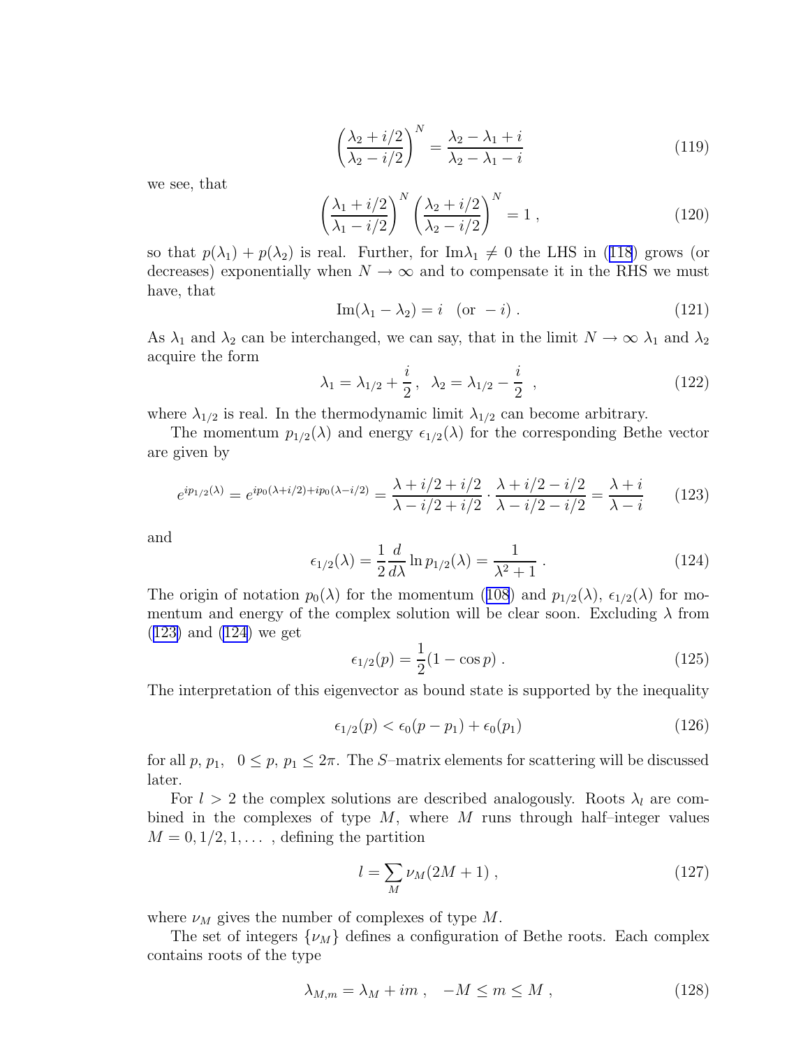$$\left(\frac{\lambda_2 + i/2}{\lambda_2 - i/2}\right)^N = \frac{\lambda_2 - \lambda_1 + i}{\lambda_2 - \lambda_1 - i} \tag{119}$$

we see, that

$$\left(\frac{\lambda_1 + i/2}{\lambda_1 - i/2}\right)^N \left(\frac{\lambda_2 + i/2}{\lambda_2 - i/2}\right)^N = 1 \ , \tag{120}$$

so that $p(\lambda_1) + p(\lambda_2)$ is real. Further, for $\mathrm{Im}\lambda_1 \neq 0$ the LHS in (118) grows (or decreases) exponentially when $N \to \infty$ and to compensate it in the RHS we must have, that

$$\mathrm{Im}(\lambda_1 - \lambda_2) = i \quad (\text{or } \ -i) \ . \tag{121}$$

As $\lambda_1$ and $\lambda_2$ can be interchanged, we can say, that in the limit $N \to \infty$ $\lambda_1$ and $\lambda_2$ acquire the form

$$\lambda_1 = \lambda_{1/2} + \frac{i}{2} \ , \ \ \lambda_2 = \lambda_{1/2} - \frac{i}{2} \ \ , \tag{122}$$

where $\lambda_{1/2}$ is real. In the thermodynamic limit $\lambda_{1/2}$ can become arbitrary.

The momentum $p_{1/2}(\lambda)$ and energy $\epsilon_{1/2}(\lambda)$ for the corresponding Bethe vector are given by

$$e^{ip_{1/2}(\lambda)} = e^{ip_0(\lambda + i/2) + ip_0(\lambda - i/2)} = \frac{\lambda + i/2 + i/2}{\lambda - i/2 + i/2} \cdot \frac{\lambda + i/2 - i/2}{\lambda - i/2 - i/2} = \frac{\lambda + i}{\lambda - i} \tag{123}$$

and

$$\epsilon_{1/2}(\lambda) = \frac{1}{2} \frac{d}{d\lambda} \ln p_{1/2}(\lambda) = \frac{1}{\lambda^2 + 1} \ . \tag{124}$$

The origin of notation $p_0(\lambda)$ for the momentum (108) and $p_{1/2}(\lambda)$, $\epsilon_{1/2}(\lambda)$ for momentum and energy of the complex solution will be clear soon. Excluding $\lambda$ from (123) and (124) we get

$$\epsilon_{1/2}(p) = \frac{1}{2}(1 - \cos p) \ . \tag{125}$$

The interpretation of this eigenvector as bound state is supported by the inequality

$$\epsilon_{1/2}(p) < \epsilon_0(p - p_1) + \epsilon_0(p_1) \tag{126}$$

for all $p, \, p_1, \ \ 0 \leq p, \, p_1 \leq 2\pi$. The $S$–matrix elements for scattering will be discussed later.

For $l > 2$ the complex solutions are described analogously. Roots $\lambda_l$ are combined in the complexes of type $M$, where $M$ runs through half–integer values $M = 0, 1/2, 1, \dots$ , defining the partition

$$l = \sum_M \nu_M (2M + 1) \ , \tag{127}$$

where $\nu_M$ gives the number of complexes of type $M$.

The set of integers $\{\nu_M\}$ defines a configuration of Bethe roots. Each complex contains roots of the type

$$\lambda_{M,m} = \lambda_M + im \ , \quad -M \leq m \leq M \ , \tag{128}$$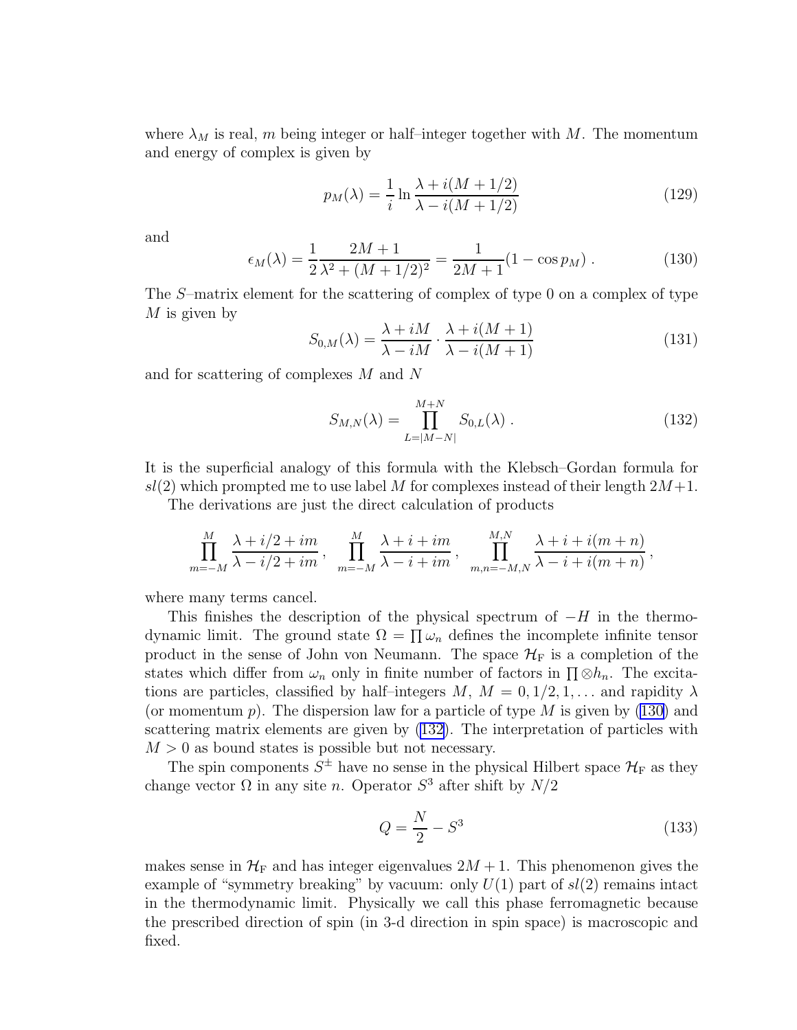where $\lambda_M$ is real, $m$ being integer or half–integer together with $M$. The momentum and energy of complex is given by

$$p_M(\lambda) = \frac{1}{i} \ln \frac{\lambda + i(M+1/2)}{\lambda - i(M+1/2)} \tag{129}$$

and

$$\epsilon_M(\lambda) = \frac{1}{2} \frac{2M+1}{\lambda^2 + (M+1/2)^2} = \frac{1}{2M+1}(1 - \cos p_M) \; . \tag{130}$$

The $S$–matrix element for the scattering of complex of type 0 on a complex of type $M$ is given by

$$S_{0,M}(\lambda) = \frac{\lambda + iM}{\lambda - iM} \cdot \frac{\lambda + i(M+1)}{\lambda - i(M+1)} \tag{131}$$

and for scattering of complexes $M$ and $N$

$$S_{M,N}(\lambda) = \prod_{L=|M-N|}^{M+N} S_{0,L}(\lambda) \; . \tag{132}$$

It is the superficial analogy of this formula with the Klebsch–Gordan formula for $sl(2)$ which prompted me to use label $M$ for complexes instead of their length $2M+1$.

The derivations are just the direct calculation of products

$$\prod_{m=-M}^{M} \frac{\lambda + i/2 + im}{\lambda - i/2 + im} \, , \quad \prod_{m=-M}^{M} \frac{\lambda + i + im}{\lambda - i + im} \, , \quad \prod_{m,n=-M,N}^{M,N} \frac{\lambda + i + i(m+n)}{\lambda - i + i(m+n)} \, ,$$

where many terms cancel.

This finishes the description of the physical spectrum of $-H$ in the thermodynamic limit. The ground state $\Omega = \prod \omega_n$ defines the incomplete infinite tensor product in the sense of John von Neumann. The space $\mathcal{H}_{\mathrm{F}}$ is a completion of the states which differ from $\omega_n$ only in finite number of factors in $\prod \otimes h_n$. The excitations are particles, classified by half–integers $M$, $M = 0, 1/2, 1, \dots$ and rapidity $\lambda$ (or momentum $p$). The dispersion law for a particle of type $M$ is given by (130) and scattering matrix elements are given by (132). The interpretation of particles with $M > 0$ as bound states is possible but not necessary.

The spin components $S^{\pm}$ have no sense in the physical Hilbert space $\mathcal{H}_{\mathrm{F}}$ as they change vector $\Omega$ in any site $n$. Operator $S^3$ after shift by $N/2$

$$Q = \frac{N}{2} - S^3 \tag{133}$$

makes sense in $\mathcal{H}_{\mathrm{F}}$ and has integer eigenvalues $2M+1$. This phenomenon gives the example of "symmetry breaking" by vacuum: only $U(1)$ part of $sl(2)$ remains intact in the thermodynamic limit. Physically we call this phase ferromagnetic because the prescribed direction of spin (in 3-d direction in spin space) is macroscopic and fixed.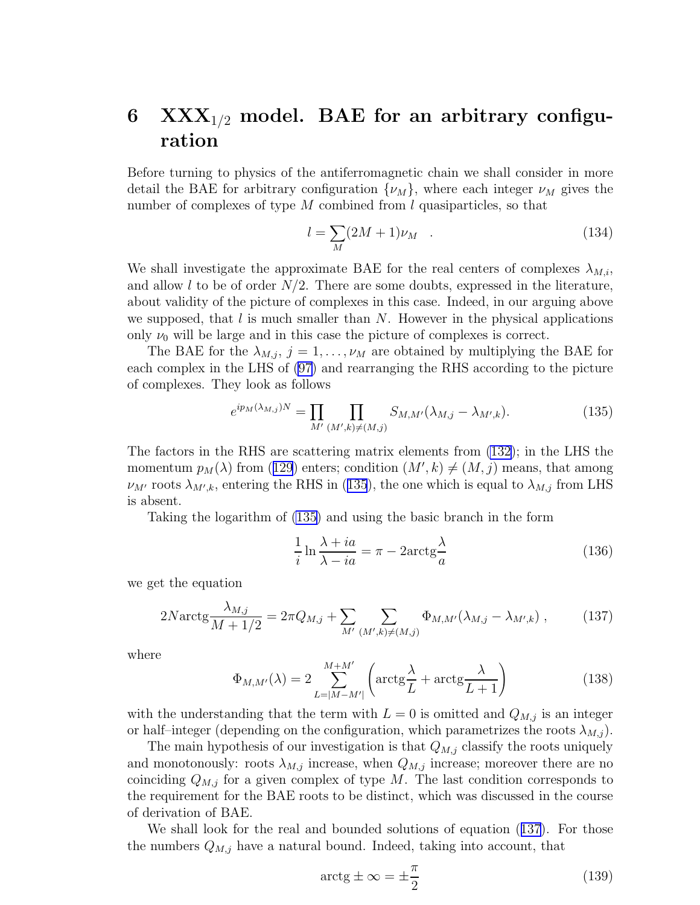# 6 $\mathrm{XXX}_{1/2}$ model. BAE for an arbitrary configuration

Before turning to physics of the antiferromagnetic chain we shall consider in more detail the BAE for arbitrary configuration $\{\nu_M\}$, where each integer $\nu_M$ gives the number of complexes of type $M$ combined from $l$ quasiparticles, so that

$$
l = \sum_M (2M+1)\nu_M \quad . \tag{134}
$$

We shall investigate the approximate BAE for the real centers of complexes $\lambda_{M,i}$, and allow $l$ to be of order $N/2$. There are some doubts, expressed in the literature, about validity of the picture of complexes in this case. Indeed, in our arguing above we supposed, that $l$ is much smaller than $N$. However in the physical applications only $\nu_0$ will be large and in this case the picture of complexes is correct.

The BAE for the $\lambda_{M,j}$, $j = 1, \ldots, \nu_M$ are obtained by multiplying the BAE for each complex in the LHS of (97) and rearranging the RHS according to the picture of complexes. They look as follows

$$
e^{ip_M(\lambda_{M,j})N} = \prod_{M'} \prod_{(M',k)\neq(M,j)} S_{M,M'}(\lambda_{M,j} - \lambda_{M',k}). \tag{135}
$$

The factors in the RHS are scattering matrix elements from (132); in the LHS the momentum $p_M(\lambda)$ from (129) enters; condition $(M',k) \neq (M,j)$ means, that among $\nu_{M'}$ roots $\lambda_{M',k}$, entering the RHS in (135), the one which is equal to $\lambda_{M,j}$ from LHS is absent.

Taking the logarithm of (135) and using the basic branch in the form

$$
\frac{1}{i} \ln \frac{\lambda + ia}{\lambda - ia} = \pi - 2\mathrm{arctg}\frac{\lambda}{a} \tag{136}
$$

we get the equation

$$
2N\mathrm{arctg}\frac{\lambda_{M,j}}{M+1/2} = 2\pi Q_{M,j} + \sum_{M'} \sum_{(M',k)\neq(M,j)} \Phi_{M,M'}(\lambda_{M,j} - \lambda_{M',k}) \, , \tag{137}
$$

where

$$
\Phi_{M,M'}(\lambda) = 2 \sum_{L=|M-M'|}^{M+M'} \left( \mathrm{arctg}\frac{\lambda}{L} + \mathrm{arctg}\frac{\lambda}{L+1} \right) \tag{138}
$$

with the understanding that the term with $L = 0$ is omitted and $Q_{M,j}$ is an integer or half–integer (depending on the configuration, which parametrizes the roots $\lambda_{M,j}$).

The main hypothesis of our investigation is that $Q_{M,j}$ classify the roots uniquely and monotonously: roots $\lambda_{M,j}$ increase, when $Q_{M,j}$ increase; moreover there are no coinciding $Q_{M,j}$ for a given complex of type $M$. The last condition corresponds to the requirement for the BAE roots to be distinct, which was discussed in the course of derivation of BAE.

We shall look for the real and bounded solutions of equation (137). For those the numbers $Q_{M,j}$ have a natural bound. Indeed, taking into account, that

$$
\mathrm{arctg} \pm \infty = \pm \frac{\pi}{2} \tag{139}
$$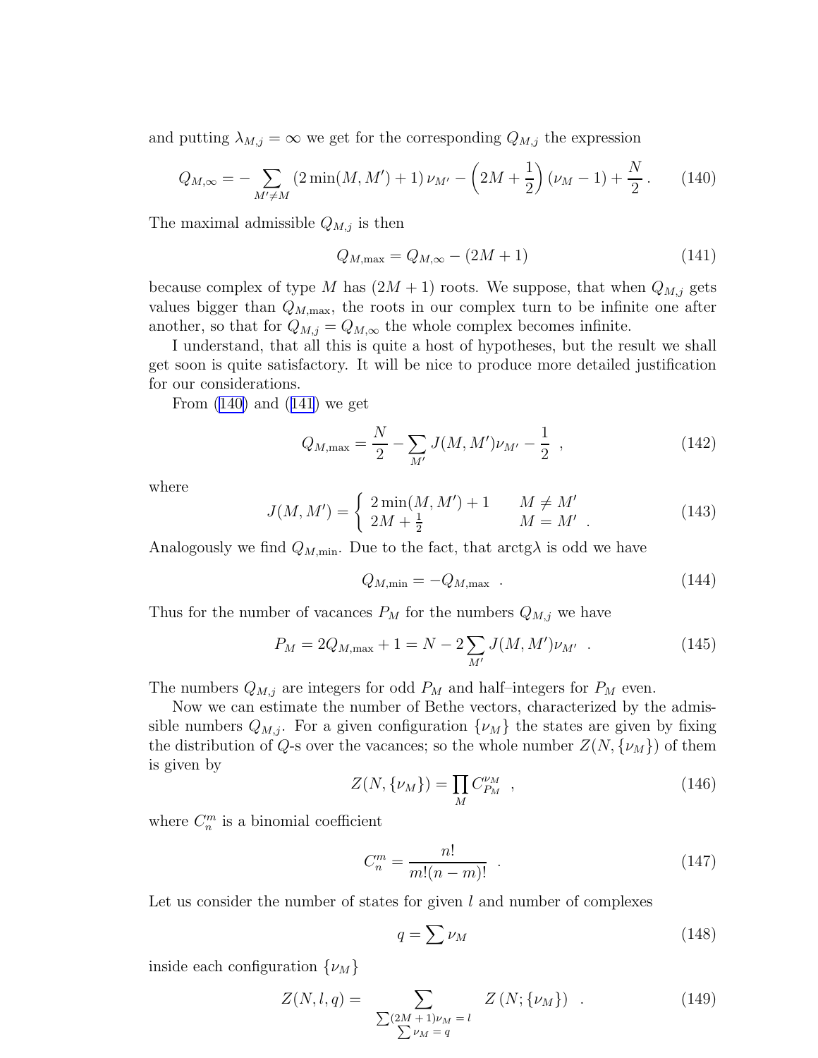and putting $\lambda_{M,j} = \infty$ we get for the corresponding $Q_{M,j}$ the expression

$$Q_{M,\infty} = -\sum_{M' \neq M} (2\min(M, M') + 1)\, \nu_{M'} - \left(2M + \frac{1}{2}\right)(\nu_M - 1) + \frac{N}{2}\,. \tag{140}$$

The maximal admissible $Q_{M,j}$ is then

$$Q_{M,\max} = Q_{M,\infty} - (2M + 1) \tag{141}$$

because complex of type $M$ has $(2M+1)$ roots. We suppose, that when $Q_{M,j}$ gets values bigger than $Q_{M,\max}$, the roots in our complex turn to be infinite one after another, so that for $Q_{M,j} = Q_{M,\infty}$ the whole complex becomes infinite.

I understand, that all this is quite a host of hypotheses, but the result we shall get soon is quite satisfactory. It will be nice to produce more detailed justification for our considerations.

From (140) and (141) we get

$$Q_{M,\max} = \frac{N}{2} - \sum_{M'} J(M, M')\nu_{M'} - \frac{1}{2}\ , \tag{142}$$

where

$$J(M, M') = \begin{cases} 2\min(M, M') + 1 & M \neq M' \\ 2M + \frac{1}{2} & M = M'\ . \end{cases} \tag{143}$$

Analogously we find $Q_{M,\min}$. Due to the fact, that $\mathrm{arctg}\lambda$ is odd we have

$$Q_{M,\min} = -Q_{M,\max}\ \ . \tag{144}$$

Thus for the number of vacances $P_M$ for the numbers $Q_{M,j}$ we have

$$P_M = 2Q_{M,\max} + 1 = N - 2\sum_{M'} J(M, M')\nu_{M'}\ \ . \tag{145}$$

The numbers $Q_{M,j}$ are integers for odd $P_M$ and half–integers for $P_M$ even.

Now we can estimate the number of Bethe vectors, characterized by the admissible numbers $Q_{M,j}$. For a given configuration $\{\nu_M\}$ the states are given by fixing the distribution of $Q$-s over the vacances; so the whole number $Z(N, \{\nu_M\})$ of them is given by

$$Z(N, \{\nu_M\}) = \prod_M C_{P_M}^{\nu_M}\ \ , \tag{146}$$

where $C_n^m$ is a binomial coefficient

$$C_n^m = \frac{n!}{m!(n-m)!}\ \ . \tag{147}$$

Let us consider the number of states for given $l$ and number of complexes

$$q = \sum \nu_M \tag{148}$$

inside each configuration $\{\nu_M\}$

$$Z(N, l, q) = \sum_{\substack{\sum (2M+1)\nu_M = l \\ \sum \nu_M = q}} Z\left(N; \{\nu_M\}\right)\ \ . \tag{149}$$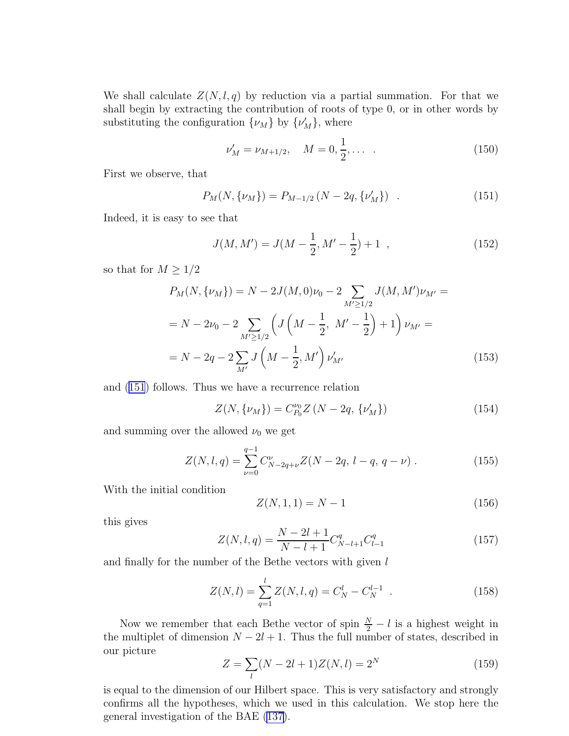We shall calculate $Z(N, l, q)$ by reduction via a partial summation. For that we shall begin by extracting the contribution of roots of type 0, or in other words by substituting the configuration $\{\nu_M\}$ by $\{\nu'_M\}$, where

$$\nu'_M = \nu_{M+1/2}, \quad M = 0, \frac{1}{2}, \dots \quad . \tag{150}$$

First we observe, that

$$P_M(N, \{\nu_M\}) = P_{M-1/2}\left(N - 2q, \{\nu'_M\}\right) \quad . \tag{151}$$

Indeed, it is easy to see that

$$J(M, M') = J(M - \frac{1}{2}, M' - \frac{1}{2}) + 1 \quad , \tag{152}$$

so that for $M \geq 1/2$

$$\begin{aligned} P_M(N, \{\nu_M\}) &= N - 2J(M,0)\nu_0 - 2\sum_{M' \geq 1/2} J(M, M')\nu_{M'} = \\ &= N - 2\nu_0 - 2\sum_{M' \geq 1/2}\left(J\left(M - \frac{1}{2},\ M' - \frac{1}{2}\right) + 1\right)\nu_{M'} = \\ &= N - 2q - 2\sum_{M'} J\left(M - \frac{1}{2}, M'\right)\nu'_{M'} \end{aligned} \tag{153}$$

and (151) follows. Thus we have a recurrence relation

$$Z(N, \{\nu_M\}) = C^{\nu_0}_{P_0} Z\left(N - 2q,\, \{\nu'_M\}\right) \tag{154}$$

and summing over the allowed $\nu_0$ we get

$$Z(N, l, q) = \sum_{\nu=0}^{q-1} C^{\nu}_{N-2q+\nu} Z(N - 2q,\, l - q,\, q - \nu)\, . \tag{155}$$

With the initial condition

$$Z(N, 1, 1) = N - 1 \tag{156}$$

this gives

$$Z(N, l, q) = \frac{N - 2l + 1}{N - l + 1} C^{q}_{N-l+1} C^{q}_{l-1} \tag{157}$$

and finally for the number of the Bethe vectors with given $l$

$$Z(N, l) = \sum_{q=1}^{l} Z(N, l, q) = C^{l}_{N} - C^{l-1}_{N} \quad . \tag{158}$$

Now we remember that each Bethe vector of spin $\frac{N}{2} - l$ is a highest weight in the multiplet of dimension $N - 2l + 1$. Thus the full number of states, described in our picture

$$Z = \sum_{l} (N - 2l + 1) Z(N, l) = 2^N \tag{159}$$

is equal to the dimension of our Hilbert space. This is very satisfactory and strongly confirms all the hypotheses, which we used in this calculation. We stop here the general investigation of the BAE (137).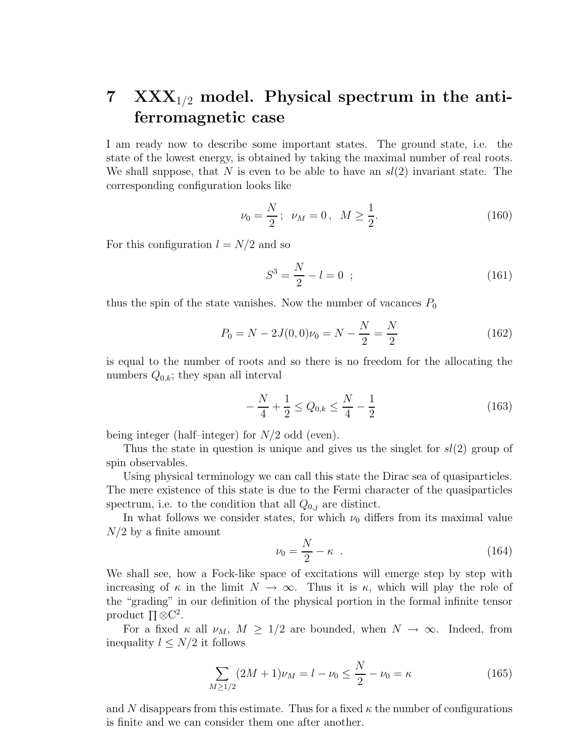# 7 XXX$_{1/2}$ model. Physical spectrum in the antiferromagnetic case

I am ready now to describe some important states. The ground state, i.e. the state of the lowest energy, is obtained by taking the maximal number of real roots. We shall suppose, that $N$ is even to be able to have an $sl(2)$ invariant state. The corresponding configuration looks like

$$\nu_0 = \frac{N}{2}\,; \;\; \nu_M = 0\,, \;\; M \geq \frac{1}{2}. \tag{160}$$

For this configuration $l = N/2$ and so

$$S^3 = \frac{N}{2} - l = 0 \;\; ; \tag{161}$$

thus the spin of the state vanishes. Now the number of vacances $P_0$

$$P_0 = N - 2J(0,0)\nu_0 = N - \frac{N}{2} = \frac{N}{2} \tag{162}$$

is equal to the number of roots and so there is no freedom for the allocating the numbers $Q_{0,k}$; they span all interval

$$-\frac{N}{4} + \frac{1}{2} \leq Q_{0,k} \leq \frac{N}{4} - \frac{1}{2} \tag{163}$$

being integer (half–integer) for $N/2$ odd (even).

Thus the state in question is unique and gives us the singlet for $sl(2)$ group of spin observables.

Using physical terminology we can call this state the Dirac sea of quasiparticles. The mere existence of this state is due to the Fermi character of the quasiparticles spectrum, i.e. to the condition that all $Q_{0,j}$ are distinct.

In what follows we consider states, for which $\nu_0$ differs from its maximal value $N/2$ by a finite amount

$$\nu_0 = \frac{N}{2} - \kappa \;\; . \tag{164}$$

We shall see, how a Fock-like space of excitations will emerge step by step with increasing of $\kappa$ in the limit $N \to \infty$. Thus it is $\kappa$, which will play the role of the "grading" in our definition of the physical portion in the formal infinite tensor product $\prod \otimes \mathrm{C}^2$.

For a fixed $\kappa$ all $\nu_M$, $M \geq 1/2$ are bounded, when $N \to \infty$. Indeed, from inequality $l \leq N/2$ it follows

$$\sum_{M \geq 1/2} (2M+1)\nu_M = l - \nu_0 \leq \frac{N}{2} - \nu_0 = \kappa \tag{165}$$

and $N$ disappears from this estimate. Thus for a fixed $\kappa$ the number of configurations is finite and we can consider them one after another.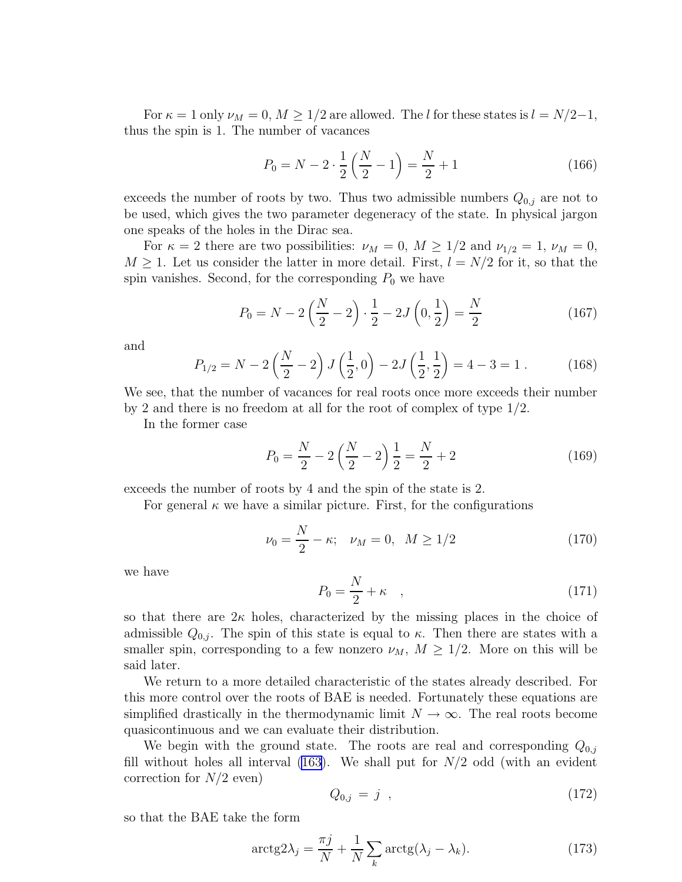For $\kappa = 1$ only $\nu_M = 0$, $M \geq 1/2$ are allowed. The $l$ for these states is $l = N/2-1$, thus the spin is 1. The number of vacances

$$P_0 = N - 2 \cdot \frac{1}{2}\left(\frac{N}{2} - 1\right) = \frac{N}{2} + 1 \tag{166}$$

exceeds the number of roots by two. Thus two admissible numbers $Q_{0,j}$ are not to be used, which gives the two parameter degeneracy of the state. In physical jargon one speaks of the holes in the Dirac sea.

For $\kappa = 2$ there are two possibilities: $\nu_M = 0$, $M \geq 1/2$ and $\nu_{1/2} = 1$, $\nu_M = 0$, $M \geq 1$. Let us consider the latter in more detail. First, $l = N/2$ for it, so that the spin vanishes. Second, for the corresponding $P_0$ we have

$$P_0 = N - 2\left(\frac{N}{2} - 2\right) \cdot \frac{1}{2} - 2J\left(0, \frac{1}{2}\right) = \frac{N}{2} \tag{167}$$

and

$$P_{1/2} = N - 2\left(\frac{N}{2} - 2\right) J\left(\frac{1}{2}, 0\right) - 2J\left(\frac{1}{2}, \frac{1}{2}\right) = 4 - 3 = 1\ . \tag{168}$$

We see, that the number of vacances for real roots once more exceeds their number by 2 and there is no freedom at all for the root of complex of type 1/2.

In the former case

$$P_0 = \frac{N}{2} - 2\left(\frac{N}{2} - 2\right)\frac{1}{2} = \frac{N}{2} + 2 \tag{169}$$

exceeds the number of roots by 4 and the spin of the state is 2.

For general $\kappa$ we have a similar picture. First, for the configurations

$$\nu_0 = \frac{N}{2} - \kappa; \quad \nu_M = 0, \;\; M \geq 1/2 \tag{170}$$

we have

$$P_0 = \frac{N}{2} + \kappa \quad , \tag{171}$$

so that there are $2\kappa$ holes, characterized by the missing places in the choice of admissible $Q_{0,j}$. The spin of this state is equal to $\kappa$. Then there are states with a smaller spin, corresponding to a few nonzero $\nu_M$, $M \geq 1/2$. More on this will be said later.

We return to a more detailed characteristic of the states already described. For this more control over the roots of BAE is needed. Fortunately these equations are simplified drastically in the thermodynamic limit $N \to \infty$. The real roots become quasicontinuous and we can evaluate their distribution.

We begin with the ground state. The roots are real and corresponding $Q_{0,j}$ fill without holes all interval (163). We shall put for $N/2$ odd (with an evident correction for $N/2$ even)

$$Q_{0,j} \ = \ j \ \ , \tag{172}$$

so that the BAE take the form

$$\mathrm{arctg} 2\lambda_j = \frac{\pi j}{N} + \frac{1}{N}\sum_k \mathrm{arctg}(\lambda_j - \lambda_k). \tag{173}$$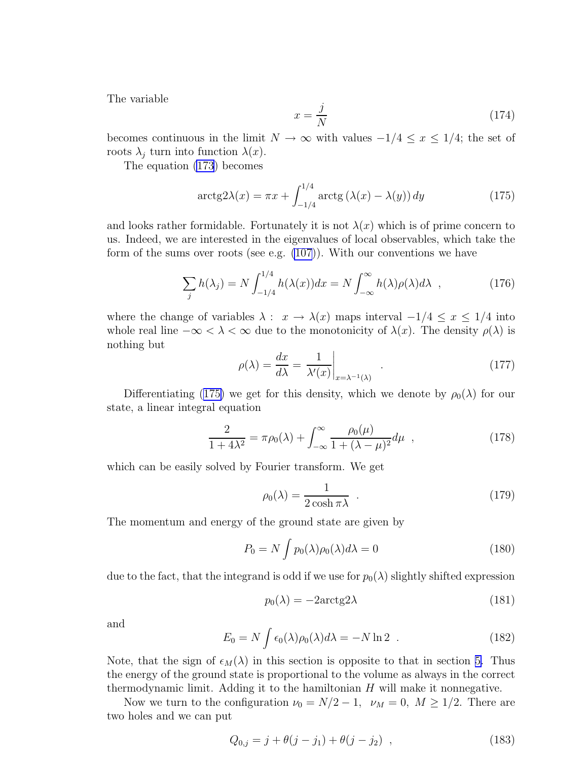The variable

$$x = \frac{j}{N} \tag{174}$$

becomes continuous in the limit $N \to \infty$ with values $-1/4 \leq x \leq 1/4$; the set of roots $\lambda_j$ turn into function $\lambda(x)$.

The equation (173) becomes

$$\mathrm{arctg} 2\lambda(x) = \pi x + \int_{-1/4}^{1/4} \mathrm{arctg}\left(\lambda(x) - \lambda(y)\right) dy \tag{175}$$

and looks rather formidable. Fortunately it is not $\lambda(x)$ which is of prime concern to us. Indeed, we are interested in the eigenvalues of local observables, which take the form of the sums over roots (see e.g. (107)). With our conventions we have

$$\sum_j h(\lambda_j) = N \int_{-1/4}^{1/4} h(\lambda(x)) dx = N \int_{-\infty}^{\infty} h(\lambda)\rho(\lambda) d\lambda \ , \tag{176}$$

where the change of variables $\lambda : \ x \to \lambda(x)$ maps interval $-1/4 \leq x \leq 1/4$ into whole real line $-\infty < \lambda < \infty$ due to the monotonicity of $\lambda(x)$. The density $\rho(\lambda)$ is nothing but

$$\rho(\lambda) = \frac{dx}{d\lambda} = \left. \frac{1}{\lambda'(x)} \right|_{x=\lambda^{-1}(\lambda)} \ . \tag{177}$$

Differentiating (175) we get for this density, which we denote by $\rho_0(\lambda)$ for our state, a linear integral equation

$$\frac{2}{1+4\lambda^2} = \pi\rho_0(\lambda) + \int_{-\infty}^{\infty} \frac{\rho_0(\mu)}{1+(\lambda-\mu)^2} d\mu \ , \tag{178}$$

which can be easily solved by Fourier transform. We get

$$\rho_0(\lambda) = \frac{1}{2\cosh \pi\lambda} \ . \tag{179}$$

The momentum and energy of the ground state are given by

$$P_0 = N \int p_0(\lambda)\rho_0(\lambda) d\lambda = 0 \tag{180}$$

due to the fact, that the integrand is odd if we use for $p_0(\lambda)$ slightly shifted expression

$$p_0(\lambda) = -2\mathrm{arctg} 2\lambda \tag{181}$$

and

$$E_0 = N \int \epsilon_0(\lambda)\rho_0(\lambda) d\lambda = -N \ln 2 \ . \tag{182}$$

Note, that the sign of $\epsilon_M(\lambda)$ in this section is opposite to that in section 5. Thus the energy of the ground state is proportional to the volume as always in the correct thermodynamic limit. Adding it to the hamiltonian $H$ will make it nonnegative.

Now we turn to the configuration $\nu_0 = N/2 - 1, \ \nu_M = 0, \ M \geq 1/2$. There are two holes and we can put

$$Q_{0,j} = j + \theta(j - j_1) + \theta(j - j_2) \ , \tag{183}$$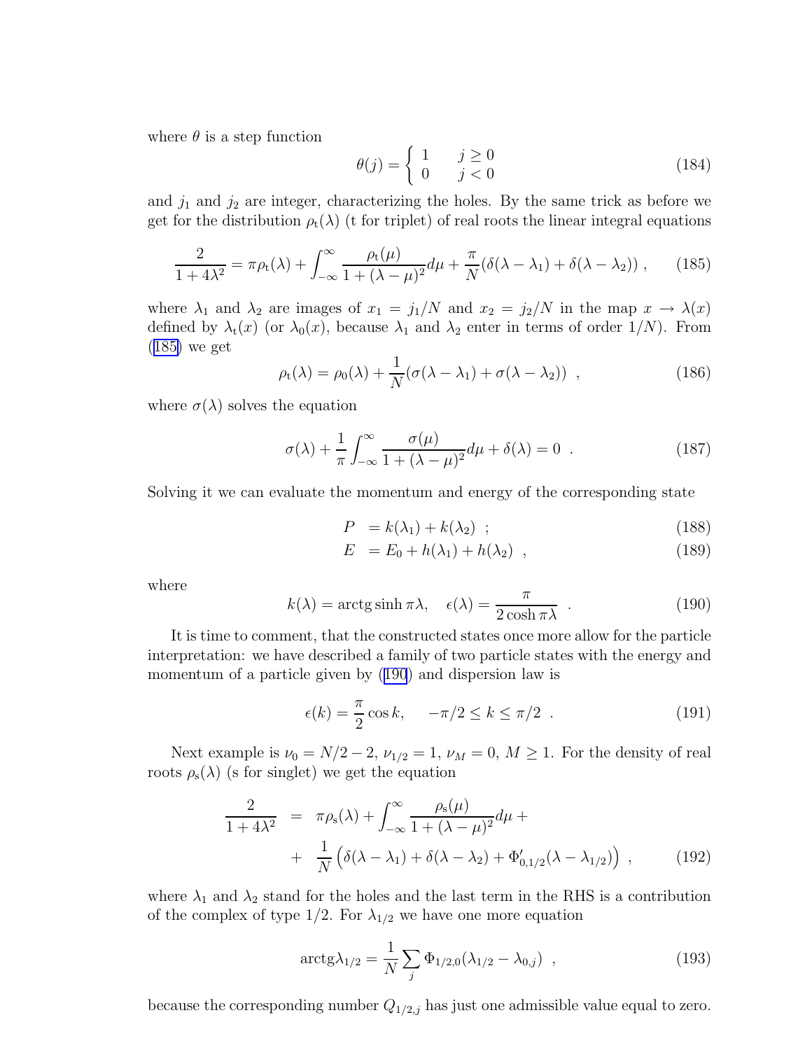where $\theta$ is a step function

$$\theta(j) = \begin{cases} 1 & j \geq 0 \\ 0 & j < 0 \end{cases} \tag{184}$$

and $j_1$ and $j_2$ are integer, characterizing the holes. By the same trick as before we get for the distribution $\rho_{\mathrm{t}}(\lambda)$ (t for triplet) of real roots the linear integral equations

$$\frac{2}{1+4\lambda^2} = \pi\rho_{\mathrm{t}}(\lambda) + \int_{-\infty}^{\infty} \frac{\rho_{\mathrm{t}}(\mu)}{1+(\lambda-\mu)^2} d\mu + \frac{\pi}{N}(\delta(\lambda-\lambda_1) + \delta(\lambda-\lambda_2)) , \tag{185}$$

where $\lambda_1$ and $\lambda_2$ are images of $x_1 = j_1/N$ and $x_2 = j_2/N$ in the map $x \to \lambda(x)$ defined by $\lambda_{\mathrm{t}}(x)$ (or $\lambda_0(x)$, because $\lambda_1$ and $\lambda_2$ enter in terms of order $1/N$). From (185) we get

$$\rho_{\mathrm{t}}(\lambda) = \rho_0(\lambda) + \frac{1}{N}(\sigma(\lambda-\lambda_1) + \sigma(\lambda-\lambda_2)) \ , \tag{186}$$

where $\sigma(\lambda)$ solves the equation

$$\sigma(\lambda) + \frac{1}{\pi}\int_{-\infty}^{\infty} \frac{\sigma(\mu)}{1+(\lambda-\mu)^2} d\mu + \delta(\lambda) = 0 \ . \tag{187}$$

Solving it we can evaluate the momentum and energy of the corresponding state

$$P \ = k(\lambda_1) + k(\lambda_2) \ ; \tag{188}$$

$$E \ = E_0 + h(\lambda_1) + h(\lambda_2) \ , \tag{189}$$

where

$$k(\lambda) = \mathrm{arctg}\sinh \pi\lambda, \quad \epsilon(\lambda) = \frac{\pi}{2\cosh \pi\lambda} \ . \tag{190}$$

It is time to comment, that the constructed states once more allow for the particle interpretation: we have described a family of two particle states with the energy and momentum of a particle given by (190) and dispersion law is

$$\epsilon(k) = \frac{\pi}{2}\cos k, \quad -\pi/2 \leq k \leq \pi/2 \ . \tag{191}$$

Next example is $\nu_0 = N/2-2$, $\nu_{1/2} = 1$, $\nu_M = 0$, $M \geq 1$. For the density of real roots $\rho_{\mathrm{s}}(\lambda)$ (s for singlet) we get the equation

$$\begin{aligned} \frac{2}{1+4\lambda^2} &= \pi\rho_{\mathrm{s}}(\lambda) + \int_{-\infty}^{\infty} \frac{\rho_{\mathrm{s}}(\mu)}{1+(\lambda-\mu)^2} d\mu + \\ &+ \frac{1}{N}\left(\delta(\lambda-\lambda_1) + \delta(\lambda-\lambda_2) + \Phi'_{0,1/2}(\lambda-\lambda_{1/2})\right) , \end{aligned} \tag{192}$$

where $\lambda_1$ and $\lambda_2$ stand for the holes and the last term in the RHS is a contribution of the complex of type $1/2$. For $\lambda_{1/2}$ we have one more equation

$$\mathrm{arctg}\lambda_{1/2} = \frac{1}{N}\sum_j \Phi_{1/2,0}(\lambda_{1/2} - \lambda_{0,j}) \ , \tag{193}$$

because the corresponding number $Q_{1/2,j}$ has just one admissible value equal to zero.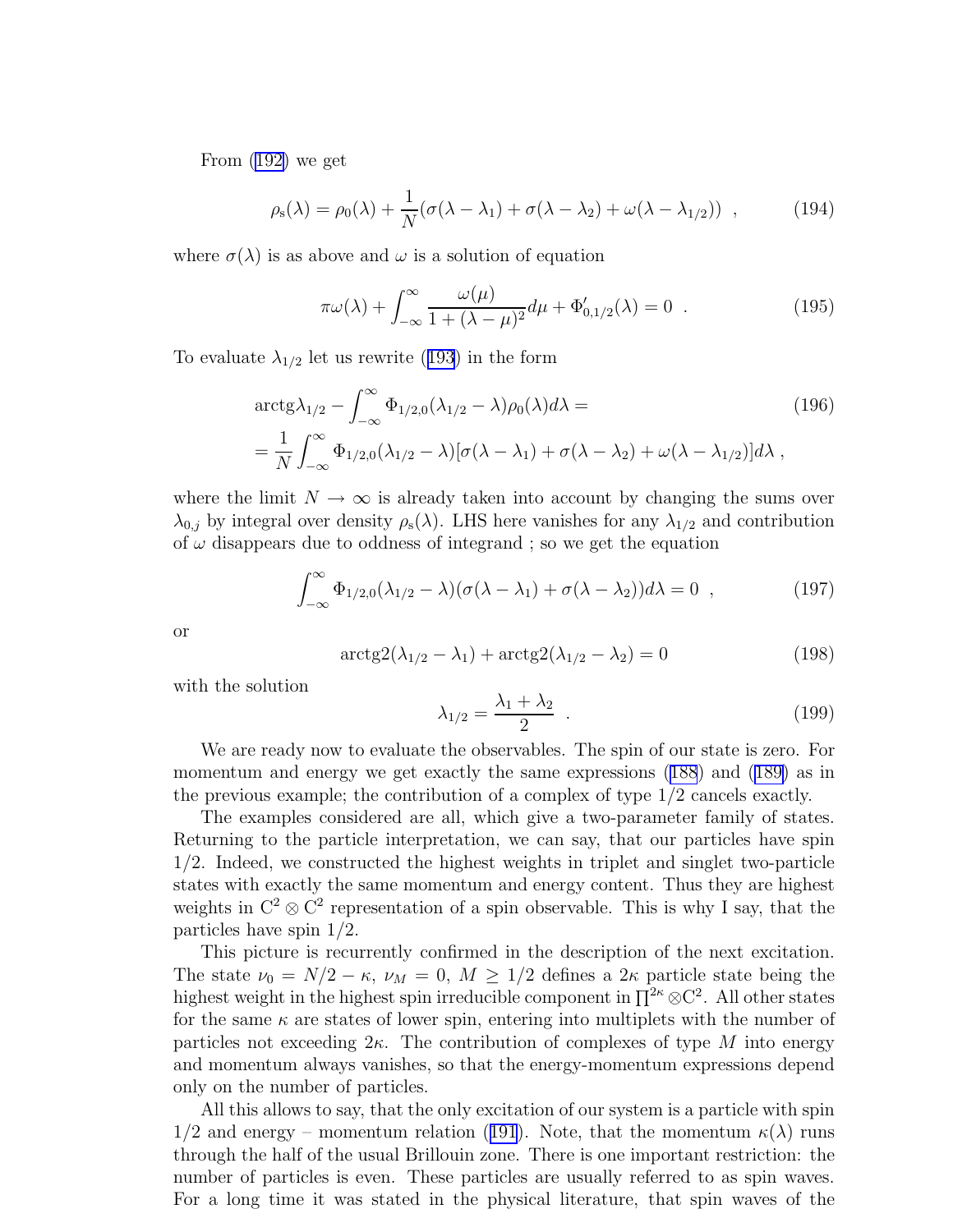From (192) we get

$$\rho_{\rm s}(\lambda) = \rho_0(\lambda) + \frac{1}{N}(\sigma(\lambda - \lambda_1) + \sigma(\lambda - \lambda_2) + \omega(\lambda - \lambda_{1/2})) \ , \tag{194}$$

where $\sigma(\lambda)$ is as above and $\omega$ is a solution of equation

$$\pi\omega(\lambda) + \int_{-\infty}^{\infty} \frac{\omega(\mu)}{1 + (\lambda - \mu)^2} d\mu + \Phi'_{0,1/2}(\lambda) = 0 \ . \tag{195}$$

To evaluate $\lambda_{1/2}$ let us rewrite (193) in the form

$$\begin{aligned} &\mathrm{arctg}\lambda_{1/2} - \int_{-\infty}^{\infty} \Phi_{1/2,0}(\lambda_{1/2} - \lambda)\rho_0(\lambda) d\lambda = \\ &= \frac{1}{N}\int_{-\infty}^{\infty} \Phi_{1/2,0}(\lambda_{1/2} - \lambda)[\sigma(\lambda - \lambda_1) + \sigma(\lambda - \lambda_2) + \omega(\lambda - \lambda_{1/2})] d\lambda \ , \end{aligned} \tag{196}$$

where the limit $N \to \infty$ is already taken into account by changing the sums over $\lambda_{0,j}$ by integral over density $\rho_{\rm s}(\lambda)$. LHS here vanishes for any $\lambda_{1/2}$ and contribution of $\omega$ disappears due to oddness of integrand ; so we get the equation

$$\int_{-\infty}^{\infty} \Phi_{1/2,0}(\lambda_{1/2} - \lambda)(\sigma(\lambda - \lambda_1) + \sigma(\lambda - \lambda_2)) d\lambda = 0 \ , \tag{197}$$

or

$$\mathrm{arctg}2(\lambda_{1/2} - \lambda_1) + \mathrm{arctg}2(\lambda_{1/2} - \lambda_2) = 0 \tag{198}$$

with the solution

$$\lambda_{1/2} = \frac{\lambda_1 + \lambda_2}{2} \ . \tag{199}$$

We are ready now to evaluate the observables. The spin of our state is zero. For momentum and energy we get exactly the same expressions (188) and (189) as in the previous example; the contribution of a complex of type 1/2 cancels exactly.

The examples considered are all, which give a two-parameter family of states. Returning to the particle interpretation, we can say, that our particles have spin 1/2. Indeed, we constructed the highest weights in triplet and singlet two-particle states with exactly the same momentum and energy content. Thus they are highest weights in $\mathrm{C}^2 \otimes \mathrm{C}^2$ representation of a spin observable. This is why I say, that the particles have spin 1/2.

This picture is recurrently confirmed in the description of the next excitation. The state $\nu_0 = N/2 - \kappa$, $\nu_M = 0$, $M \geq 1/2$ defines a $2\kappa$ particle state being the highest weight in the highest spin irreducible component in $\prod^{2\kappa} \otimes \mathrm{C}^2$. All other states for the same $\kappa$ are states of lower spin, entering into multiplets with the number of particles not exceeding $2\kappa$. The contribution of complexes of type $M$ into energy and momentum always vanishes, so that the energy-momentum expressions depend only on the number of particles.

All this allows to say, that the only excitation of our system is a particle with spin 1/2 and energy – momentum relation (191). Note, that the momentum $\kappa(\lambda)$ runs through the half of the usual Brillouin zone. There is one important restriction: the number of particles is even. These particles are usually referred to as spin waves. For a long time it was stated in the physical literature, that spin waves of the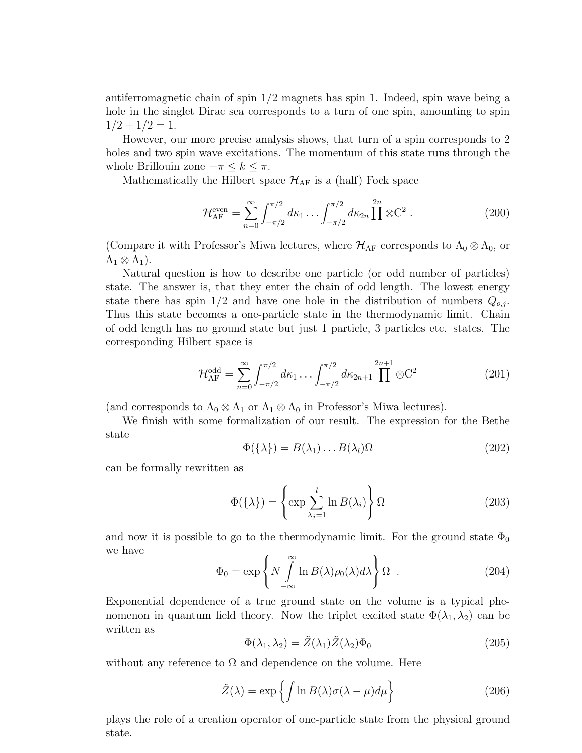antiferromagnetic chain of spin 1/2 magnets has spin 1. Indeed, spin wave being a hole in the singlet Dirac sea corresponds to a turn of one spin, amounting to spin $1/2 + 1/2 = 1$.

However, our more precise analysis shows, that turn of a spin corresponds to 2 holes and two spin wave excitations. The momentum of this state runs through the whole Brillouin zone $-\pi \le k \le \pi$.

Mathematically the Hilbert space $\mathcal{H}_{\rm AF}$ is a (half) Fock space

$$\mathcal{H}_{\rm AF}^{\rm even} = \sum_{n=0}^{\infty} \int_{-\pi/2}^{\pi/2} d\kappa_1 \dots \int_{-\pi/2}^{\pi/2} d\kappa_{2n} \prod^{2n} \otimes \mathrm{C}^2 \; . \tag{200}$$

(Compare it with Professor's Miwa lectures, where $\mathcal{H}_{\rm AF}$ corresponds to $\Lambda_0 \otimes \Lambda_0$, or $\Lambda_1 \otimes \Lambda_1$).

Natural question is how to describe one particle (or odd number of particles) state. The answer is, that they enter the chain of odd length. The lowest energy state there has spin 1/2 and have one hole in the distribution of numbers $Q_{o,j}$. Thus this state becomes a one-particle state in the thermodynamic limit. Chain of odd length has no ground state but just 1 particle, 3 particles etc. states. The corresponding Hilbert space is

$$\mathcal{H}_{\rm AF}^{\rm odd} = \sum_{n=0}^{\infty} \int_{-\pi/2}^{\pi/2} d\kappa_1 \dots \int_{-\pi/2}^{\pi/2} d\kappa_{2n+1} \prod^{2n+1} \otimes \mathrm{C}^2 \tag{201}$$

(and corresponds to $\Lambda_0 \otimes \Lambda_1$ or $\Lambda_1 \otimes \Lambda_0$ in Professor's Miwa lectures).

We finish with some formalization of our result. The expression for the Bethe state

$$\Phi(\{\lambda\}) = B(\lambda_1) \dots B(\lambda_l) \Omega \tag{202}$$

can be formally rewritten as

$$\Phi(\{\lambda\}) = \left\{ \exp \sum_{\lambda_j = 1}^{l} \ln B(\lambda_i) \right\} \Omega \tag{203}$$

and now it is possible to go to the thermodynamic limit. For the ground state $\Phi_0$ we have

$$\Phi_0 = \exp \left\{ N \int_{-\infty}^{\infty} \ln B(\lambda) \rho_0(\lambda) d\lambda \right\} \Omega \;\; . \tag{204}$$

Exponential dependence of a true ground state on the volume is a typical phenomenon in quantum field theory. Now the triplet excited state $\Phi(\lambda_1, \lambda_2)$ can be written as

$$\Phi(\lambda_1, \lambda_2) = \tilde{Z}(\lambda_1) \tilde{Z}(\lambda_2) \Phi_0 \tag{205}$$

without any reference to $\Omega$ and dependence on the volume. Here

$$\tilde{Z}(\lambda) = \exp \left\{ \int \ln B(\lambda) \sigma(\lambda - \mu) d\mu \right\} \tag{206}$$

plays the role of a creation operator of one-particle state from the physical ground state.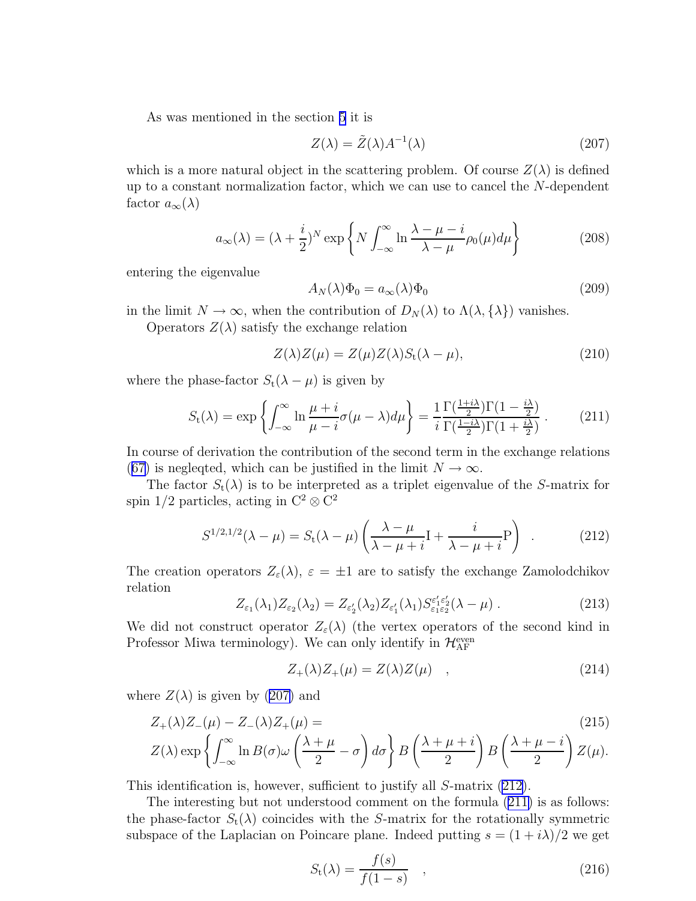As was mentioned in the section 5 it is

$$Z(\lambda) = \tilde{Z}(\lambda)A^{-1}(\lambda) \tag{207}$$

which is a more natural object in the scattering problem. Of course $Z(\lambda)$ is defined up to a constant normalization factor, which we can use to cancel the $N$-dependent factor $a_\infty(\lambda)$

$$a_\infty(\lambda) = (\lambda + \frac{i}{2})^N \exp\left\{ N \int_{-\infty}^{\infty} \ln \frac{\lambda - \mu - i}{\lambda - \mu} \rho_0(\mu) d\mu \right\} \tag{208}$$

entering the eigenvalue

$$A_N(\lambda)\Phi_0 = a_\infty(\lambda)\Phi_0 \tag{209}$$

in the limit $N \to \infty$, when the contribution of $D_N(\lambda)$ to $\Lambda(\lambda, \{\lambda\})$ vanishes.

Operators $Z(\lambda)$ satisfy the exchange relation

$$Z(\lambda)Z(\mu) = Z(\mu)Z(\lambda)S_{\rm t}(\lambda - \mu), \tag{210}$$

where the phase-factor $S_{\rm t}(\lambda - \mu)$ is given by

$$S_{\rm t}(\lambda) = \exp\left\{ \int_{-\infty}^{\infty} \ln \frac{\mu + i}{\mu - i} \sigma(\mu - \lambda) d\mu \right\} = \frac{1}{i} \frac{\Gamma(\frac{1+i\lambda}{2})\Gamma(1 - \frac{i\lambda}{2})}{\Gamma(\frac{1-i\lambda}{2})\Gamma(1 + \frac{i\lambda}{2})} \,. \tag{211}$$

In course of derivation the contribution of the second term in the exchange relations (67) is negleqted, which can be justified in the limit $N \to \infty$.

The factor $S_{\rm t}(\lambda)$ is to be interpreted as a triplet eigenvalue of the $S$-matrix for spin 1/2 particles, acting in $\mathrm{C}^2 \otimes \mathrm{C}^2$

$$S^{1/2,1/2}(\lambda - \mu) = S_{\rm t}(\lambda - \mu)\left( \frac{\lambda - \mu}{\lambda - \mu + i}\mathrm{I} + \frac{i}{\lambda - \mu + i}\mathrm{P} \right) \ . \tag{212}$$

The creation operators $Z_\varepsilon(\lambda)$, $\varepsilon = \pm 1$ are to satisfy the exchange Zamolodchikov relation

$$Z_{\varepsilon_1}(\lambda_1)Z_{\varepsilon_2}(\lambda_2) = Z_{\varepsilon_2'}(\lambda_2)Z_{\varepsilon_1'}(\lambda_1)S^{\varepsilon_1'\varepsilon_2'}_{\varepsilon_1\varepsilon_2}(\lambda - \mu) \,. \tag{213}$$

We did not construct operator $Z_\varepsilon(\lambda)$ (the vertex operators of the second kind in Professor Miwa terminology). We can only identify in $\mathcal{H}^{\rm even}_{\rm AF}$

$$Z_+(\lambda)Z_+(\mu) = Z(\lambda)Z(\mu) \quad , \tag{214}$$

where $Z(\lambda)$ is given by (207) and

$$\begin{aligned} &Z_+(\lambda)Z_-(\mu) - Z_-(\lambda)Z_+(\mu) = \\ &Z(\lambda) \exp\left\{ \int_{-\infty}^{\infty} \ln B(\sigma)\omega\left(\frac{\lambda + \mu}{2} - \sigma\right) d\sigma \right\} B\left(\frac{\lambda + \mu + i}{2}\right) B\left(\frac{\lambda + \mu - i}{2}\right) Z(\mu). \end{aligned} \tag{215}$$

This identification is, however, sufficient to justify all $S$-matrix (212).

The interesting but not understood comment on the formula (211) is as follows: the phase-factor $S_{\rm t}(\lambda)$ coincides with the $S$-matrix for the rotationally symmetric subspace of the Laplacian on Poincare plane. Indeed putting $s = (1 + i\lambda)/2$ we get

$$S_{\rm t}(\lambda) = \frac{f(s)}{f(1-s)} \quad , \tag{216}$$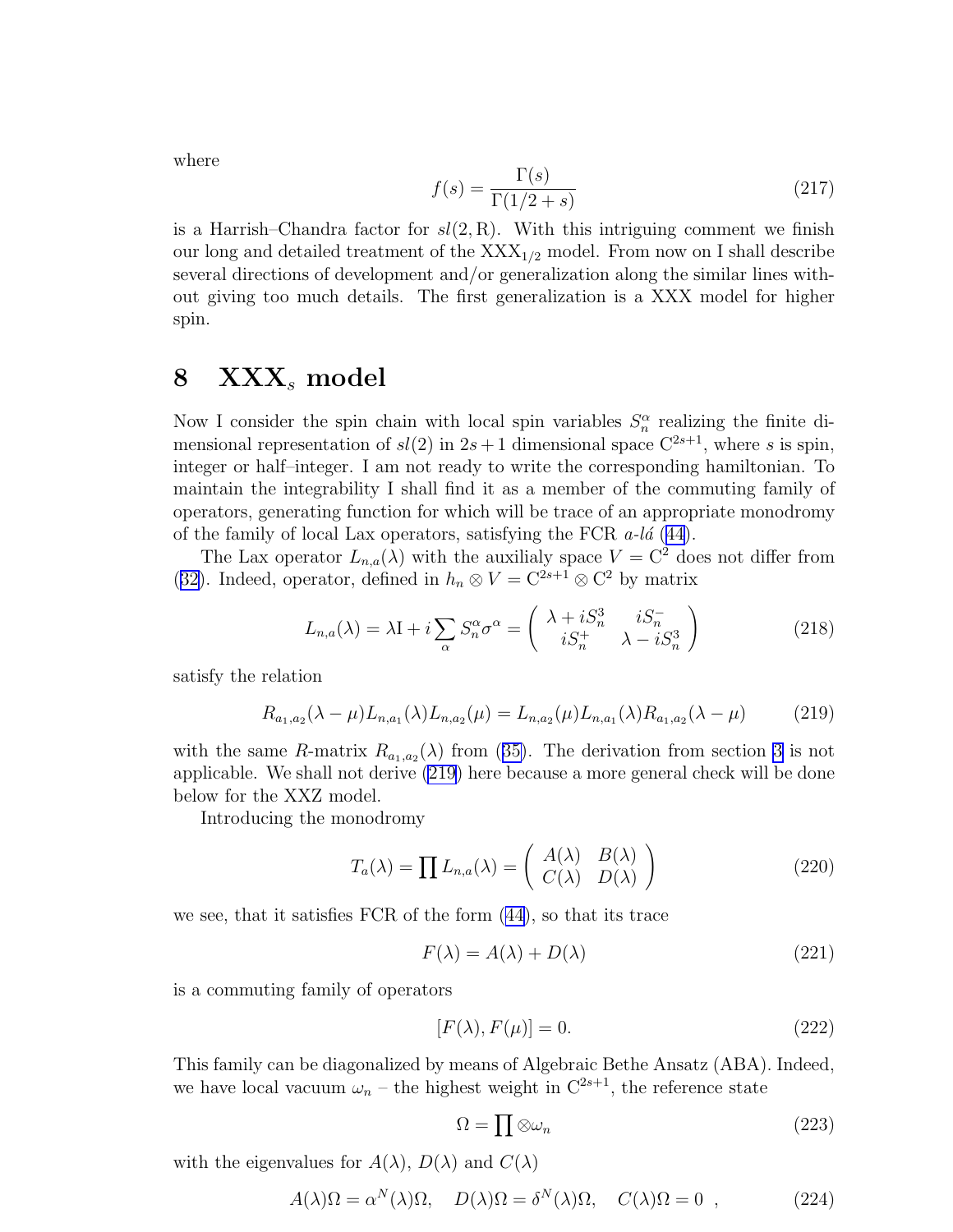where

$$f(s) = \frac{\Gamma(s)}{\Gamma(1/2 + s)} \tag{217}$$

is a Harrish–Chandra factor for $sl(2, \mathrm{R})$. With this intriguing comment we finish our long and detailed treatment of the $\mathrm{XXX}_{1/2}$ model. From now on I shall describe several directions of development and/or generalization along the similar lines without giving too much details. The first generalization is a XXX model for higher spin.

# 8 $\mathrm{XXX}_s$ model

Now I consider the spin chain with local spin variables $S_n^\alpha$ realizing the finite dimensional representation of $sl(2)$ in $2s+1$ dimensional space $\mathrm{C}^{2s+1}$, where $s$ is spin, integer or half–integer. I am not ready to write the corresponding hamiltonian. To maintain the integrability I shall find it as a member of the commuting family of operators, generating function for which will be trace of an appropriate monodromy of the family of local Lax operators, satisfying the FCR *a-lá* (44).

The Lax operator $L_{n,a}(\lambda)$ with the auxilialy space $V = \mathrm{C}^2$ does not differ from (32). Indeed, operator, defined in $h_n \otimes V = \mathrm{C}^{2s+1} \otimes \mathrm{C}^2$ by matrix

$$L_{n,a}(\lambda) = \lambda \mathrm{I} + i \sum_\alpha S_n^\alpha \sigma^\alpha = \begin{pmatrix} \lambda + iS_n^3 & iS_n^- \\ iS_n^+ & \lambda - iS_n^3 \end{pmatrix} \tag{218}$$

satisfy the relation

$$R_{a_1,a_2}(\lambda - \mu) L_{n,a_1}(\lambda) L_{n,a_2}(\mu) = L_{n,a_2}(\mu) L_{n,a_1}(\lambda) R_{a_1,a_2}(\lambda - \mu) \tag{219}$$

with the same $R$-matrix $R_{a_1,a_2}(\lambda)$ from (35). The derivation from section 3 is not applicable. We shall not derive (219) here because a more general check will be done below for the XXZ model.

Introducing the monodromy

$$T_a(\lambda) = \prod L_{n,a}(\lambda) = \begin{pmatrix} A(\lambda) & B(\lambda) \\ C(\lambda) & D(\lambda) \end{pmatrix} \tag{220}$$

we see, that it satisfies FCR of the form (44), so that its trace

$$F(\lambda) = A(\lambda) + D(\lambda) \tag{221}$$

is a commuting family of operators

$$[F(\lambda), F(\mu)] = 0. \tag{222}$$

This family can be diagonalized by means of Algebraic Bethe Ansatz (ABA). Indeed, we have local vacuum $\omega_n$ – the highest weight in $\mathrm{C}^{2s+1}$, the reference state

$$\Omega = \prod \otimes \omega_n \tag{223}$$

with the eigenvalues for $A(\lambda)$, $D(\lambda)$ and $C(\lambda)$

$$A(\lambda)\Omega = \alpha^N(\lambda)\Omega, \quad D(\lambda)\Omega = \delta^N(\lambda)\Omega, \quad C(\lambda)\Omega = 0 \ , \tag{224}$$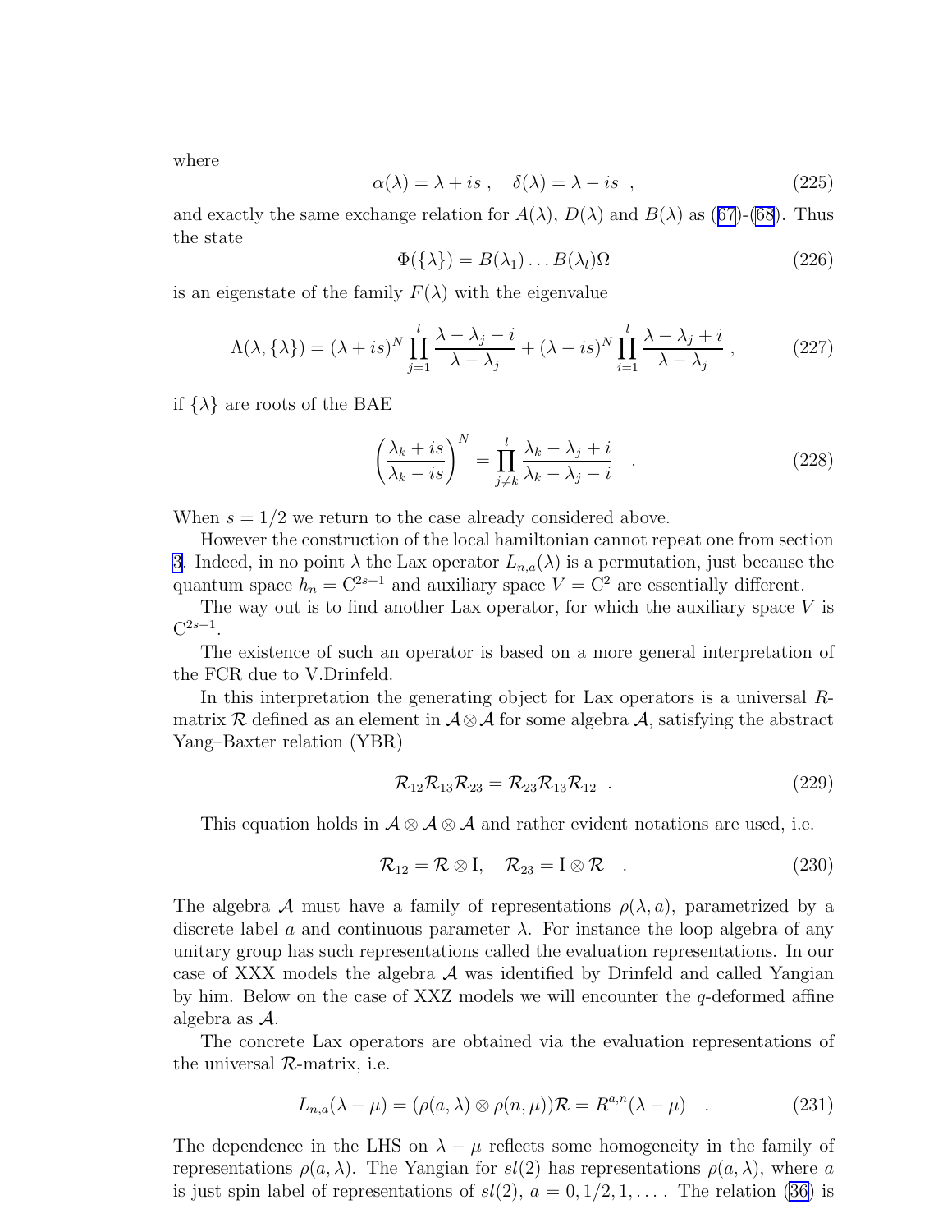where

$$\alpha(\lambda) = \lambda + is \ , \quad \delta(\lambda) = \lambda - is \ , \tag{225}$$

and exactly the same exchange relation for $A(\lambda)$, $D(\lambda)$ and $B(\lambda)$ as (67)-(68). Thus the state

$$\Phi(\{\lambda\}) = B(\lambda_1)\dots B(\lambda_l)\Omega \tag{226}$$

is an eigenstate of the family $F(\lambda)$ with the eigenvalue

$$\Lambda(\lambda, \{\lambda\}) = (\lambda + is)^N \prod_{j=1}^{l} \frac{\lambda - \lambda_j - i}{\lambda - \lambda_j} + (\lambda - is)^N \prod_{i=1}^{l} \frac{\lambda - \lambda_j + i}{\lambda - \lambda_j} \ , \tag{227}$$

if $\{\lambda\}$ are roots of the BAE

$$\left(\frac{\lambda_k + is}{\lambda_k - is}\right)^N = \prod_{j \neq k}^{l} \frac{\lambda_k - \lambda_j + i}{\lambda_k - \lambda_j - i} \quad . \tag{228}$$

When $s = 1/2$ we return to the case already considered above.

However the construction of the local hamiltonian cannot repeat one from section 3. Indeed, in no point $\lambda$ the Lax operator $L_{n,a}(\lambda)$ is a permutation, just because the quantum space $h_n = \mathrm{C}^{2s+1}$ and auxiliary space $V = \mathrm{C}^2$ are essentially different.

The way out is to find another Lax operator, for which the auxiliary space $V$ is $\mathrm{C}^{2s+1}$.

The existence of such an operator is based on a more general interpretation of the FCR due to V.Drinfeld.

In this interpretation the generating object for Lax operators is a universal $R$-matrix $\mathcal{R}$ defined as an element in $\mathcal{A} \otimes \mathcal{A}$ for some algebra $\mathcal{A}$, satisfying the abstract Yang–Baxter relation (YBR)

$$\mathcal{R}_{12}\mathcal{R}_{13}\mathcal{R}_{23} = \mathcal{R}_{23}\mathcal{R}_{13}\mathcal{R}_{12} \ . \tag{229}$$

This equation holds in $\mathcal{A} \otimes \mathcal{A} \otimes \mathcal{A}$ and rather evident notations are used, i.e.

$$\mathcal{R}_{12} = \mathcal{R} \otimes \mathrm{I}, \quad \mathcal{R}_{23} = \mathrm{I} \otimes \mathcal{R} \quad . \tag{230}$$

The algebra $\mathcal{A}$ must have a family of representations $\rho(\lambda, a)$, parametrized by a discrete label $a$ and continuous parameter $\lambda$. For instance the loop algebra of any unitary group has such representations called the evaluation representations. In our case of XXX models the algebra $\mathcal{A}$ was identified by Drinfeld and called Yangian by him. Below on the case of XXZ models we will encounter the $q$-deformed affine algebra as $\mathcal{A}$.

The concrete Lax operators are obtained via the evaluation representations of the universal $\mathcal{R}$-matrix, i.e.

$$L_{n,a}(\lambda - \mu) = (\rho(a, \lambda) \otimes \rho(n, \mu))\mathcal{R} = R^{a,n}(\lambda - \mu) \quad . \tag{231}$$

The dependence in the LHS on $\lambda - \mu$ reflects some homogeneity in the family of representations $\rho(a, \lambda)$. The Yangian for $sl(2)$ has representations $\rho(a, \lambda)$, where $a$ is just spin label of representations of $sl(2)$, $a = 0, 1/2, 1, \dots$. The relation (36) is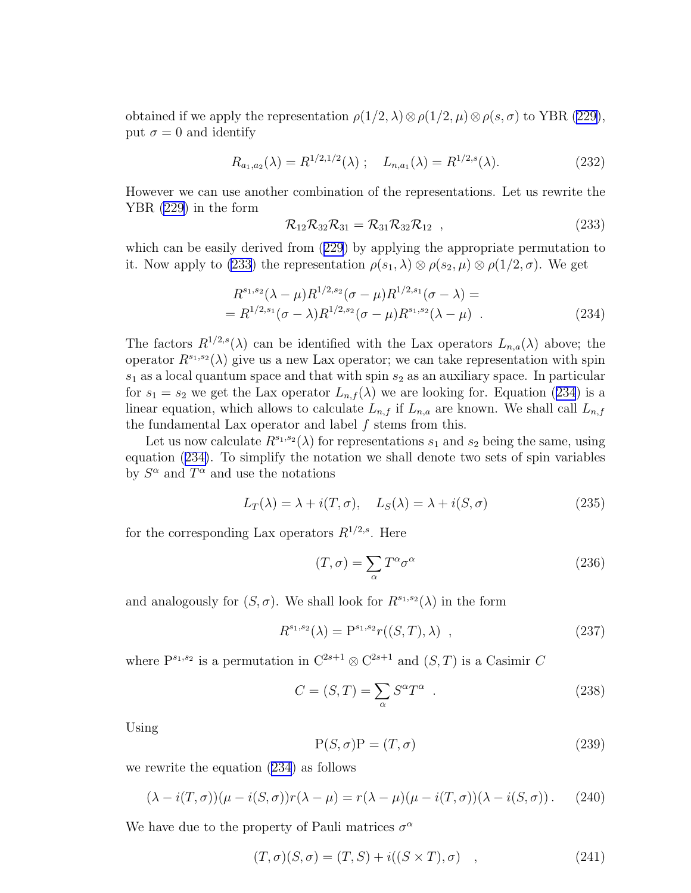obtained if we apply the representation $\rho(1/2,\lambda)\otimes\rho(1/2,\mu)\otimes\rho(s,\sigma)$ to YBR (229), put $\sigma=0$ and identify

$$R_{a_1,a_2}(\lambda)=R^{1/2,1/2}(\lambda)\ ;\quad L_{n,a_1}(\lambda)=R^{1/2,s}(\lambda). \tag{232}$$

However we can use another combination of the representations. Let us rewrite the YBR (229) in the form

$$\mathcal{R}_{12}\mathcal{R}_{32}\mathcal{R}_{31}=\mathcal{R}_{31}\mathcal{R}_{32}\mathcal{R}_{12}\ \ , \tag{233}$$

which can be easily derived from (229) by applying the appropriate permutation to it. Now apply to (233) the representation $\rho(s_1,\lambda)\otimes\rho(s_2,\mu)\otimes\rho(1/2,\sigma)$. We get

$$\begin{aligned}&R^{s_1,s_2}(\lambda-\mu)R^{1/2,s_2}(\sigma-\mu)R^{1/2,s_1}(\sigma-\lambda)=\\ &=R^{1/2,s_1}(\sigma-\lambda)R^{1/2,s_2}(\sigma-\mu)R^{s_1,s_2}(\lambda-\mu)\ \ .\end{aligned} \tag{234}$$

The factors $R^{1/2,s}(\lambda)$ can be identified with the Lax operators $L_{n,a}(\lambda)$ above; the operator $R^{s_1,s_2}(\lambda)$ give us a new Lax operator; we can take representation with spin $s_1$ as a local quantum space and that with spin $s_2$ as an auxiliary space. In particular for $s_1=s_2$ we get the Lax operator $L_{n,f}(\lambda)$ we are looking for. Equation (234) is a linear equation, which allows to calculate $L_{n,f}$ if $L_{n,a}$ are known. We shall call $L_{n,f}$ the fundamental Lax operator and label $f$ stems from this.

Let us now calculate $R^{s_1,s_2}(\lambda)$ for representations $s_1$ and $s_2$ being the same, using equation (234). To simplify the notation we shall denote two sets of spin variables by $S^\alpha$ and $T^\alpha$ and use the notations

$$L_T(\lambda)=\lambda+i(T,\sigma),\quad L_S(\lambda)=\lambda+i(S,\sigma) \tag{235}$$

for the corresponding Lax operators $R^{1/2,s}$. Here

$$(T,\sigma)=\sum_\alpha T^\alpha\sigma^\alpha \tag{236}$$

and analogously for $(S,\sigma)$. We shall look for $R^{s_1,s_2}(\lambda)$ in the form

$$R^{s_1,s_2}(\lambda)=\mathrm{P}^{s_1,s_2}r((S,T),\lambda)\ \ , \tag{237}$$

where $\mathrm{P}^{s_1,s_2}$ is a permutation in $\mathrm{C}^{2s+1}\otimes\mathrm{C}^{2s+1}$ and $(S,T)$ is a Casimir $C$

$$C=(S,T)=\sum_\alpha S^\alpha T^\alpha\ \ . \tag{238}$$

Using

$$\mathrm{P}(S,\sigma)\mathrm{P}=(T,\sigma) \tag{239}$$

we rewrite the equation (234) as follows

$$(\lambda-i(T,\sigma))(\mu-i(S,\sigma))r(\lambda-\mu)=r(\lambda-\mu)(\mu-i(T,\sigma))(\lambda-i(S,\sigma))\,. \tag{240}$$

We have due to the property of Pauli matrices $\sigma^\alpha$

$$(T,\sigma)(S,\sigma)=(T,S)+i((S\times T),\sigma)\quad, \tag{241}$$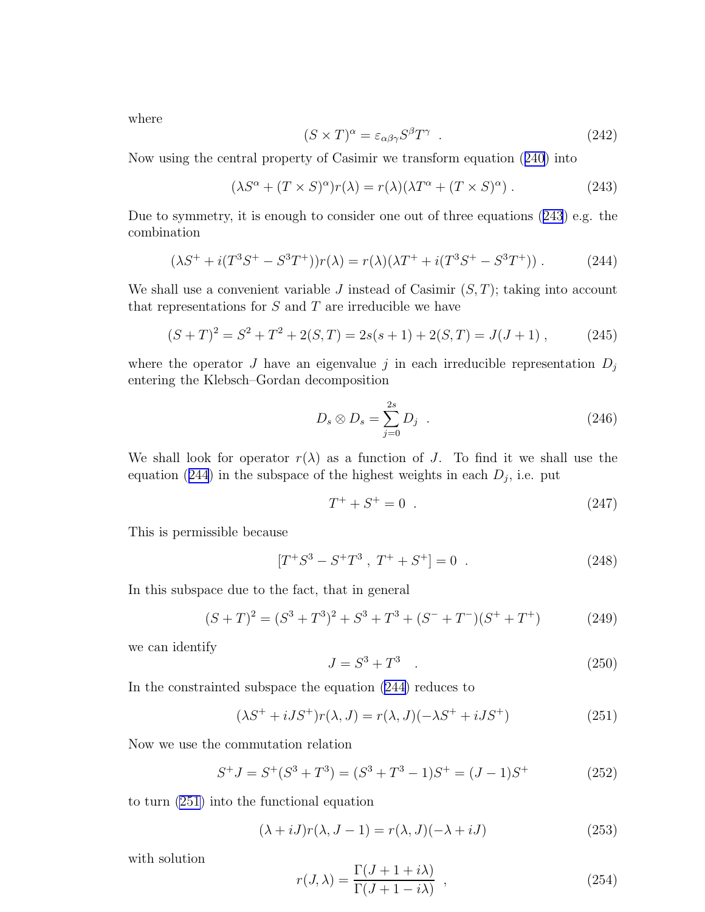where

$$(S \times T)^{\alpha} = \varepsilon_{\alpha\beta\gamma} S^{\beta} T^{\gamma} \quad . \tag{242}$$

Now using the central property of Casimir we transform equation (240) into

$$(\lambda S^{\alpha} + (T \times S)^{\alpha}) r(\lambda) = r(\lambda)(\lambda T^{\alpha} + (T \times S)^{\alpha}) \; . \tag{243}$$

Due to symmetry, it is enough to consider one out of three equations (243) e.g. the combination

$$(\lambda S^{+} + i(T^{3} S^{+} - S^{3} T^{+})) r(\lambda) = r(\lambda)(\lambda T^{+} + i(T^{3} S^{+} - S^{3} T^{+})) \; . \tag{244}$$

We shall use a convenient variable $J$ instead of Casimir $(S, T)$; taking into account that representations for $S$ and $T$ are irreducible we have

$$(S + T)^{2} = S^{2} + T^{2} + 2(S, T) = 2s(s+1) + 2(S, T) = J(J+1) \; , \tag{245}$$

where the operator $J$ have an eigenvalue $j$ in each irreducible representation $D_j$ entering the Klebsch–Gordan decomposition

$$D_s \otimes D_s = \sum_{j=0}^{2s} D_j \quad . \tag{246}$$

We shall look for operator $r(\lambda)$ as a function of $J$. To find it we shall use the equation (244) in the subspace of the highest weights in each $D_j$, i.e. put

$$T^{+} + S^{+} = 0 \quad . \tag{247}$$

This is permissible because

$$[T^{+} S^{3} - S^{+} T^{3} \; , \; T^{+} + S^{+}] = 0 \quad . \tag{248}$$

In this subspace due to the fact, that in general

$$(S + T)^{2} = (S^{3} + T^{3})^{2} + S^{3} + T^{3} + (S^{-} + T^{-})(S^{+} + T^{+}) \tag{249}$$

we can identify

$$J = S^{3} + T^{3} \quad . \tag{250}$$

In the constrainted subspace the equation (244) reduces to

$$(\lambda S^{+} + iJS^{+}) r(\lambda, J) = r(\lambda, J)(-\lambda S^{+} + iJS^{+}) \tag{251}$$

Now we use the commutation relation

$$S^{+} J = S^{+}(S^{3} + T^{3}) = (S^{3} + T^{3} - 1) S^{+} = (J - 1) S^{+} \tag{252}$$

to turn (251) into the functional equation

$$(\lambda + iJ) r(\lambda, J - 1) = r(\lambda, J)(-\lambda + iJ) \tag{253}$$

with solution

$$r(J, \lambda) = \frac{\Gamma(J + 1 + i\lambda)}{\Gamma(J + 1 - i\lambda)} \quad , \tag{254}$$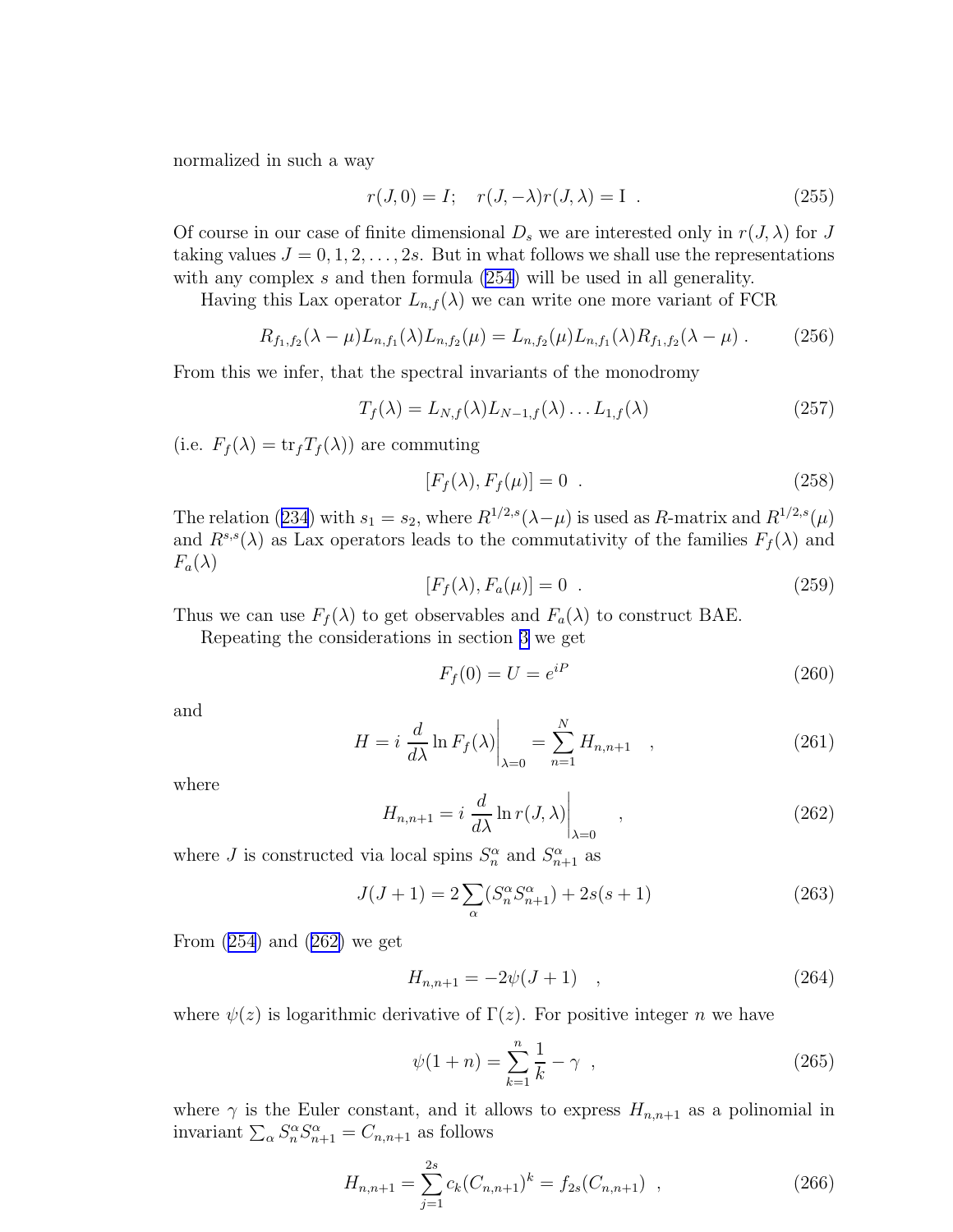normalized in such a way

$$r(J,0) = I; \quad r(J,-\lambda)r(J,\lambda) = \mathrm{I} \ . \tag{255}$$

Of course in our case of finite dimensional $D_s$ we are interested only in $r(J,\lambda)$ for $J$ taking values $J = 0, 1, 2, \ldots, 2s$. But in what follows we shall use the representations with any complex $s$ and then formula (254) will be used in all generality.

Having this Lax operator $L_{n,f}(\lambda)$ we can write one more variant of FCR

$$R_{f_1,f_2}(\lambda-\mu)L_{n,f_1}(\lambda)L_{n,f_2}(\mu) = L_{n,f_2}(\mu)L_{n,f_1}(\lambda)R_{f_1,f_2}(\lambda-\mu) \ . \tag{256}$$

From this we infer, that the spectral invariants of the monodromy

$$T_f(\lambda) = L_{N,f}(\lambda)L_{N-1,f}(\lambda)\ldots L_{1,f}(\lambda) \tag{257}$$

(i.e. $F_f(\lambda) = \mathrm{tr}_f T_f(\lambda)$) are commuting

$$[F_f(\lambda), F_f(\mu)] = 0 \ . \tag{258}$$

The relation (234) with $s_1 = s_2$, where $R^{1/2,s}(\lambda-\mu)$ is used as $R$-matrix and $R^{1/2,s}(\mu)$ and $R^{s,s}(\lambda)$ as Lax operators leads to the commutativity of the families $F_f(\lambda)$ and $F_a(\lambda)$

$$[F_f(\lambda), F_a(\mu)] = 0 \ . \tag{259}$$

Thus we can use $F_f(\lambda)$ to get observables and $F_a(\lambda)$ to construct BAE.

Repeating the considerations in section 3 we get

$$F_f(0) = U = e^{iP} \tag{260}$$

and

$$H = i\,\frac{d}{d\lambda}\ln F_f(\lambda)\bigg|_{\lambda=0} = \sum_{n=1}^{N} H_{n,n+1} \quad , \tag{261}$$

where

$$H_{n,n+1} = i\,\frac{d}{d\lambda}\ln r(J,\lambda)\bigg|_{\lambda=0} \quad , \tag{262}$$

where $J$ is constructed via local spins $S_n^\alpha$ and $S_{n+1}^\alpha$ as

$$J(J+1) = 2\sum_\alpha (S_n^\alpha S_{n+1}^\alpha) + 2s(s+1) \tag{263}$$

From (254) and (262) we get

$$H_{n,n+1} = -2\psi(J+1) \quad , \tag{264}$$

where $\psi(z)$ is logarithmic derivative of $\Gamma(z)$. For positive integer $n$ we have

$$\psi(1+n) = \sum_{k=1}^{n}\frac{1}{k} - \gamma \ , \tag{265}$$

where $\gamma$ is the Euler constant, and it allows to express $H_{n,n+1}$ as a polinomial in invariant $\sum_\alpha S_n^\alpha S_{n+1}^\alpha = C_{n,n+1}$ as follows

$$H_{n,n+1} = \sum_{j=1}^{2s} c_k (C_{n,n+1})^k = f_{2s}(C_{n,n+1}) \ , \tag{266}$$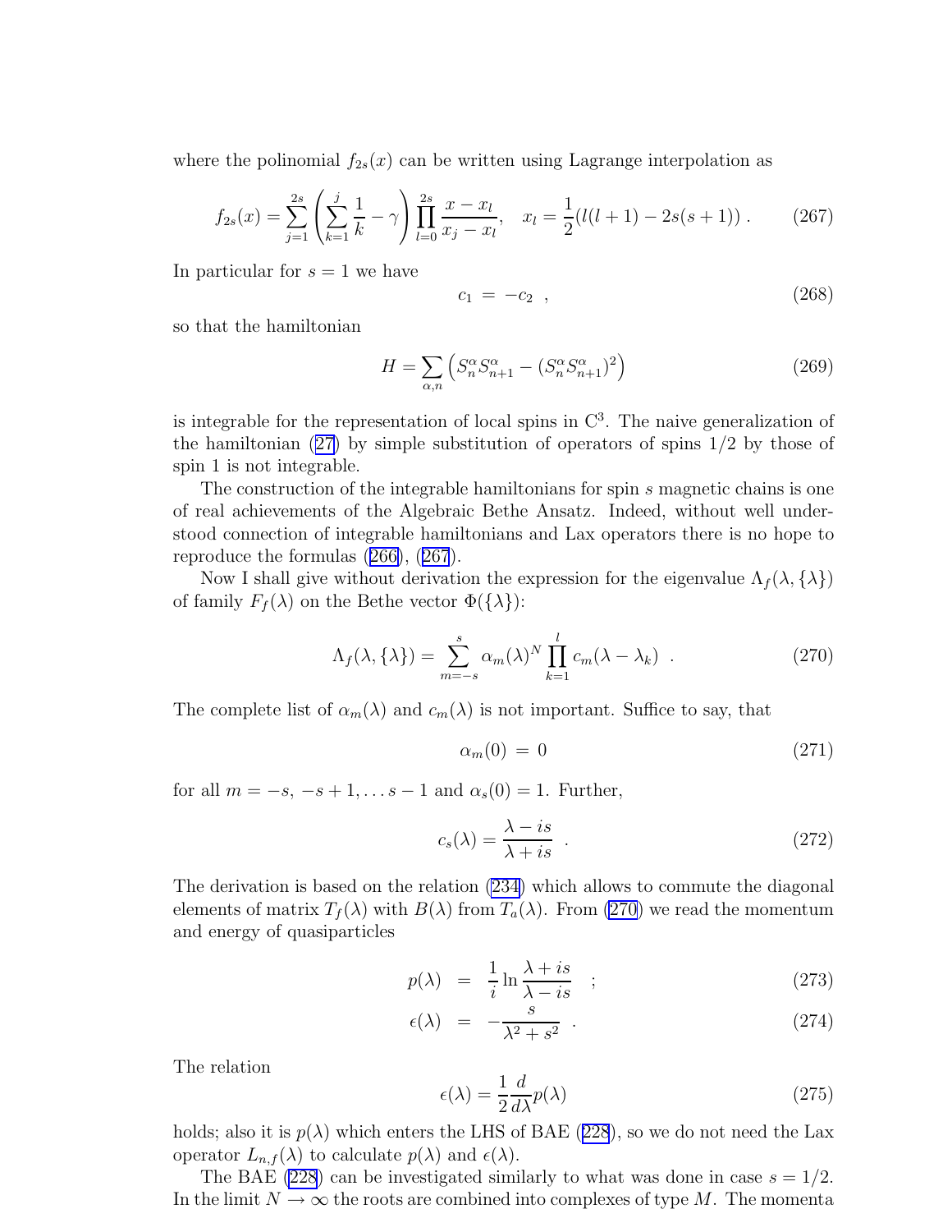where the polinomial $f_{2s}(x)$ can be written using Lagrange interpolation as

$$f_{2s}(x) = \sum_{j=1}^{2s} \left( \sum_{k=1}^{j} \frac{1}{k} - \gamma \right) \prod_{l=0}^{2s} \frac{x - x_l}{x_j - x_l}, \quad x_l = \frac{1}{2}(l(l+1) - 2s(s+1)) \,. \tag{267}$$

In particular for $s = 1$ we have

$$c_1 \;=\; -c_2 \;\;, \tag{268}$$

so that the hamiltonian

$$H = \sum_{\alpha,n} \left( S_n^\alpha S_{n+1}^\alpha - (S_n^\alpha S_{n+1}^\alpha)^2 \right) \tag{269}$$

is integrable for the representation of local spins in $\mathrm{C}^3$. The naive generalization of the hamiltonian (27) by simple substitution of operators of spins 1/2 by those of spin 1 is not integrable.

The construction of the integrable hamiltonians for spin $s$ magnetic chains is one of real achievements of the Algebraic Bethe Ansatz. Indeed, without well understood connection of integrable hamiltonians and Lax operators there is no hope to reproduce the formulas (266), (267).

Now I shall give without derivation the expression for the eigenvalue $\Lambda_f(\lambda, \{\lambda\})$ of family $F_f(\lambda)$ on the Bethe vector $\Phi(\{\lambda\})$:

$$\Lambda_f(\lambda, \{\lambda\}) = \sum_{m=-s}^{s} \alpha_m(\lambda)^N \prod_{k=1}^{l} c_m(\lambda - \lambda_k) \;\;. \tag{270}$$

The complete list of $\alpha_m(\lambda)$ and $c_m(\lambda)$ is not important. Suffice to say, that

$$\alpha_m(0) \;=\; 0 \tag{271}$$

for all $m = -s, -s+1, \ldots s-1$ and $\alpha_s(0) = 1$. Further,

$$c_s(\lambda) = \frac{\lambda - is}{\lambda + is} \;\;. \tag{272}$$

The derivation is based on the relation (234) which allows to commute the diagonal elements of matrix $T_f(\lambda)$ with $B(\lambda)$ from $T_a(\lambda)$. From (270) we read the momentum and energy of quasiparticles

$$p(\lambda) \;=\; \frac{1}{i} \ln \frac{\lambda + is}{\lambda - is} \quad ; \tag{273}$$

$$\epsilon(\lambda) \;=\; -\frac{s}{\lambda^2 + s^2} \;\;. \tag{274}$$

The relation

$$\epsilon(\lambda) = \frac{1}{2} \frac{d}{d\lambda} p(\lambda) \tag{275}$$

holds; also it is $p(\lambda)$ which enters the LHS of BAE (228), so we do not need the Lax operator $L_{n,f}(\lambda)$ to calculate $p(\lambda)$ and $\epsilon(\lambda)$.

The BAE (228) can be investigated similarly to what was done in case $s = 1/2$. In the limit $N \to \infty$ the roots are combined into complexes of type $M$. The momenta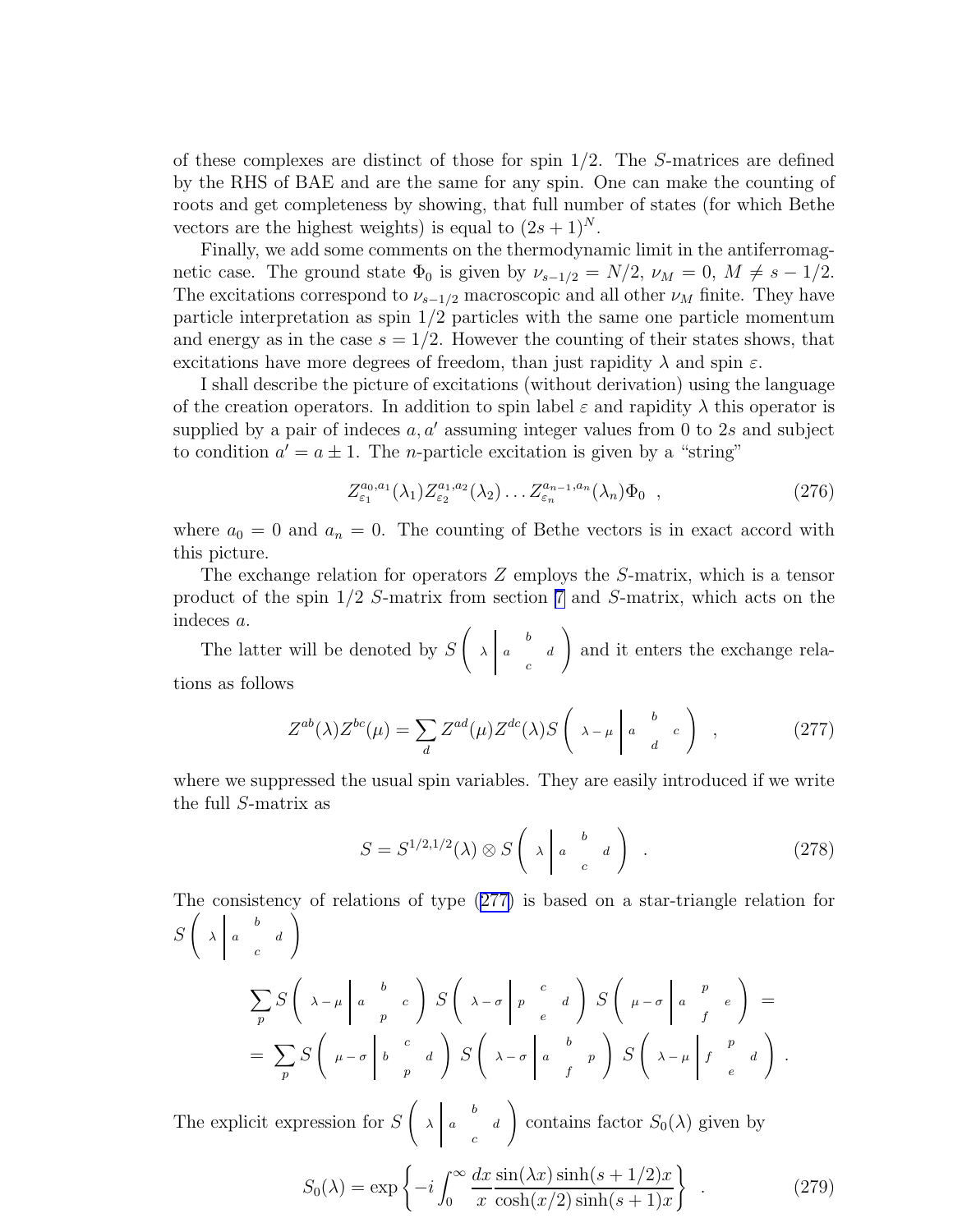of these complexes are distinct of those for spin 1/2. The $S$-matrices are defined by the RHS of BAE and are the same for any spin. One can make the counting of roots and get completeness by showing, that full number of states (for which Bethe vectors are the highest weights) is equal to $(2s+1)^N$.

Finally, we add some comments on the thermodynamic limit in the antiferromagnetic case. The ground state $\Phi_0$ is given by $\nu_{s-1/2} = N/2$, $\nu_M = 0$, $M \neq s - 1/2$. The excitations correspond to $\nu_{s-1/2}$ macroscopic and all other $\nu_M$ finite. They have particle interpretation as spin 1/2 particles with the same one particle momentum and energy as in the case $s = 1/2$. However the counting of their states shows, that excitations have more degrees of freedom, than just rapidity $\lambda$ and spin $\varepsilon$.

I shall describe the picture of excitations (without derivation) using the language of the creation operators. In addition to spin label $\varepsilon$ and rapidity $\lambda$ this operator is supplied by a pair of indeces $a, a'$ assuming integer values from 0 to $2s$ and subject to condition $a' = a \pm 1$. The $n$-particle excitation is given by a "string"

$$Z^{a_0,a_1}_{\varepsilon_1}(\lambda_1) Z^{a_1,a_2}_{\varepsilon_2}(\lambda_2) \ldots Z^{a_{n-1},a_n}_{\varepsilon_n}(\lambda_n) \Phi_0 \ , \tag{276}$$

where $a_0 = 0$ and $a_n = 0$. The counting of Bethe vectors is in exact accord with this picture.

The exchange relation for operators $Z$ employs the $S$-matrix, which is a tensor product of the spin 1/2 $S$-matrix from section 7 and $S$-matrix, which acts on the indeces $a$.

The latter will be denoted by $S\left( \lambda \,\middle|\, a \;\begin{smallmatrix} b \\ \\ c \end{smallmatrix}\; d \right)$ and it enters the exchange relations as follows

$$Z^{ab}(\lambda) Z^{bc}(\mu) = \sum_d Z^{ad}(\mu) Z^{dc}(\lambda) S\left( \lambda - \mu \,\middle|\, a \;\begin{smallmatrix} b \\ \\ d \end{smallmatrix}\; c \right) \ , \tag{277}$$

where we suppressed the usual spin variables. They are easily introduced if we write the full $S$-matrix as

$$S = S^{1/2,1/2}(\lambda) \otimes S\left( \lambda \,\middle|\, a \;\begin{smallmatrix} b \\ \\ c \end{smallmatrix}\; d \right) \ . \tag{278}$$

The consistency of relations of type (277) is based on a star-triangle relation for $S\left( \lambda \,\middle|\, a \;\begin{smallmatrix} b \\ \\ c \end{smallmatrix}\; d \right)$

$$\sum_p S\left( \lambda - \mu \,\middle|\, a \;\begin{smallmatrix} b \\ \\ p \end{smallmatrix}\; c \right) S\left( \lambda - \sigma \,\middle|\, p \;\begin{smallmatrix} c \\ \\ e \end{smallmatrix}\; d \right) S\left( \mu - \sigma \,\middle|\, a \;\begin{smallmatrix} p \\ \\ f \end{smallmatrix}\; e \right) =$$
$$= \sum_p S\left( \mu - \sigma \,\middle|\, b \;\begin{smallmatrix} c \\ \\ p \end{smallmatrix}\; d \right) S\left( \lambda - \sigma \,\middle|\, a \;\begin{smallmatrix} b \\ \\ f \end{smallmatrix}\; p \right) S\left( \lambda - \mu \,\middle|\, f \;\begin{smallmatrix} p \\ \\ e \end{smallmatrix}\; d \right) .$$

The explicit expression for $S\left( \lambda \,\middle|\, a \;\begin{smallmatrix} b \\ \\ c \end{smallmatrix}\; d \right)$ contains factor $S_0(\lambda)$ given by

$$S_0(\lambda) = \exp\left\{ -i \int_0^\infty \frac{dx}{x} \frac{\sin(\lambda x) \sinh(s+1/2)x}{\cosh(x/2) \sinh(s+1)x} \right\} \ . \tag{279}$$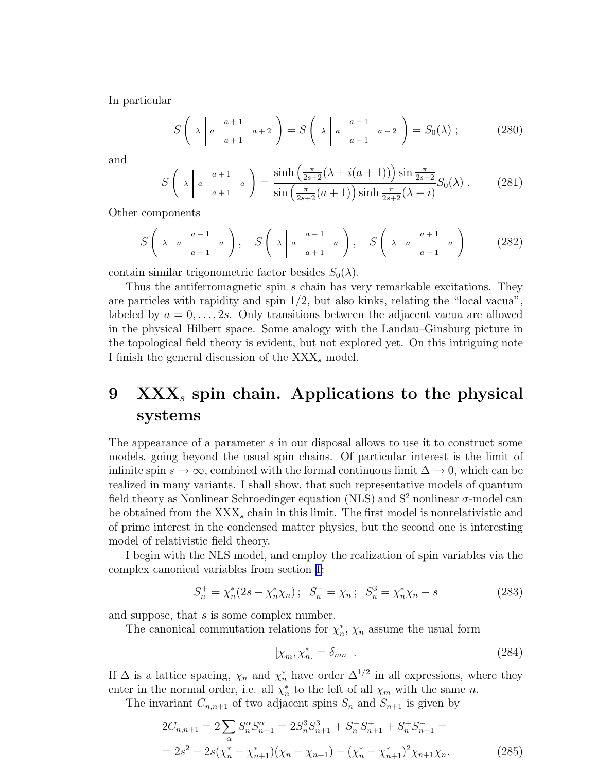In particular

$$S\left(\lambda \left| a \begin{array}{c} a+1 \\ \\ a+1 \end{array} a+2 \right.\right) = S\left(\lambda \left| a \begin{array}{c} a-1 \\ \\ a-1 \end{array} a-2 \right.\right) = S_0(\lambda)\ ; \tag{280}$$

and

$$S\left(\lambda \left| a \begin{array}{c} a+1 \\ \\ a+1 \end{array} a \right.\right) = \frac{\sinh\left(\frac{\pi}{2s+2}(\lambda + i(a+1))\right)\sin\frac{\pi}{2s+2}}{\sin\left(\frac{\pi}{2s+2}(a+1)\right)\sinh\frac{\pi}{2s+2}(\lambda - i)} S_0(\lambda)\ . \tag{281}$$

Other components

$$S\left(\lambda \left| a \begin{array}{c} a-1 \\ \\ a-1 \end{array} a \right.\right), \quad S\left(\lambda \left| a \begin{array}{c} a-1 \\ \\ a+1 \end{array} a \right.\right), \quad S\left(\lambda \left| a \begin{array}{c} a+1 \\ \\ a-1 \end{array} a \right.\right) \tag{282}$$

contain similar trigonometric factor besides $S_0(\lambda)$.

Thus the antiferromagnetic spin $s$ chain has very remarkable excitations. They are particles with rapidity and spin 1/2, but also kinks, relating the "local vacua", labeled by $a = 0, \ldots, 2s$. Only transitions between the adjacent vacua are allowed in the physical Hilbert space. Some analogy with the Landau–Ginsburg picture in the topological field theory is evident, but not explored yet. On this intriguing note I finish the general discussion of the $\mathrm{XXX}_s$ model.

# 9 $\mathrm{XXX}_s$ spin chain. Applications to the physical systems

The appearance of a parameter $s$ in our disposal allows to use it to construct some models, going beyond the usual spin chains. Of particular interest is the limit of infinite spin $s \to \infty$, combined with the formal continuous limit $\Delta \to 0$, which can be realized in many variants. I shall show, that such representative models of quantum field theory as Nonlinear Schroedinger equation (NLS) and $\mathrm{S}^2$ nonlinear $\sigma$-model can be obtained from the $\mathrm{XXX}_s$ chain in this limit. The first model is nonrelativistic and of prime interest in the condensed matter physics, but the second one is interesting model of relativistic field theory.

I begin with the NLS model, and employ the realization of spin variables via the complex canonical variables from section 1:

$$S_n^+ = \chi_n^*(2s - \chi_n^*\chi_n)\ ; \quad S_n^- = \chi_n\ ; \quad S_n^3 = \chi_n^*\chi_n - s \tag{283}$$

and suppose, that $s$ is some complex number.

The canonical commutation relations for $\chi_n^*$, $\chi_n$ assume the usual form

$$[\chi_m, \chi_n^*] = \delta_{mn}\ . \tag{284}$$

If $\Delta$ is a lattice spacing, $\chi_n$ and $\chi_n^*$ have order $\Delta^{1/2}$ in all expressions, where they enter in the normal order, i.e. all $\chi_n^*$ to the left of all $\chi_m$ with the same $n$.

The invariant $C_{n,n+1}$ of two adjacent spins $S_n$ and $S_{n+1}$ is given by

$$\begin{aligned}
2C_{n,n+1} &= 2\sum_\alpha S_n^\alpha S_{n+1}^\alpha = 2S_n^3 S_{n+1}^3 + S_n^- S_{n+1}^+ + S_n^+ S_{n+1}^- = \\
&= 2s^2 - 2s(\chi_n^* - \chi_{n+1}^*)(\chi_n - \chi_{n+1}) - (\chi_n^* - \chi_{n+1}^*)^2 \chi_{n+1}\chi_n.
\end{aligned} \tag{285}$$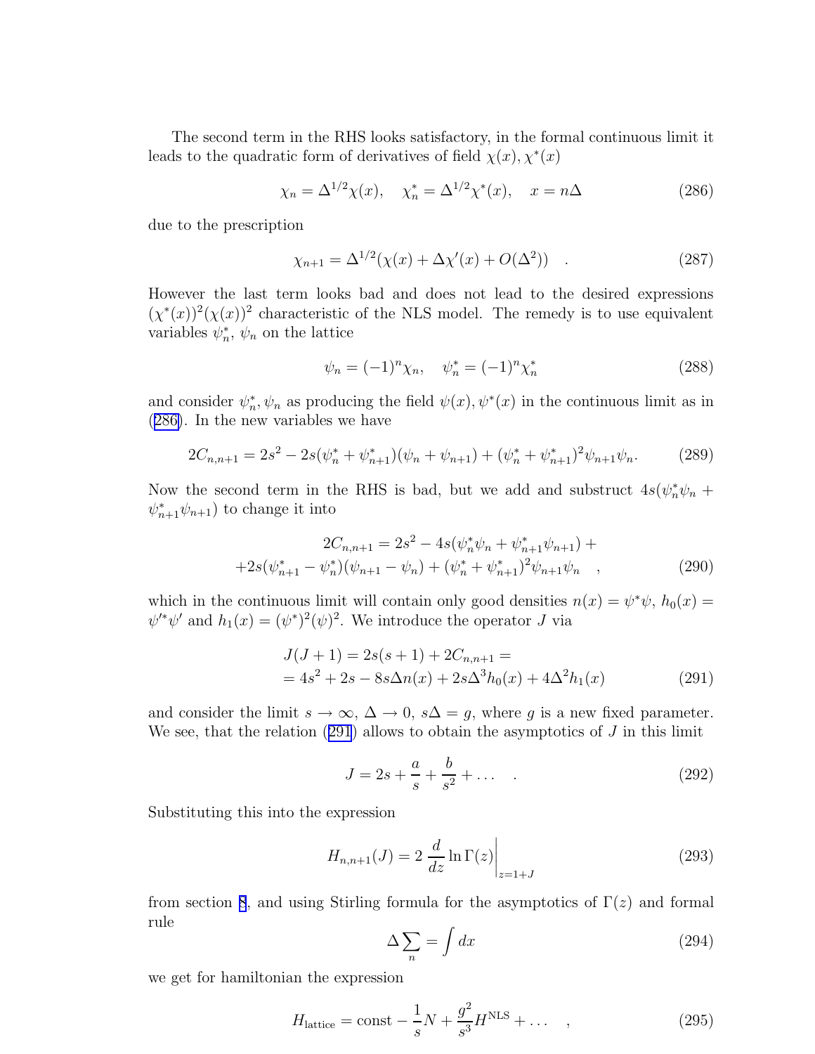The second term in the RHS looks satisfactory, in the formal continuous limit it leads to the quadratic form of derivatives of field $\chi(x), \chi^*(x)$

$$\chi_n = \Delta^{1/2}\chi(x), \quad \chi^*_n = \Delta^{1/2}\chi^*(x), \quad x = n\Delta \tag{286}$$

due to the prescription

$$\chi_{n+1} = \Delta^{1/2}(\chi(x) + \Delta\chi'(x) + O(\Delta^2)) \quad . \tag{287}$$

However the last term looks bad and does not lead to the desired expressions $(\chi^*(x))^2(\chi(x))^2$ characteristic of the NLS model. The remedy is to use equivalent variables $\psi^*_n$, $\psi_n$ on the lattice

$$\psi_n = (-1)^n\chi_n, \quad \psi^*_n = (-1)^n\chi^*_n \tag{288}$$

and consider $\psi^*_n, \psi_n$ as producing the field $\psi(x), \psi^*(x)$ in the continuous limit as in (286). In the new variables we have

$$2C_{n,n+1} = 2s^2 - 2s(\psi^*_n + \psi^*_{n+1})(\psi_n + \psi_{n+1}) + (\psi^*_n + \psi^*_{n+1})^2\psi_{n+1}\psi_n. \tag{289}$$

Now the second term in the RHS is bad, but we add and substruct $4s(\psi^*_n\psi_n + \psi^*_{n+1}\psi_{n+1})$ to change it into

$$\begin{aligned} 2C_{n,n+1} = 2s^2 - 4s(\psi^*_n\psi_n + \psi^*_{n+1}\psi_{n+1}) + \\ +2s(\psi^*_{n+1} - \psi^*_n)(\psi_{n+1} - \psi_n) + (\psi^*_n + \psi^*_{n+1})^2\psi_{n+1}\psi_n \quad , \end{aligned} \tag{290}$$

which in the continuous limit will contain only good densities $n(x) = \psi^*\psi$, $h_0(x) = \psi'^*\psi'$ and $h_1(x) = (\psi^*)^2(\psi)^2$. We introduce the operator $J$ via

$$\begin{aligned} J(J+1) &= 2s(s+1) + 2C_{n,n+1} = \\ &= 4s^2 + 2s - 8s\Delta n(x) + 2s\Delta^3 h_0(x) + 4\Delta^2 h_1(x) \end{aligned} \tag{291}$$

and consider the limit $s \to \infty$, $\Delta \to 0$, $s\Delta = g$, where $g$ is a new fixed parameter. We see, that the relation (291) allows to obtain the asymptotics of $J$ in this limit

$$J = 2s + \frac{a}{s} + \frac{b}{s^2} + \ldots \quad . \tag{292}$$

Substituting this into the expression

$$H_{n,n+1}(J) = 2\left.\frac{d}{dz}\ln\Gamma(z)\right|_{z=1+J} \tag{293}$$

from section 8, and using Stirling formula for the asymptotics of $\Gamma(z)$ and formal rule

$$\Delta\sum_n = \int dx \tag{294}$$

we get for hamiltonian the expression

$$H_{\text{lattice}} = \text{const} - \frac{1}{s}N + \frac{g^2}{s^3}H^{\text{NLS}} + \ldots \quad , \tag{295}$$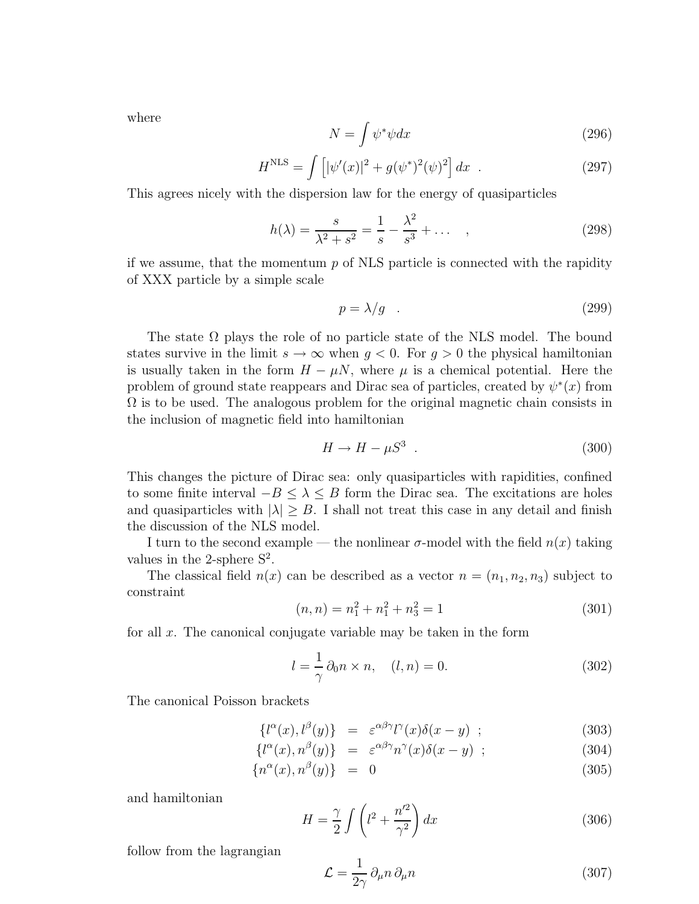where

$$N = \int \psi^* \psi dx \tag{296}$$

$$H^{\mathrm{NLS}} = \int \left[ |\psi'(x)|^2 + g(\psi^*)^2(\psi)^2 \right] dx \ . \tag{297}$$

This agrees nicely with the dispersion law for the energy of quasiparticles

$$h(\lambda) = \frac{s}{\lambda^2 + s^2} = \frac{1}{s} - \frac{\lambda^2}{s^3} + \dots \quad , \tag{298}$$

if we assume, that the momentum $p$ of NLS particle is connected with the rapidity of XXX particle by a simple scale

$$p = \lambda / g \quad . \tag{299}$$

The state $\Omega$ plays the role of no particle state of the NLS model. The bound states survive in the limit $s \to \infty$ when $g < 0$. For $g > 0$ the physical hamiltonian is usually taken in the form $H - \mu N$, where $\mu$ is a chemical potential. Here the problem of ground state reappears and Dirac sea of particles, created by $\psi^*(x)$ from $\Omega$ is to be used. The analogous problem for the original magnetic chain consists in the inclusion of magnetic field into hamiltonian

$$H \to H - \mu S^3 \ . \tag{300}$$

This changes the picture of Dirac sea: only quasiparticles with rapidities, confined to some finite interval $-B \leq \lambda \leq B$ form the Dirac sea. The excitations are holes and quasiparticles with $|\lambda| \geq B$. I shall not treat this case in any detail and finish the discussion of the NLS model.

I turn to the second example — the nonlinear $\sigma$-model with the field $n(x)$ taking values in the 2-sphere $\mathrm{S}^2$.

The classical field $n(x)$ can be described as a vector $n = (n_1, n_2, n_3)$ subject to constraint

$$(n, n) = n_1^2 + n_1^2 + n_3^2 = 1 \tag{301}$$

for all $x$. The canonical conjugate variable may be taken in the form

$$l = \frac{1}{\gamma} \, \partial_0 n \times n, \quad (l, n) = 0. \tag{302}$$

The canonical Poisson brackets

$$\{l^\alpha(x), l^\beta(y)\} = \varepsilon^{\alpha\beta\gamma} l^\gamma(x) \delta(x - y) \ ; \tag{303}$$

$$\{l^\alpha(x), n^\beta(y)\} = \varepsilon^{\alpha\beta\gamma} n^\gamma(x) \delta(x - y) \ ; \tag{304}$$

$$\{n^\alpha(x), n^\beta(y)\} = 0 \tag{305}$$

and hamiltonian

$$H = \frac{\gamma}{2} \int \left( l^2 + \frac{n'^2}{\gamma^2} \right) dx \tag{306}$$

follow from the lagrangian

$$\mathcal{L} = \frac{1}{2\gamma} \, \partial_\mu n \, \partial_\mu n \tag{307}$$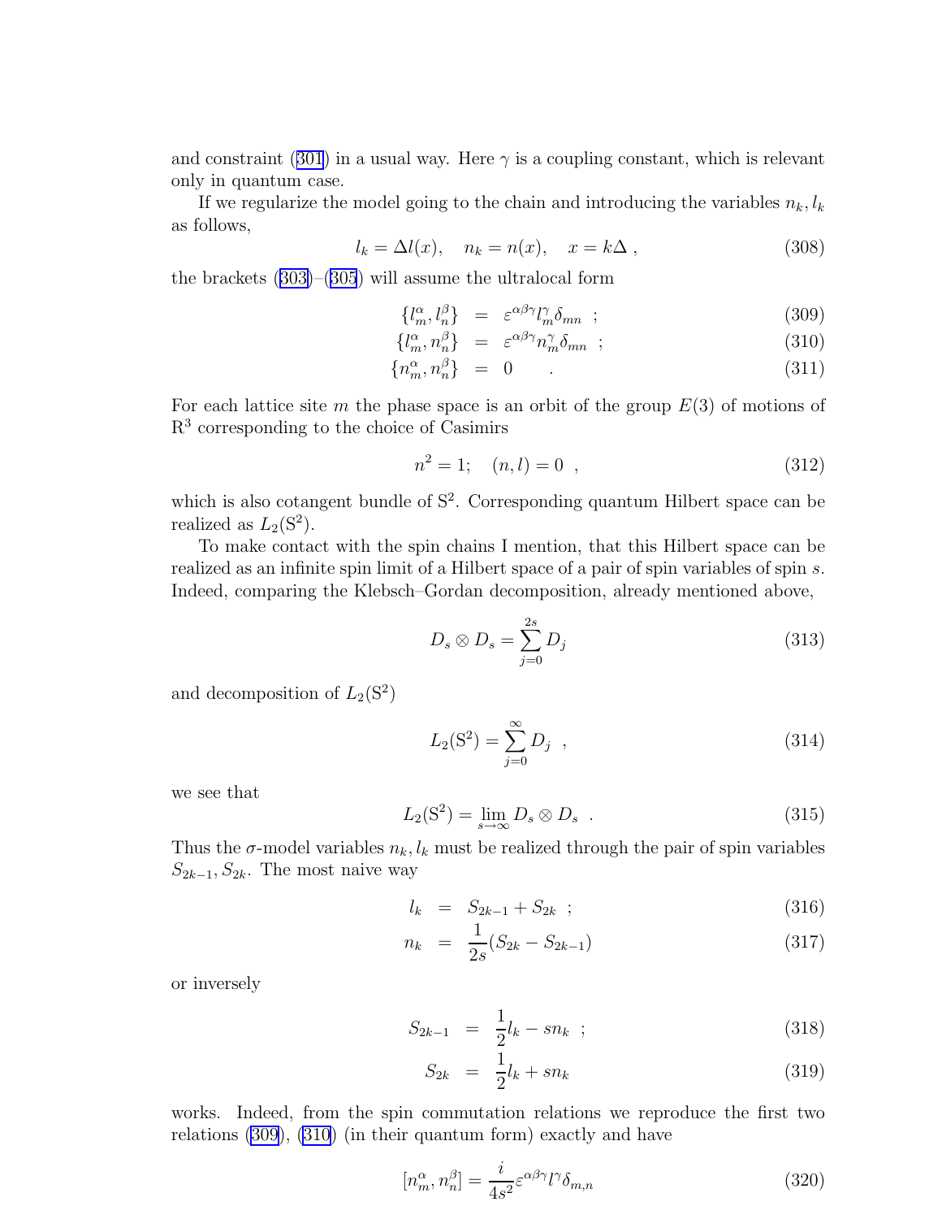and constraint (301) in a usual way. Here $\gamma$ is a coupling constant, which is relevant only in quantum case.

If we regularize the model going to the chain and introducing the variables $n_k, l_k$ as follows,

$$l_k = \Delta l(x), \quad n_k = n(x), \quad x = k\Delta \ , \tag{308}$$

the brackets (303)–(305) will assume the ultralocal form

$$\{l_m^\alpha, l_n^\beta\} = \varepsilon^{\alpha\beta\gamma} l_m^\gamma \delta_{mn} \ ; \tag{309}$$

$$\{l_m^\alpha, n_n^\beta\} = \varepsilon^{\alpha\beta\gamma} n_m^\gamma \delta_{mn} \ ; \tag{310}$$

$$\{n_m^\alpha, n_n^\beta\} = 0 \quad . \tag{311}$$

For each lattice site $m$ the phase space is an orbit of the group $E(3)$ of motions of $\mathrm{R}^3$ corresponding to the choice of Casimirs

$$n^2 = 1; \quad (n, l) = 0 \ , \tag{312}$$

which is also cotangent bundle of $\mathrm{S}^2$. Corresponding quantum Hilbert space can be realized as $L_2(\mathrm{S}^2)$.

To make contact with the spin chains I mention, that this Hilbert space can be realized as an infinite spin limit of a Hilbert space of a pair of spin variables of spin $s$. Indeed, comparing the Klebsch–Gordan decomposition, already mentioned above,

$$D_s \otimes D_s = \sum_{j=0}^{2s} D_j \tag{313}$$

and decomposition of $L_2(\mathrm{S}^2)$

$$L_2(\mathrm{S}^2) = \sum_{j=0}^{\infty} D_j \ , \tag{314}$$

we see that

$$L_2(\mathrm{S}^2) = \lim_{s \to \infty} D_s \otimes D_s \ . \tag{315}$$

Thus the $\sigma$-model variables $n_k, l_k$ must be realized through the pair of spin variables $S_{2k-1}, S_{2k}$. The most naive way

$$l_k = S_{2k-1} + S_{2k} \ ; \tag{316}$$

$$n_k = \frac{1}{2s}(S_{2k} - S_{2k-1}) \tag{317}$$

or inversely

$$S_{2k-1} = \frac{1}{2} l_k - s n_k \ ; \tag{318}$$

$$S_{2k} = \frac{1}{2} l_k + s n_k \tag{319}$$

works. Indeed, from the spin commutation relations we reproduce the first two relations (309), (310) (in their quantum form) exactly and have

$$[n_m^\alpha, n_n^\beta] = \frac{i}{4s^2} \varepsilon^{\alpha\beta\gamma} l^\gamma \delta_{m,n} \tag{320}$$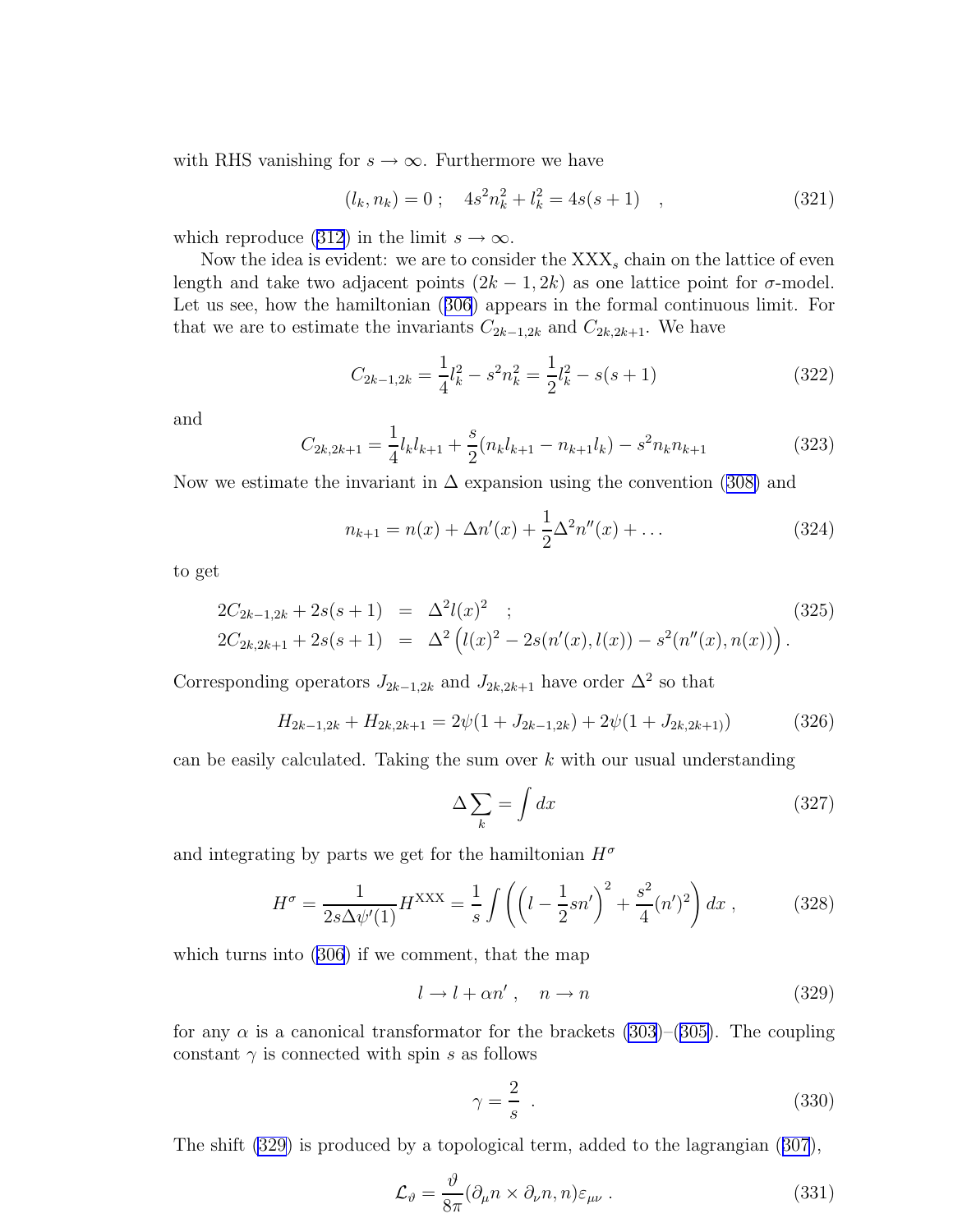with RHS vanishing for $s \to \infty$. Furthermore we have

$$(l_k, n_k) = 0 \; ; \quad 4s^2 n_k^2 + l_k^2 = 4s(s+1) \quad , \tag{321}$$

which reproduce (312) in the limit $s \to \infty$.

Now the idea is evident: we are to consider the $\mathrm{XXX}_s$ chain on the lattice of even length and take two adjacent points $(2k-1, 2k)$ as one lattice point for $\sigma$-model. Let us see, how the hamiltonian (306) appears in the formal continuous limit. For that we are to estimate the invariants $C_{2k-1,2k}$ and $C_{2k,2k+1}$. We have

$$C_{2k-1,2k} = \frac{1}{4} l_k^2 - s^2 n_k^2 = \frac{1}{2} l_k^2 - s(s+1) \tag{322}$$

and

$$C_{2k,2k+1} = \frac{1}{4} l_k l_{k+1} + \frac{s}{2}(n_k l_{k+1} - n_{k+1} l_k) - s^2 n_k n_{k+1} \tag{323}$$

Now we estimate the invariant in $\Delta$ expansion using the convention (308) and

$$n_{k+1} = n(x) + \Delta n'(x) + \frac{1}{2}\Delta^2 n''(x) + \ldots \tag{324}$$

to get

$$\begin{aligned} 2C_{2k-1,2k} + 2s(s+1) &= \Delta^2 l(x)^2 \quad ; \\ 2C_{2k,2k+1} + 2s(s+1) &= \Delta^2 \left( l(x)^2 - 2s(n'(x), l(x)) - s^2 (n''(x), n(x)) \right). \end{aligned} \tag{325}$$

Corresponding operators $J_{2k-1,2k}$ and $J_{2k,2k+1}$ have order $\Delta^2$ so that

$$H_{2k-1,2k} + H_{2k,2k+1} = 2\psi(1 + J_{2k-1,2k}) + 2\psi(1 + J_{2k,2k+1)}) \tag{326}$$

can be easily calculated. Taking the sum over $k$ with our usual understanding

$$\Delta \sum_k = \int dx \tag{327}$$

and integrating by parts we get for the hamiltonian $H^\sigma$

$$H^\sigma = \frac{1}{2s\Delta\psi'(1)} H^{\mathrm{XXX}} = \frac{1}{s} \int \left( \left( l - \frac{1}{2} s n' \right)^2 + \frac{s^2}{4}(n')^2 \right) dx \, , \tag{328}$$

which turns into (306) if we comment, that the map

$$l \to l + \alpha n' \, , \quad n \to n \tag{329}$$

for any $\alpha$ is a canonical transformator for the brackets (303)–(305). The coupling constant $\gamma$ is connected with spin $s$ as follows

$$\gamma = \frac{2}{s} \quad . \tag{330}$$

The shift (329) is produced by a topological term, added to the lagrangian (307),

$$\mathcal{L}_\vartheta = \frac{\vartheta}{8\pi} (\partial_\mu n \times \partial_\nu n, n) \varepsilon_{\mu\nu} \, . \tag{331}$$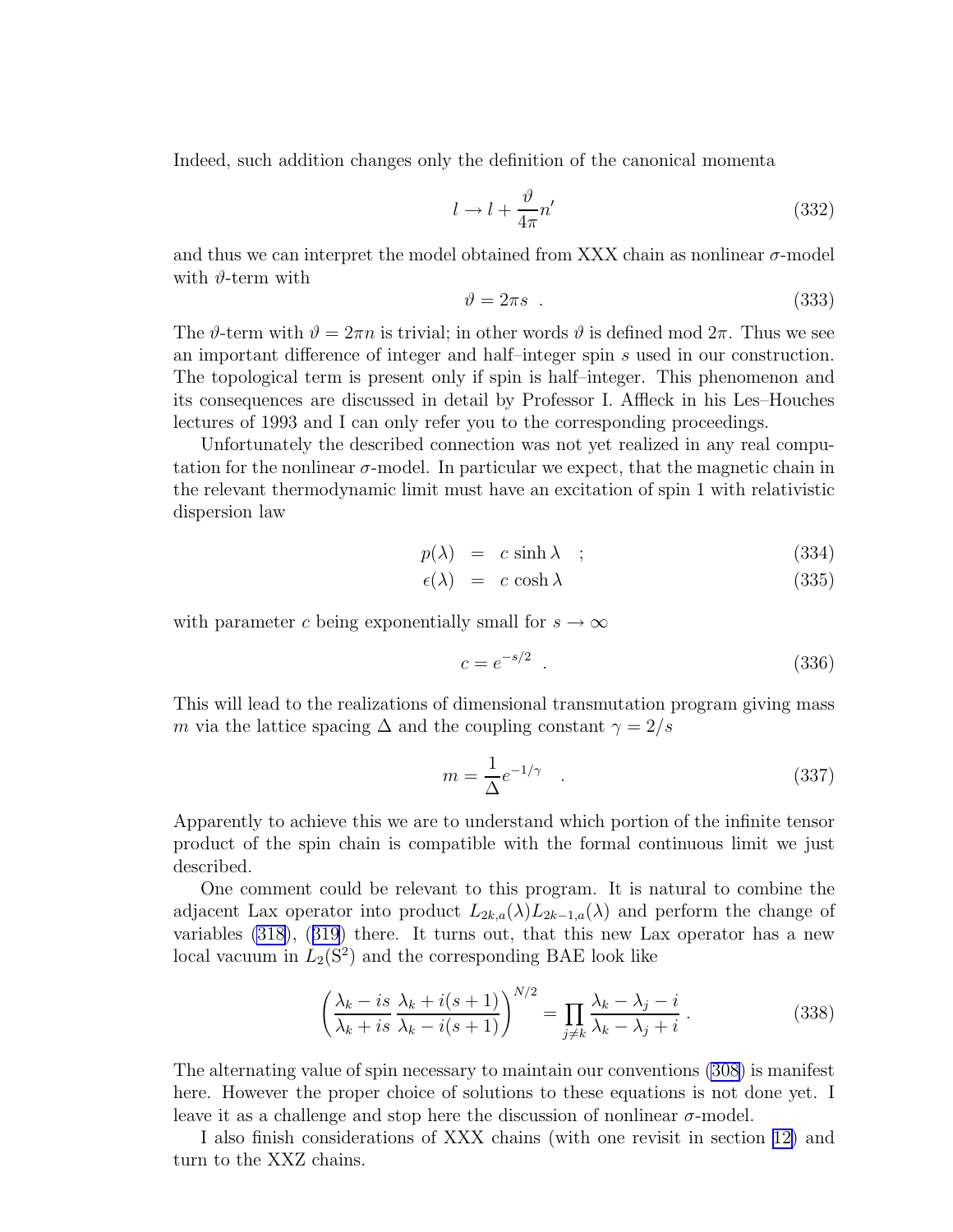Indeed, such addition changes only the definition of the canonical momenta

$$l \to l + \frac{\vartheta}{4\pi} n' \tag{332}$$

and thus we can interpret the model obtained from XXX chain as nonlinear $\sigma$-model with $\vartheta$-term with

$$\vartheta = 2\pi s \ . \tag{333}$$

The $\vartheta$-term with $\vartheta = 2\pi n$ is trivial; in other words $\vartheta$ is defined mod $2\pi$. Thus we see an important difference of integer and half–integer spin $s$ used in our construction. The topological term is present only if spin is half–integer. This phenomenon and its consequences are discussed in detail by Professor I. Affleck in his Les–Houches lectures of 1993 and I can only refer you to the corresponding proceedings.

Unfortunately the described connection was not yet realized in any real computation for the nonlinear $\sigma$-model. In particular we expect, that the magnetic chain in the relevant thermodynamic limit must have an excitation of spin 1 with relativistic dispersion law

$$p(\lambda) \ = \ c \sinh\lambda \quad ; \tag{334}$$

$$\epsilon(\lambda) \ = \ c \cosh\lambda \tag{335}$$

with parameter $c$ being exponentially small for $s \to \infty$

$$c = e^{-s/2} \ . \tag{336}$$

This will lead to the realizations of dimensional transmutation program giving mass $m$ via the lattice spacing $\Delta$ and the coupling constant $\gamma = 2/s$

$$m = \frac{1}{\Delta} e^{-1/\gamma} \quad . \tag{337}$$

Apparently to achieve this we are to understand which portion of the infinite tensor product of the spin chain is compatible with the formal continuous limit we just described.

One comment could be relevant to this program. It is natural to combine the adjacent Lax operator into product $L_{2k,a}(\lambda) L_{2k-1,a}(\lambda)$ and perform the change of variables (318), (319) there. It turns out, that this new Lax operator has a new local vacuum in $L_2(\mathrm{S}^2)$ and the corresponding BAE look like

$$\left( \frac{\lambda_k - is}{\lambda_k + is} \frac{\lambda_k + i(s+1)}{\lambda_k - i(s+1)} \right)^{N/2} = \prod_{j \neq k} \frac{\lambda_k - \lambda_j - i}{\lambda_k - \lambda_j + i} \, . \tag{338}$$

The alternating value of spin necessary to maintain our conventions (308) is manifest here. However the proper choice of solutions to these equations is not done yet. I leave it as a challenge and stop here the discussion of nonlinear $\sigma$-model.

I also finish considerations of XXX chains (with one revisit in section 12) and turn to the XXZ chains.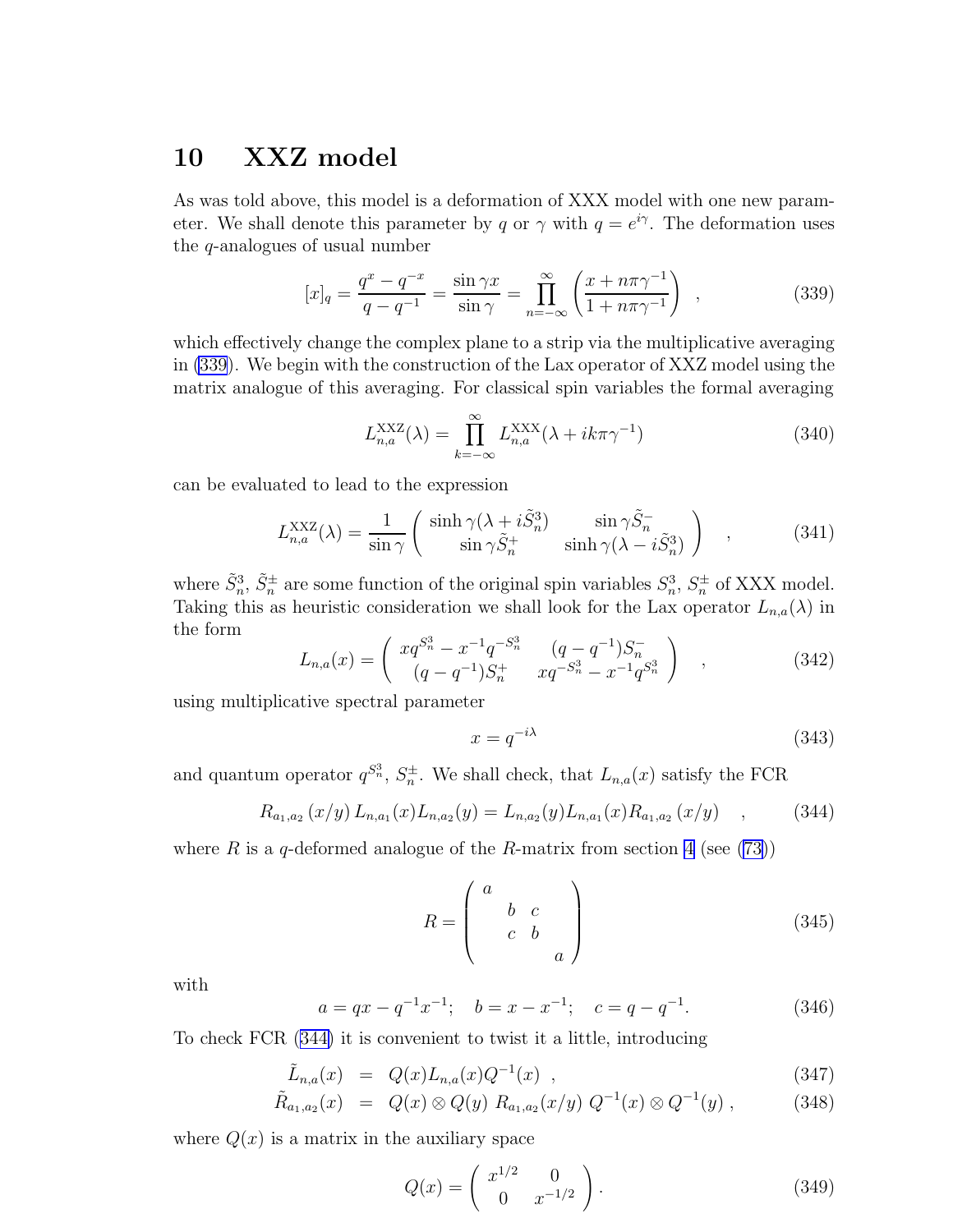# 10 XXZ model

As was told above, this model is a deformation of XXX model with one new parameter. We shall denote this parameter by $q$ or $\gamma$ with $q = e^{i\gamma}$. The deformation uses the $q$-analogues of usual number

$$[x]_q = \frac{q^x - q^{-x}}{q - q^{-1}} = \frac{\sin \gamma x}{\sin \gamma} = \prod_{n=-\infty}^{\infty} \left( \frac{x + n\pi\gamma^{-1}}{1 + n\pi\gamma^{-1}} \right) \quad , \tag{339}$$

which effectively change the complex plane to a strip via the multiplicative averaging in (339). We begin with the construction of the Lax operator of XXZ model using the matrix analogue of this averaging. For classical spin variables the formal averaging

$$L_{n,a}^{\mathrm{XXZ}}(\lambda) = \prod_{k=-\infty}^{\infty} L_{n,a}^{\mathrm{XXX}}(\lambda + ik\pi\gamma^{-1}) \tag{340}$$

can be evaluated to lead to the expression

$$L_{n,a}^{\mathrm{XXZ}}(\lambda) = \frac{1}{\sin \gamma} \begin{pmatrix} \sinh \gamma(\lambda + i\tilde{S}_n^3) & \sin \gamma \tilde{S}_n^- \\ \sin \gamma \tilde{S}_n^+ & \sinh \gamma(\lambda - i\tilde{S}_n^3) \end{pmatrix} \quad , \tag{341}$$

where $\tilde{S}_n^3$, $\tilde{S}_n^\pm$ are some function of the original spin variables $S_n^3$, $S_n^\pm$ of XXX model. Taking this as heuristic consideration we shall look for the Lax operator $L_{n,a}(\lambda)$ in the form

$$L_{n,a}(x) = \begin{pmatrix} xq^{S_n^3} - x^{-1}q^{-S_n^3} & (q - q^{-1})S_n^- \\ (q - q^{-1})S_n^+ & xq^{-S_n^3} - x^{-1}q^{S_n^3} \end{pmatrix} \quad , \tag{342}$$

using multiplicative spectral parameter

$$x = q^{-i\lambda} \tag{343}$$

and quantum operator $q^{S_n^3}$, $S_n^\pm$. We shall check, that $L_{n,a}(x)$ satisfy the FCR

$$R_{a_1,a_2}(x/y)\, L_{n,a_1}(x) L_{n,a_2}(y) = L_{n,a_2}(y) L_{n,a_1}(x) R_{a_1,a_2}(x/y) \quad , \tag{344}$$

where $R$ is a $q$-deformed analogue of the $R$-matrix from section 4 (see (73))

$$R = \begin{pmatrix} a & & & \\ & b & c & \\ & c & b & \\ & & & a \end{pmatrix} \tag{345}$$

with

$$a = qx - q^{-1}x^{-1}; \quad b = x - x^{-1}; \quad c = q - q^{-1}. \tag{346}$$

To check FCR (344) it is convenient to twist it a little, introducing

$$\tilde{L}_{n,a}(x) = Q(x) L_{n,a}(x) Q^{-1}(x) \ , \tag{347}$$

$$\tilde{R}_{a_1,a_2}(x) = Q(x) \otimes Q(y)\ R_{a_1,a_2}(x/y)\ Q^{-1}(x) \otimes Q^{-1}(y) \ , \tag{348}$$

where $Q(x)$ is a matrix in the auxiliary space

$$Q(x) = \begin{pmatrix} x^{1/2} & 0 \\ 0 & x^{-1/2} \end{pmatrix}. \tag{349}$$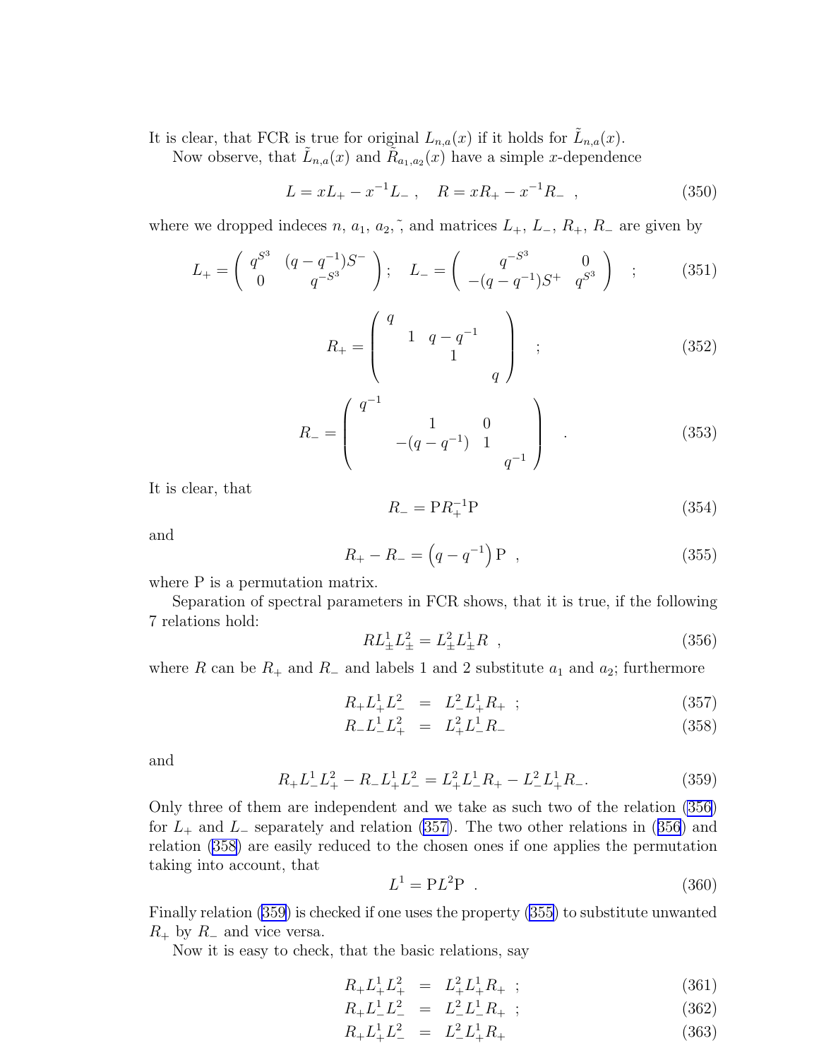It is clear, that FCR is true for original $L_{n,a}(x)$ if it holds for $\tilde{L}_{n,a}(x)$.

Now observe, that $\tilde{L}_{n,a}(x)$ and $\tilde{R}_{a_1,a_2}(x)$ have a simple $x$-dependence

$$L = xL_+ - x^{-1}L_- \ , \quad R = xR_+ - x^{-1}R_- \ , \tag{350}$$

where we dropped indeces $n$, $a_1$, $a_2$, $\tilde{}$, and matrices $L_+$, $L_-$, $R_+$, $R_-$ are given by

$$L_+ = \begin{pmatrix} q^{S^3} & (q-q^{-1})S^- \\ 0 & q^{-S^3} \end{pmatrix}; \quad L_- = \begin{pmatrix} q^{-S^3} & 0 \\ -(q-q^{-1})S^+ & q^{S^3} \end{pmatrix} \quad ; \tag{351}$$

$$R_+ = \begin{pmatrix} q & & & \\ & 1 & q-q^{-1} & \\ & & 1 & \\ & & & q \end{pmatrix} \quad ; \tag{352}$$

$$R_- = \begin{pmatrix} q^{-1} & & & \\ & 1 & 0 & \\ & -(q-q^{-1}) & 1 & \\ & & & q^{-1} \end{pmatrix} \quad . \tag{353}$$

It is clear, that

$$R_- = \mathrm{P} R_+^{-1} \mathrm{P} \tag{354}$$

and

$$R_+ - R_- = \left(q - q^{-1}\right) \mathrm{P} \ \ , \tag{355}$$

where P is a permutation matrix.

Separation of spectral parameters in FCR shows, that it is true, if the following 7 relations hold:

$$R L_\pm^1 L_\pm^2 = L_\pm^2 L_\pm^1 R \ \ , \tag{356}$$

where $R$ can be $R_+$ and $R_-$ and labels 1 and 2 substitute $a_1$ and $a_2$; furthermore

$$R_+ L_+^1 L_-^2 \ = \ L_-^2 L_+^1 R_+ \ ; \tag{357}$$

$$R_- L_-^1 L_+^2 \ = \ L_+^2 L_-^1 R_- \tag{358}$$

and

$$R_+ L_-^1 L_+^2 - R_- L_+^1 L_-^2 = L_+^2 L_-^1 R_+ - L_-^2 L_+^1 R_- . \tag{359}$$

Only three of them are independent and we take as such two of the relation (356) for $L_+$ and $L_-$ separately and relation (357). The two other relations in (356) and relation (358) are easily reduced to the chosen ones if one applies the permutation taking into account, that

$$L^1 = \mathrm{P} L^2 \mathrm{P} \ \ . \tag{360}$$

Finally relation (359) is checked if one uses the property (355) to substitute unwanted $R_+$ by $R_-$ and vice versa.

Now it is easy to check, that the basic relations, say

$$R_+ L_+^1 L_+^2 \ = \ L_+^2 L_+^1 R_+ \ ; \tag{361}$$

$$R_+ L_-^1 L_-^2 \ = \ L_-^2 L_-^1 R_+ \ ; \tag{362}$$

$$R_+ L_+^1 L_-^2 \ = \ L_-^2 L_+^1 R_+ \tag{363}$$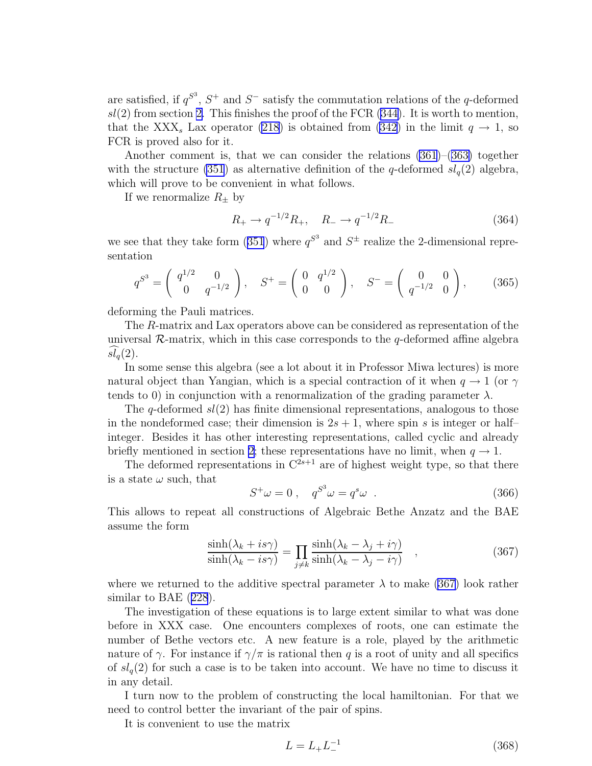are satisfied, if $q^{S^3}$, $S^+$ and $S^-$ satisfy the commutation relations of the $q$-deformed $sl(2)$ from section 2. This finishes the proof of the FCR (344). It is worth to mention, that the $\mathrm{XXX}_s$ Lax operator (218) is obtained from (342) in the limit $q \to 1$, so FCR is proved also for it.

Another comment is, that we can consider the relations (361)–(363) together with the structure (351) as alternative definition of the $q$-deformed $sl_q(2)$ algebra, which will prove to be convenient in what follows.

If we renormalize $R_\pm$ by

$$R_+ \to q^{-1/2} R_+, \quad R_- \to q^{-1/2} R_- \tag{364}$$

we see that they take form (351) where $q^{S^3}$ and $S^\pm$ realize the 2-dimensional representation

$$q^{S^3} = \begin{pmatrix} q^{1/2} & 0 \\ 0 & q^{-1/2} \end{pmatrix}, \quad S^+ = \begin{pmatrix} 0 & q^{1/2} \\ 0 & 0 \end{pmatrix}, \quad S^- = \begin{pmatrix} 0 & 0 \\ q^{-1/2} & 0 \end{pmatrix}, \tag{365}$$

deforming the Pauli matrices.

The $R$-matrix and Lax operators above can be considered as representation of the universal $\mathcal{R}$-matrix, which in this case corresponds to the $q$-deformed affine algebra $\widehat{sl_q}(2)$.

In some sense this algebra (see a lot about it in Professor Miwa lectures) is more natural object than Yangian, which is a special contraction of it when $q \to 1$ (or $\gamma$ tends to 0) in conjunction with a renormalization of the grading parameter $\lambda$.

The $q$-deformed $sl(2)$ has finite dimensional representations, analogous to those in the nondeformed case; their dimension is $2s+1$, where spin $s$ is integer or half–integer. Besides it has other interesting representations, called cyclic and already briefly mentioned in section 2; these representations have no limit, when $q \to 1$.

The deformed representations in $\mathrm{C}^{2s+1}$ are of highest weight type, so that there is a state $\omega$ such, that

$$S^+ \omega = 0 \, , \quad q^{S^3} \omega = q^s \omega \ . \tag{366}$$

This allows to repeat all constructions of Algebraic Bethe Anzatz and the BAE assume the form

$$\frac{\sinh(\lambda_k + is\gamma)}{\sinh(\lambda_k - is\gamma)} = \prod_{j \neq k} \frac{\sinh(\lambda_k - \lambda_j + i\gamma)}{\sinh(\lambda_k - \lambda_j - i\gamma)} \quad , \tag{367}$$

where we returned to the additive spectral parameter $\lambda$ to make (367) look rather similar to BAE (228).

The investigation of these equations is to large extent similar to what was done before in XXX case. One encounters complexes of roots, one can estimate the number of Bethe vectors etc. A new feature is a role, played by the arithmetic nature of $\gamma$. For instance if $\gamma/\pi$ is rational then $q$ is a root of unity and all specifics of $sl_q(2)$ for such a case is to be taken into account. We have no time to discuss it in any detail.

I turn now to the problem of constructing the local hamiltonian. For that we need to control better the invariant of the pair of spins.

It is convenient to use the matrix

$$L = L_+ L_-^{-1} \tag{368}$$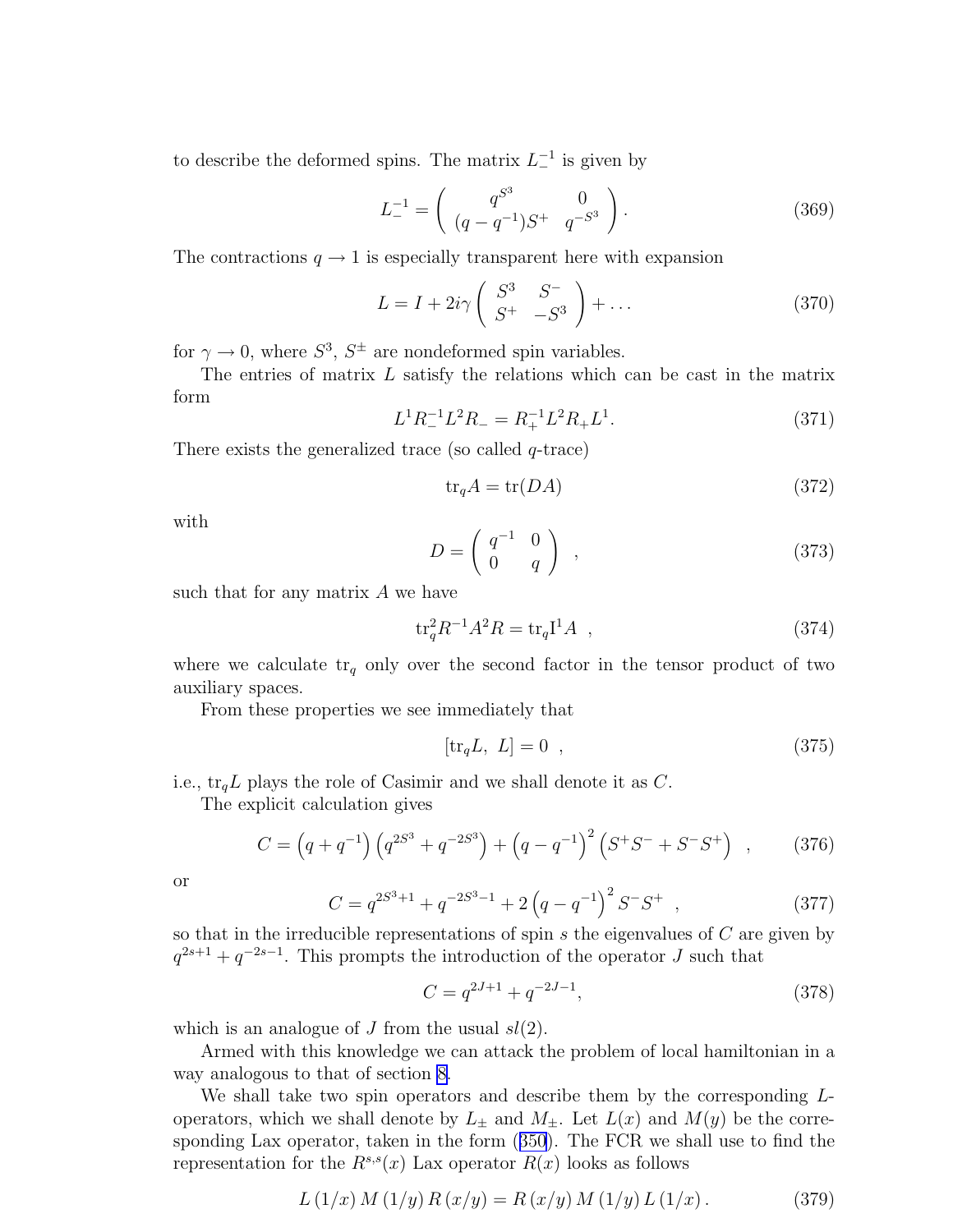to describe the deformed spins. The matrix $L_-^{-1}$ is given by

$$L_-^{-1} = \begin{pmatrix} q^{S^3} & 0 \\ (q-q^{-1})S^+ & q^{-S^3} \end{pmatrix}. \tag{369}$$

The contractions $q \to 1$ is especially transparent here with expansion

$$L = I + 2i\gamma \begin{pmatrix} S^3 & S^- \\ S^+ & -S^3 \end{pmatrix} + \dots \tag{370}$$

for $\gamma \to 0$, where $S^3$, $S^{\pm}$ are nondeformed spin variables.

The entries of matrix $L$ satisfy the relations which can be cast in the matrix form

$$L^1 R_-^{-1} L^2 R_- = R_+^{-1} L^2 R_+ L^1. \tag{371}$$

There exists the generalized trace (so called $q$-trace)

$$\mathrm{tr}_q A = \mathrm{tr}(DA) \tag{372}$$

with

$$D = \begin{pmatrix} q^{-1} & 0 \\ 0 & q \end{pmatrix} \ , \tag{373}$$

such that for any matrix $A$ we have

$$\mathrm{tr}_q^2 R^{-1} A^2 R = \mathrm{tr}_q \mathrm{I}^1 A \ , \tag{374}$$

where we calculate $\mathrm{tr}_q$ only over the second factor in the tensor product of two auxiliary spaces.

From these properties we see immediately that

$$[\mathrm{tr}_q L,\ L] = 0 \ , \tag{375}$$

i.e., $\mathrm{tr}_q L$ plays the role of Casimir and we shall denote it as $C$.

The explicit calculation gives

$$C = \left(q+q^{-1}\right)\left(q^{2S^3} + q^{-2S^3}\right) + \left(q-q^{-1}\right)^2 \left(S^+S^- + S^-S^+\right) \ , \tag{376}$$

or

$$C = q^{2S^3+1} + q^{-2S^3-1} + 2\left(q-q^{-1}\right)^2 S^-S^+ \ , \tag{377}$$

so that in the irreducible representations of spin $s$ the eigenvalues of $C$ are given by $q^{2s+1} + q^{-2s-1}$. This prompts the introduction of the operator $J$ such that

$$C = q^{2J+1} + q^{-2J-1}, \tag{378}$$

which is an analogue of $J$ from the usual $sl(2)$.

Armed with this knowledge we can attack the problem of local hamiltonian in a way analogous to that of section 8.

We shall take two spin operators and describe them by the corresponding $L$-operators, which we shall denote by $L_{\pm}$ and $M_{\pm}$. Let $L(x)$ and $M(y)$ be the corresponding Lax operator, taken in the form (350). The FCR we shall use to find the representation for the $R^{s,s}(x)$ Lax operator $R(x)$ looks as follows

$$L\left(1/x\right) M\left(1/y\right) R\left(x/y\right) = R\left(x/y\right) M\left(1/y\right) L\left(1/x\right). \tag{379}$$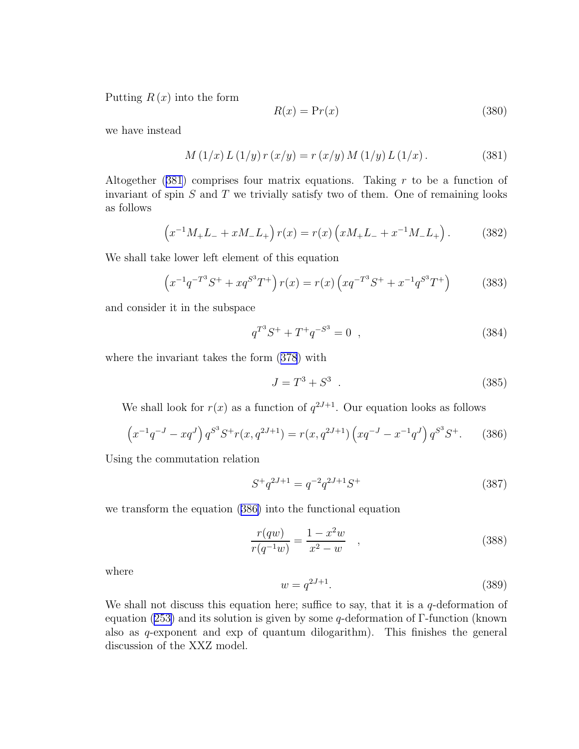Putting $R(x)$ into the form

$$R(x) = \mathrm{P}r(x) \tag{380}$$

we have instead

$$M(1/x)\, L(1/y)\, r(x/y) = r(x/y)\, M(1/y)\, L(1/x)\,. \tag{381}$$

Altogether (381) comprises four matrix equations. Taking $r$ to be a function of invariant of spin $S$ and $T$ we trivially satisfy two of them. One of remaining looks as follows

$$\left(x^{-1}M_{+}L_{-} + xM_{-}L_{+}\right) r(x) = r(x)\left(xM_{+}L_{-} + x^{-1}M_{-}L_{+}\right). \tag{382}$$

We shall take lower left element of this equation

$$\left(x^{-1}q^{-T^3}S^{+} + xq^{S^3}T^{+}\right) r(x) = r(x)\left(xq^{-T^3}S^{+} + x^{-1}q^{S^3}T^{+}\right) \tag{383}$$

and consider it in the subspace

$$q^{T^3}S^{+} + T^{+}q^{-S^3} = 0 \quad , \tag{384}$$

where the invariant takes the form (378) with

$$J = T^3 + S^3 \quad . \tag{385}$$

We shall look for $r(x)$ as a function of $q^{2J+1}$. Our equation looks as follows

$$\left(x^{-1}q^{-J} - xq^{J}\right) q^{S^3}S^{+} r(x, q^{2J+1}) = r(x, q^{2J+1})\left(xq^{-J} - x^{-1}q^{J}\right) q^{S^3}S^{+}. \tag{386}$$

Using the commutation relation

$$S^{+}q^{2J+1} = q^{-2}q^{2J+1}S^{+} \tag{387}$$

we transform the equation (386) into the functional equation

$$\frac{r(qw)}{r(q^{-1}w)} = \frac{1 - x^2 w}{x^2 - w} \quad , \tag{388}$$

where

$$w = q^{2J+1}. \tag{389}$$

We shall not discuss this equation here; suffice to say, that it is a $q$-deformation of equation (253) and its solution is given by some $q$-deformation of $\Gamma$-function (known also as $q$-exponent and exp of quantum dilogarithm). This finishes the general discussion of the XXZ model.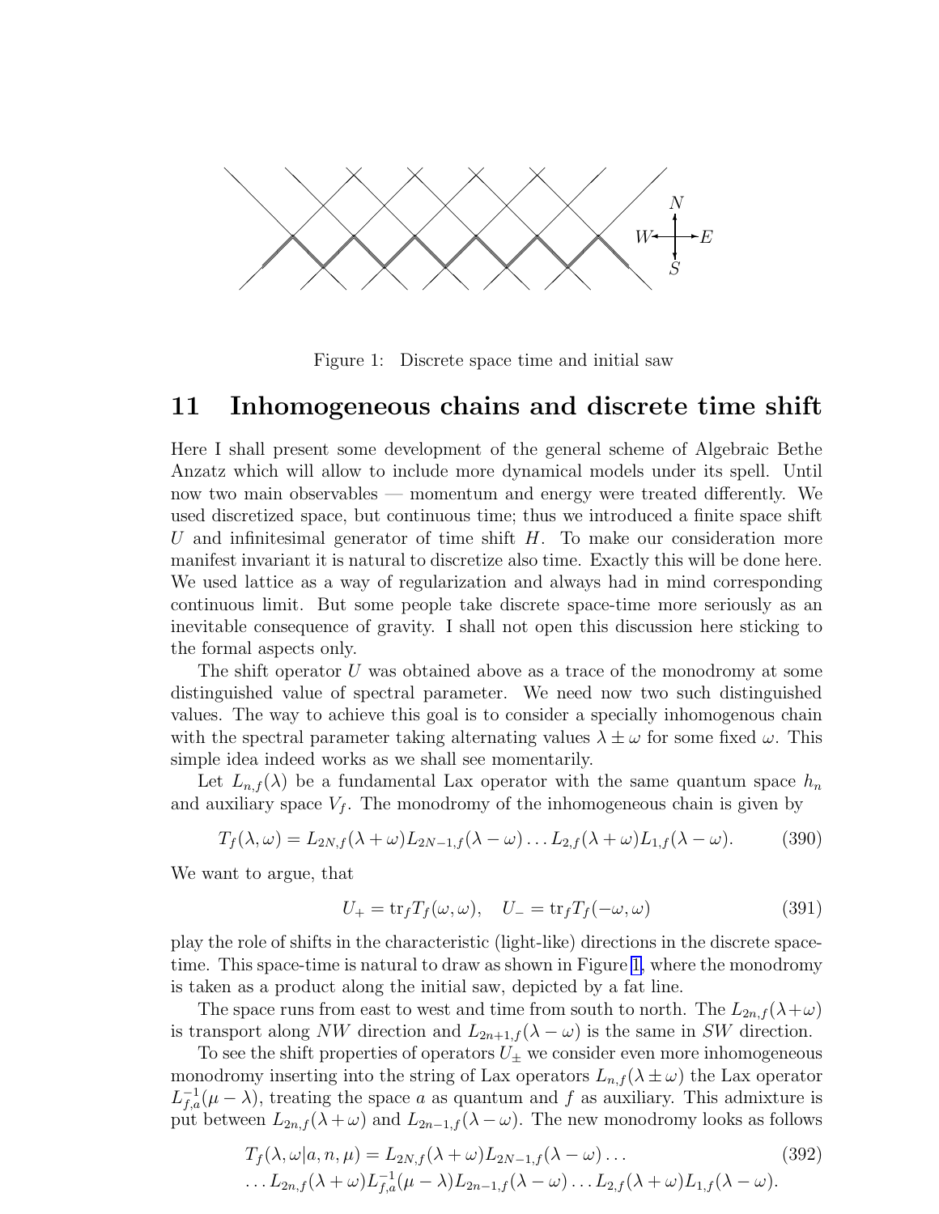Figure 1: Discrete space time and initial saw

## 11 Inhomogeneous chains and discrete time shift

Here I shall present some development of the general scheme of Algebraic Bethe Anzatz which will allow to include more dynamical models under its spell. Until now two main observables — momentum and energy were treated differently. We used discretized space, but continuous time; thus we introduced a finite space shift $U$ and infinitesimal generator of time shift $H$. To make our consideration more manifest invariant it is natural to discretize also time. Exactly this will be done here. We used lattice as a way of regularization and always had in mind corresponding continuous limit. But some people take discrete space-time more seriously as an inevitable consequence of gravity. I shall not open this discussion here sticking to the formal aspects only.

The shift operator $U$ was obtained above as a trace of the monodromy at some distinguished value of spectral parameter. We need now two such distinguished values. The way to achieve this goal is to consider a specially inhomogenous chain with the spectral parameter taking alternating values $\lambda \pm \omega$ for some fixed $\omega$. This simple idea indeed works as we shall see momentarily.

Let $L_{n,f}(\lambda)$ be a fundamental Lax operator with the same quantum space $h_n$ and auxiliary space $V_f$. The monodromy of the inhomogeneous chain is given by

$$T_f(\lambda, \omega) = L_{2N,f}(\lambda + \omega) L_{2N-1,f}(\lambda - \omega) \ldots L_{2,f}(\lambda + \omega) L_{1,f}(\lambda - \omega). \tag{390}$$

We want to argue, that

$$U_+ = \mathrm{tr}_f T_f(\omega, \omega), \quad U_- = \mathrm{tr}_f T_f(-\omega, \omega) \tag{391}$$

play the role of shifts in the characteristic (light-like) directions in the discrete space-time. This space-time is natural to draw as shown in Figure 1, where the monodromy is taken as a product along the initial saw, depicted by a fat line.

The space runs from east to west and time from south to north. The $L_{2n,f}(\lambda+\omega)$ is transport along $NW$ direction and $L_{2n+1,f}(\lambda - \omega)$ is the same in $SW$ direction.

To see the shift properties of operators $U_\pm$ we consider even more inhomogeneous monodromy inserting into the string of Lax operators $L_{n,f}(\lambda \pm \omega)$ the Lax operator $L^{-1}_{f,a}(\mu - \lambda)$, treating the space $a$ as quantum and $f$ as auxiliary. This admixture is put between $L_{2n,f}(\lambda + \omega)$ and $L_{2n-1,f}(\lambda - \omega)$. The new monodromy looks as follows

$$\begin{aligned} T_f(\lambda, \omega | a, n, \mu) &= L_{2N,f}(\lambda + \omega) L_{2N-1,f}(\lambda - \omega) \ldots \\ &\ldots L_{2n,f}(\lambda + \omega) L^{-1}_{f,a}(\mu - \lambda) L_{2n-1,f}(\lambda - \omega) \ldots L_{2,f}(\lambda + \omega) L_{1,f}(\lambda - \omega). \end{aligned} \tag{392}$$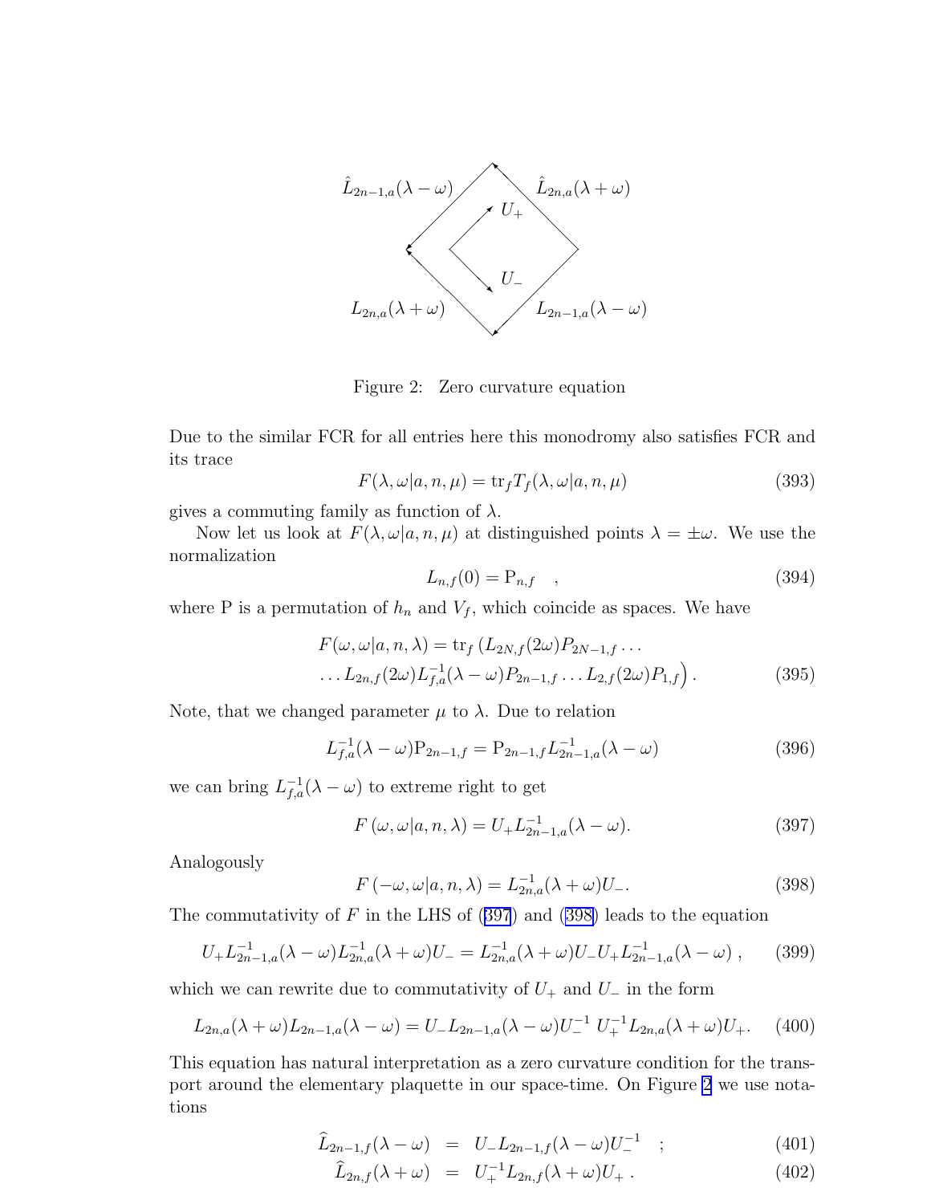Figure 2: Zero curvature equation

Due to the similar FCR for all entries here this monodromy also satisfies FCR and its trace

$$F(\lambda,\omega|a,n,\mu) = \mathrm{tr}_f T_f(\lambda,\omega|a,n,\mu) \tag{393}$$

gives a commuting family as function of $\lambda$.

Now let us look at $F(\lambda,\omega|a,n,\mu)$ at distinguished points $\lambda = \pm\omega$. We use the normalization

$$L_{n,f}(0) = \mathrm{P}_{n,f} \quad , \tag{394}$$

where P is a permutation of $h_n$ and $V_f$, which coincide as spaces. We have

$$\begin{aligned} F(\omega,\omega|a,n,\lambda) = \mathrm{tr}_f \, & (L_{2N,f}(2\omega)P_{2N-1,f}\dots \\ & \dots L_{2n,f}(2\omega)L^{-1}_{f,a}(\lambda-\omega)P_{2n-1,f}\dots L_{2,f}(2\omega)P_{1,f}\big) \, . \end{aligned} \tag{395}$$

Note, that we changed parameter $\mu$ to $\lambda$. Due to relation

$$L^{-1}_{f,a}(\lambda-\omega)\mathrm{P}_{2n-1,f} = \mathrm{P}_{2n-1,f}L^{-1}_{2n-1,a}(\lambda-\omega) \tag{396}$$

we can bring $L^{-1}_{f,a}(\lambda-\omega)$ to extreme right to get

$$F\left(\omega,\omega|a,n,\lambda\right) = U_+ L^{-1}_{2n-1,a}(\lambda-\omega). \tag{397}$$

Analogously

$$F\left(-\omega,\omega|a,n,\lambda\right) = L^{-1}_{2n,a}(\lambda+\omega)U_-. \tag{398}$$

The commutativity of $F$ in the LHS of (397) and (398) leads to the equation

$$U_+L^{-1}_{2n-1,a}(\lambda-\omega)L^{-1}_{2n,a}(\lambda+\omega)U_- = L^{-1}_{2n,a}(\lambda+\omega)U_-U_+L^{-1}_{2n-1,a}(\lambda-\omega) \, , \tag{399}$$

which we can rewrite due to commutativity of $U_+$ and $U_-$ in the form

$$L_{2n,a}(\lambda+\omega)L_{2n-1,a}(\lambda-\omega) = U_-L_{2n-1,a}(\lambda-\omega)U^{-1}_- \; U^{-1}_+L_{2n,a}(\lambda+\omega)U_+. \tag{400}$$

This equation has natural interpretation as a zero curvature condition for the transport around the elementary plaquette in our space-time. On Figure 2 we use notations

$$\begin{aligned} \widehat{L}_{2n-1,f}(\lambda-\omega) &= U_-L_{2n-1,f}(\lambda-\omega)U^{-1}_- \quad ; & (401) \\ \widehat{L}_{2n,f}(\lambda+\omega) &= U^{-1}_+L_{2n,f}(\lambda+\omega)U_+ \, . & (402) \end{aligned}$$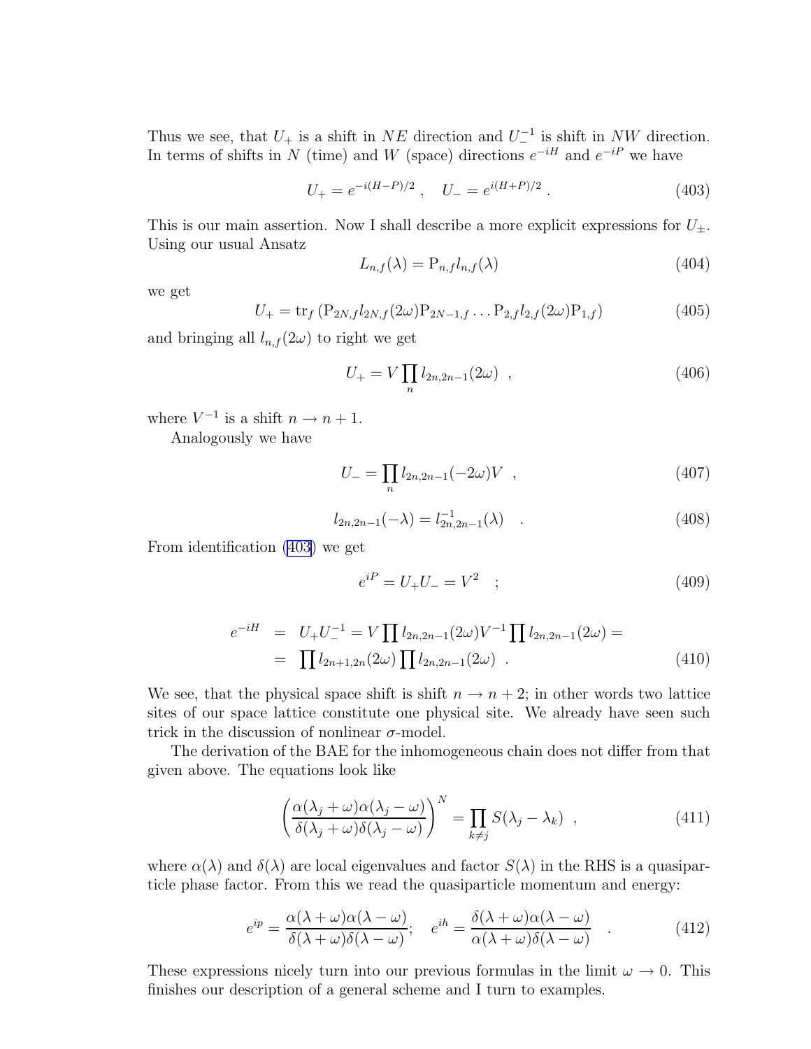Thus we see, that $U_+$ is a shift in $NE$ direction and $U_-^{-1}$ is shift in $NW$ direction. In terms of shifts in $N$ (time) and $W$ (space) directions $e^{-iH}$ and $e^{-iP}$ we have

$$U_+ = e^{-i(H-P)/2} \ , \quad U_- = e^{i(H+P)/2} \ . \tag{403}$$

This is our main assertion. Now I shall describe a more explicit expressions for $U_\pm$. Using our usual Ansatz

$$L_{n,f}(\lambda) = \mathrm{P}_{n,f} l_{n,f}(\lambda) \tag{404}$$

we get

$$U_+ = \mathrm{tr}_f \left( \mathrm{P}_{2N,f} l_{2N,f}(2\omega) \mathrm{P}_{2N-1,f} \ldots \mathrm{P}_{2,f} l_{2,f}(2\omega) \mathrm{P}_{1,f} \right) \tag{405}$$

and bringing all $l_{n,f}(2\omega)$ to right we get

$$U_+ = V \prod_n l_{2n,2n-1}(2\omega) \ \ , \tag{406}$$

where $V^{-1}$ is a shift $n \to n+1$.

Analogously we have

$$U_- = \prod_n l_{2n,2n-1}(-2\omega) V \ \ , \tag{407}$$

$$l_{2n,2n-1}(-\lambda) = l^{-1}_{2n,2n-1}(\lambda) \quad . \tag{408}$$

From identification (403) we get

$$e^{iP} = U_+ U_- = V^2 \quad ; \tag{409}$$

$$\begin{aligned} e^{-iH} &= U_+ U_-^{-1} = V \prod l_{2n,2n-1}(2\omega) V^{-1} \prod l_{2n,2n-1}(2\omega) = \\ &= \prod l_{2n+1,2n}(2\omega) \prod l_{2n,2n-1}(2\omega) \ \ . \end{aligned} \tag{410}$$

We see, that the physical space shift is shift $n \to n+2$; in other words two lattice sites of our space lattice constitute one physical site. We already have seen such trick in the discussion of nonlinear $\sigma$-model.

The derivation of the BAE for the inhomogeneous chain does not differ from that given above. The equations look like

$$\left( \frac{\alpha(\lambda_j + \omega)\alpha(\lambda_j - \omega)}{\delta(\lambda_j + \omega)\delta(\lambda_j - \omega)} \right)^N = \prod_{k \neq j} S(\lambda_j - \lambda_k) \ \ , \tag{411}$$

where $\alpha(\lambda)$ and $\delta(\lambda)$ are local eigenvalues and factor $S(\lambda)$ in the RHS is a quasiparticle phase factor. From this we read the quasiparticle momentum and energy:

$$e^{ip} = \frac{\alpha(\lambda + \omega)\alpha(\lambda - \omega)}{\delta(\lambda + \omega)\delta(\lambda - \omega)}; \quad e^{ih} = \frac{\delta(\lambda + \omega)\alpha(\lambda - \omega)}{\alpha(\lambda + \omega)\delta(\lambda - \omega)} \quad . \tag{412}$$

These expressions nicely turn into our previous formulas in the limit $\omega \to 0$. This finishes our description of a general scheme and I turn to examples.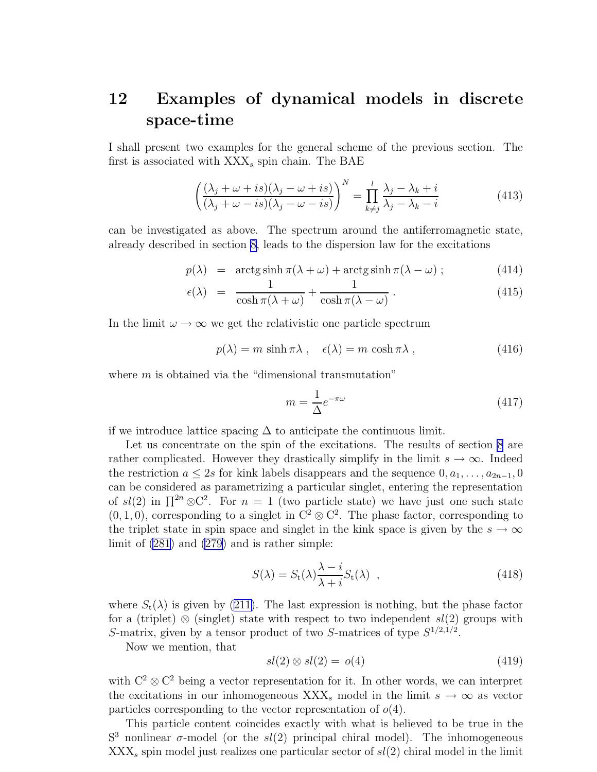# 12 Examples of dynamical models in discrete space-time

I shall present two examples for the general scheme of the previous section. The first is associated with $\mathrm{XXX}_s$ spin chain. The BAE

$$\left(\frac{(\lambda_j+\omega+is)(\lambda_j-\omega+is)}{(\lambda_j+\omega-is)(\lambda_j-\omega-is)}\right)^N = \prod_{k\neq j}^{l} \frac{\lambda_j-\lambda_k+i}{\lambda_j-\lambda_k-i} \tag{413}$$

can be investigated as above. The spectrum around the antiferromagnetic state, already described in section 8, leads to the dispersion law for the excitations

$$p(\lambda) = \operatorname{arctg}\sinh\pi(\lambda+\omega) + \operatorname{arctg}\sinh\pi(\lambda-\omega)\ ; \tag{414}$$

$$\epsilon(\lambda) = \frac{1}{\cosh\pi(\lambda+\omega)} + \frac{1}{\cosh\pi(\lambda-\omega)}\ . \tag{415}$$

In the limit $\omega\to\infty$ we get the relativistic one particle spectrum

$$p(\lambda) = m\,\sinh\pi\lambda\ ,\quad \epsilon(\lambda) = m\,\cosh\pi\lambda\ , \tag{416}$$

where $m$ is obtained via the "dimensional transmutation"

$$m = \frac{1}{\Delta}e^{-\pi\omega} \tag{417}$$

if we introduce lattice spacing $\Delta$ to anticipate the continuous limit.

Let us concentrate on the spin of the excitations. The results of section 8 are rather complicated. However they drastically simplify in the limit $s\to\infty$. Indeed the restriction $a\leq 2s$ for kink labels disappears and the sequence $0, a_1, \ldots, a_{2n-1}, 0$ can be considered as parametrizing a particular singlet, entering the representation of $sl(2)$ in $\prod^{2n}\otimes \mathrm{C}^2$. For $n=1$ (two particle state) we have just one such state $(0,1,0)$, corresponding to a singlet in $\mathrm{C}^2\otimes\mathrm{C}^2$. The phase factor, corresponding to the triplet state in spin space and singlet in the kink space is given by the $s\to\infty$ limit of (281) and (279) and is rather simple:

$$S(\lambda) = S_{\mathrm{t}}(\lambda)\frac{\lambda-i}{\lambda+i}S_{\mathrm{t}}(\lambda)\ \ , \tag{418}$$

where $S_{\mathrm{t}}(\lambda)$ is given by (211). The last expression is nothing, but the phase factor for a (triplet) $\otimes$ (singlet) state with respect to two independent $sl(2)$ groups with $S$-matrix, given by a tensor product of two $S$-matrices of type $S^{1/2,1/2}$.

Now we mention, that

$$sl(2)\otimes sl(2) = o(4) \tag{419}$$

with $\mathrm{C}^2\otimes\mathrm{C}^2$ being a vector representation for it. In other words, we can interpret the excitations in our inhomogeneous $\mathrm{XXX}_s$ model in the limit $s\to\infty$ as vector particles corresponding to the vector representation of $o(4)$.

This particle content coincides exactly with what is believed to be true in the $\mathrm{S}^3$ nonlinear $\sigma$-model (or the $sl(2)$ principal chiral model). The inhomogeneous $\mathrm{XXX}_s$ spin model just realizes one particular sector of $sl(2)$ chiral model in the limit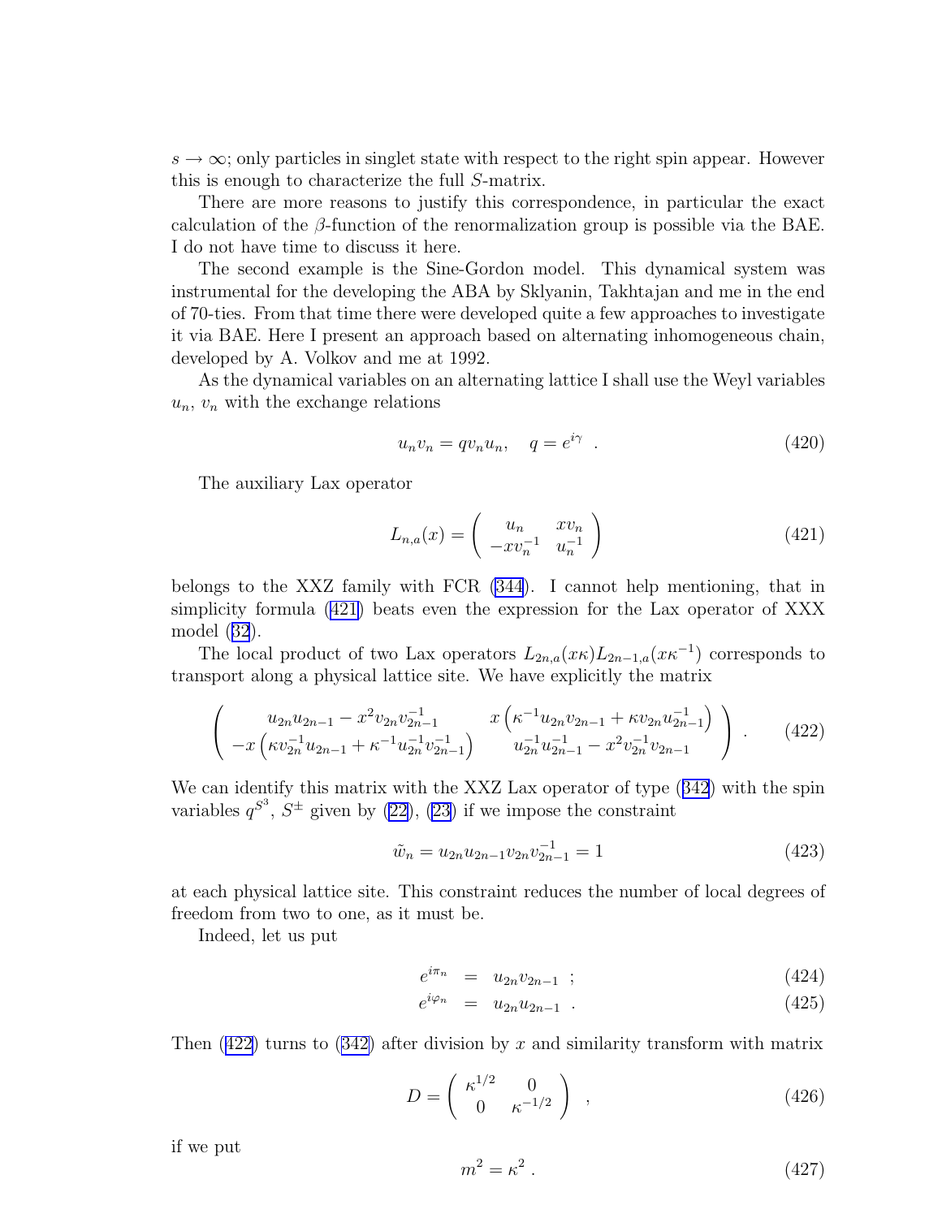$s \to \infty$; only particles in singlet state with respect to the right spin appear. However this is enough to characterize the full $S$-matrix.

There are more reasons to justify this correspondence, in particular the exact calculation of the $\beta$-function of the renormalization group is possible via the BAE. I do not have time to discuss it here.

The second example is the Sine-Gordon model. This dynamical system was instrumental for the developing the ABA by Sklyanin, Takhtajan and me in the end of 70-ties. From that time there were developed quite a few approaches to investigate it via BAE. Here I present an approach based on alternating inhomogeneous chain, developed by A. Volkov and me at 1992.

As the dynamical variables on an alternating lattice I shall use the Weyl variables $u_n$, $v_n$ with the exchange relations

$$u_n v_n = q v_n u_n, \quad q = e^{i\gamma} \ . \tag{420}$$

The auxiliary Lax operator

$$L_{n,a}(x) = \begin{pmatrix} u_n & x v_n \\ -x v_n^{-1} & u_n^{-1} \end{pmatrix} \tag{421}$$

belongs to the XXZ family with FCR (344). I cannot help mentioning, that in simplicity formula (421) beats even the expression for the Lax operator of XXX model (32).

The local product of two Lax operators $L_{2n,a}(x\kappa) L_{2n-1,a}(x\kappa^{-1})$ corresponds to transport along a physical lattice site. We have explicitly the matrix

$$\begin{pmatrix} u_{2n}u_{2n-1} - x^2 v_{2n} v_{2n-1}^{-1} & x\left(\kappa^{-1} u_{2n} v_{2n-1} + \kappa v_{2n} u_{2n-1}^{-1}\right) \\ -x\left(\kappa v_{2n}^{-1} u_{2n-1} + \kappa^{-1} u_{2n}^{-1} v_{2n-1}^{-1}\right) & u_{2n}^{-1} u_{2n-1}^{-1} - x^2 v_{2n}^{-1} v_{2n-1} \end{pmatrix} . \tag{422}$$

We can identify this matrix with the XXZ Lax operator of type (342) with the spin variables $q^{S^3}$, $S^{\pm}$ given by (22), (23) if we impose the constraint

$$\tilde{w}_n = u_{2n} u_{2n-1} v_{2n} v_{2n-1}^{-1} = 1 \tag{423}$$

at each physical lattice site. This constraint reduces the number of local degrees of freedom from two to one, as it must be.

Indeed, let us put

$$e^{i\pi_n} = u_{2n} v_{2n-1} \ ; \tag{424}$$

$$e^{i\varphi_n} = u_{2n} u_{2n-1} \ . \tag{425}$$

Then (422) turns to (342) after division by $x$ and similarity transform with matrix

$$D = \begin{pmatrix} \kappa^{1/2} & 0 \\ 0 & \kappa^{-1/2} \end{pmatrix} \ , \tag{426}$$

if we put

$$m^2 = \kappa^2 \ . \tag{427}$$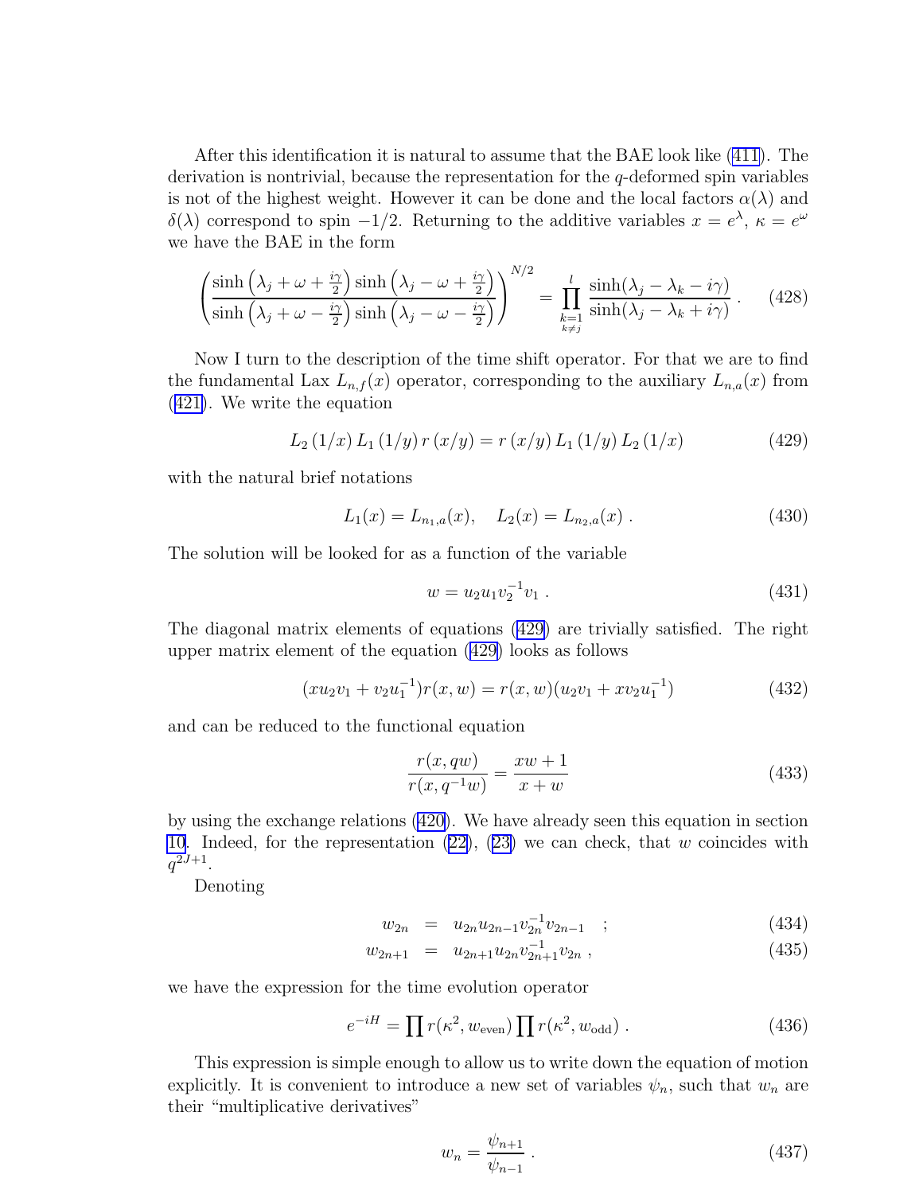After this identification it is natural to assume that the BAE look like (411). The derivation is nontrivial, because the representation for the $q$-deformed spin variables is not of the highest weight. However it can be done and the local factors $\alpha(\lambda)$ and $\delta(\lambda)$ correspond to spin $-1/2$. Returning to the additive variables $x = e^{\lambda}$, $\kappa = e^{\omega}$ we have the BAE in the form

$$\left( \frac{\sinh\left(\lambda_j + \omega + \frac{i\gamma}{2}\right) \sinh\left(\lambda_j - \omega + \frac{i\gamma}{2}\right)}{\sinh\left(\lambda_j + \omega - \frac{i\gamma}{2}\right) \sinh\left(\lambda_j - \omega - \frac{i\gamma}{2}\right)} \right)^{N/2} = \prod_{\substack{k=1 \\ k \neq j}}^{l} \frac{\sinh(\lambda_j - \lambda_k - i\gamma)}{\sinh(\lambda_j - \lambda_k + i\gamma)} \,. \tag{428}$$

Now I turn to the description of the time shift operator. For that we are to find the fundamental Lax $L_{n,f}(x)$ operator, corresponding to the auxiliary $L_{n,a}(x)$ from (421). We write the equation

$$L_2\left(1/x\right) L_1\left(1/y\right) r\left(x/y\right) = r\left(x/y\right) L_1\left(1/y\right) L_2\left(1/x\right) \tag{429}$$

with the natural brief notations

$$L_1(x) = L_{n_1,a}(x), \quad L_2(x) = L_{n_2,a}(x) \,. \tag{430}$$

The solution will be looked for as a function of the variable

$$w = u_2 u_1 v_2^{-1} v_1 \,. \tag{431}$$

The diagonal matrix elements of equations (429) are trivially satisfied. The right upper matrix element of the equation (429) looks as follows

$$(x u_2 v_1 + v_2 u_1^{-1}) r(x, w) = r(x, w)(u_2 v_1 + x v_2 u_1^{-1}) \tag{432}$$

and can be reduced to the functional equation

$$\frac{r(x, qw)}{r(x, q^{-1}w)} = \frac{xw + 1}{x + w} \tag{433}$$

by using the exchange relations (420). We have already seen this equation in section 10. Indeed, for the representation (22), (23) we can check, that $w$ coincides with $q^{2J+1}$.

Denoting

$$w_{2n} = u_{2n} u_{2n-1} v_{2n}^{-1} v_{2n-1} \quad ; \tag{434}$$

$$w_{2n+1} = u_{2n+1} u_{2n} v_{2n+1}^{-1} v_{2n} \,, \tag{435}$$

we have the expression for the time evolution operator

$$e^{-iH} = \prod r(\kappa^2, w_{\text{even}}) \prod r(\kappa^2, w_{\text{odd}}) \,. \tag{436}$$

This expression is simple enough to allow us to write down the equation of motion explicitly. It is convenient to introduce a new set of variables $\psi_n$, such that $w_n$ are their "multiplicative derivatives"

$$w_n = \frac{\psi_{n+1}}{\psi_{n-1}} \,. \tag{437}$$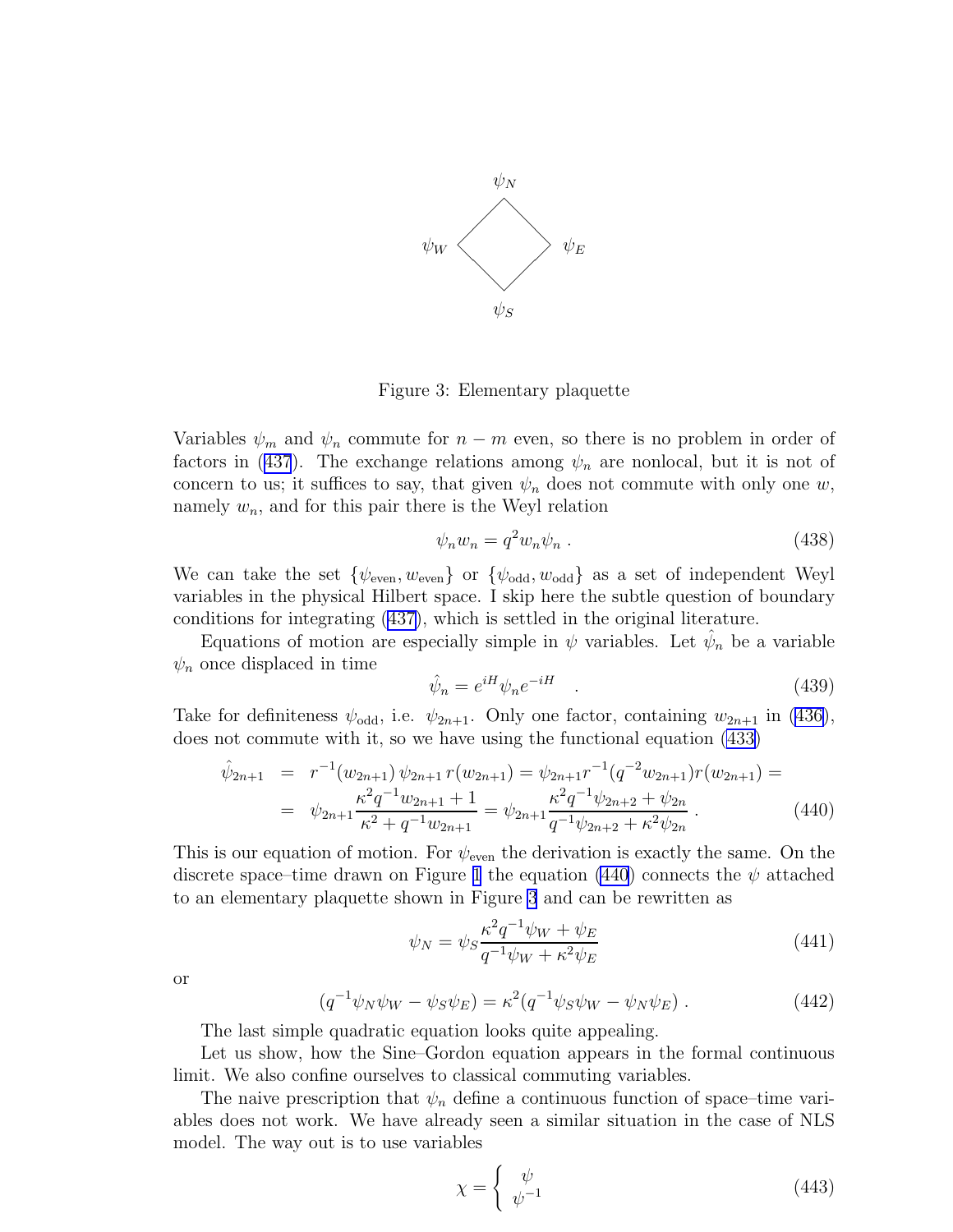Figure 3: Elementary plaquette

Variables $\psi_m$ and $\psi_n$ commute for $n-m$ even, so there is no problem in order of factors in (437). The exchange relations among $\psi_n$ are nonlocal, but it is not of concern to us; it suffices to say, that given $\psi_n$ does not commute with only one $w$, namely $w_n$, and for this pair there is the Weyl relation

$$\psi_n w_n = q^2 w_n \psi_n \ . \tag{438}$$

We can take the set $\{\psi_{\text{even}}, w_{\text{even}}\}$ or $\{\psi_{\text{odd}}, w_{\text{odd}}\}$ as a set of independent Weyl variables in the physical Hilbert space. I skip here the subtle question of boundary conditions for integrating (437), which is settled in the original literature.

Equations of motion are especially simple in $\psi$ variables. Let $\hat{\psi}_n$ be a variable $\psi_n$ once displaced in time

$$\hat{\psi}_n = e^{iH}\psi_n e^{-iH} \quad . \tag{439}$$

Take for definiteness $\psi_{\text{odd}}$, i.e. $\psi_{2n+1}$. Only one factor, containing $w_{2n+1}$ in (436), does not commute with it, so we have using the functional equation (433)

$$\begin{aligned}
\hat{\psi}_{2n+1} &= r^{-1}(w_{2n+1})\,\psi_{2n+1}\,r(w_{2n+1}) = \psi_{2n+1}r^{-1}(q^{-2}w_{2n+1})r(w_{2n+1}) = \\
&= \psi_{2n+1}\frac{\kappa^2 q^{-1}w_{2n+1}+1}{\kappa^2+q^{-1}w_{2n+1}} = \psi_{2n+1}\frac{\kappa^2 q^{-1}\psi_{2n+2}+\psi_{2n}}{q^{-1}\psi_{2n+2}+\kappa^2\psi_{2n}} \, .
\end{aligned} \tag{440}$$

This is our equation of motion. For $\psi_{\text{even}}$ the derivation is exactly the same. On the discrete space–time drawn on Figure 1 the equation (440) connects the $\psi$ attached to an elementary plaquette shown in Figure 3 and can be rewritten as

$$\psi_N = \psi_S\frac{\kappa^2 q^{-1}\psi_W+\psi_E}{q^{-1}\psi_W+\kappa^2\psi_E} \tag{441}$$

or

$$(q^{-1}\psi_N\psi_W - \psi_S\psi_E) = \kappa^2(q^{-1}\psi_S\psi_W - \psi_N\psi_E) \, . \tag{442}$$

The last simple quadratic equation looks quite appealing.

Let us show, how the Sine–Gordon equation appears in the formal continuous limit. We also confine ourselves to classical commuting variables.

The naive prescription that $\psi_n$ define a continuous function of space–time variables does not work. We have already seen a similar situation in the case of NLS model. The way out is to use variables

$$\chi = \begin{cases} \psi \\ \psi^{-1} \end{cases} \tag{443}$$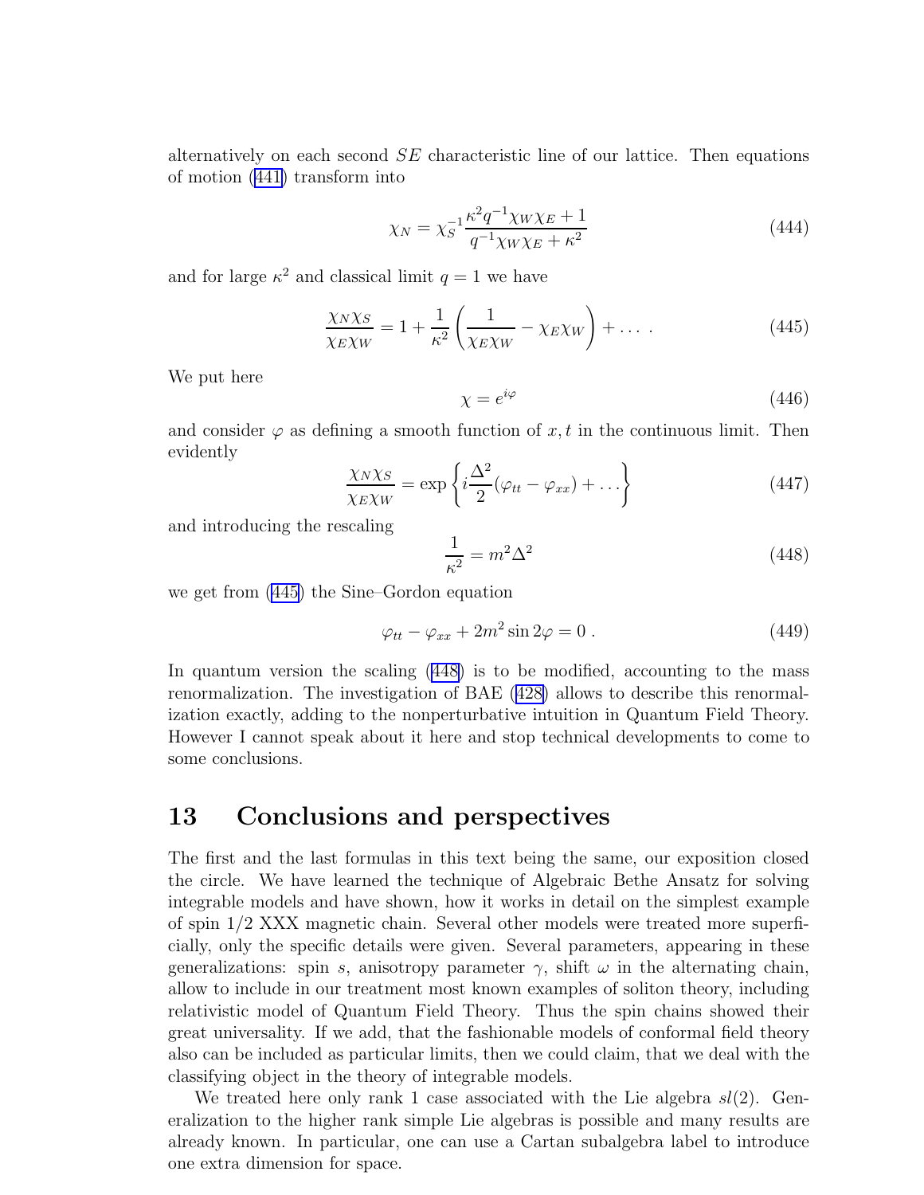alternatively on each second $SE$ characteristic line of our lattice. Then equations of motion (441) transform into

$$\chi_N = \chi_S^{-1} \frac{\kappa^2 q^{-1} \chi_W \chi_E + 1}{q^{-1} \chi_W \chi_E + \kappa^2} \tag{444}$$

and for large $\kappa^2$ and classical limit $q = 1$ we have

$$\frac{\chi_N \chi_S}{\chi_E \chi_W} = 1 + \frac{1}{\kappa^2} \left( \frac{1}{\chi_E \chi_W} - \chi_E \chi_W \right) + \dots \, . \tag{445}$$

We put here

$$\chi = e^{i\varphi} \tag{446}$$

and consider $\varphi$ as defining a smooth function of $x, t$ in the continuous limit. Then evidently

$$\frac{\chi_N \chi_S}{\chi_E \chi_W} = \exp \left\{ i \frac{\Delta^2}{2} (\varphi_{tt} - \varphi_{xx}) + \dots \right\} \tag{447}$$

and introducing the rescaling

$$\frac{1}{\kappa^2} = m^2 \Delta^2 \tag{448}$$

we get from (445) the Sine–Gordon equation

$$\varphi_{tt} - \varphi_{xx} + 2m^2 \sin 2\varphi = 0 \, . \tag{449}$$

In quantum version the scaling (448) is to be modified, accounting to the mass renormalization. The investigation of BAE (428) allows to describe this renormalization exactly, adding to the nonperturbative intuition in Quantum Field Theory. However I cannot speak about it here and stop technical developments to come to some conclusions.

## 13 Conclusions and perspectives

The first and the last formulas in this text being the same, our exposition closed the circle. We have learned the technique of Algebraic Bethe Ansatz for solving integrable models and have shown, how it works in detail on the simplest example of spin 1/2 XXX magnetic chain. Several other models were treated more superficially, only the specific details were given. Several parameters, appearing in these generalizations: spin $s$, anisotropy parameter $\gamma$, shift $\omega$ in the alternating chain, allow to include in our treatment most known examples of soliton theory, including relativistic model of Quantum Field Theory. Thus the spin chains showed their great universality. If we add, that the fashionable models of conformal field theory also can be included as particular limits, then we could claim, that we deal with the classifying object in the theory of integrable models.

We treated here only rank 1 case associated with the Lie algebra $sl(2)$. Generalization to the higher rank simple Lie algebras is possible and many results are already known. In particular, one can use a Cartan subalgebra label to introduce one extra dimension for space.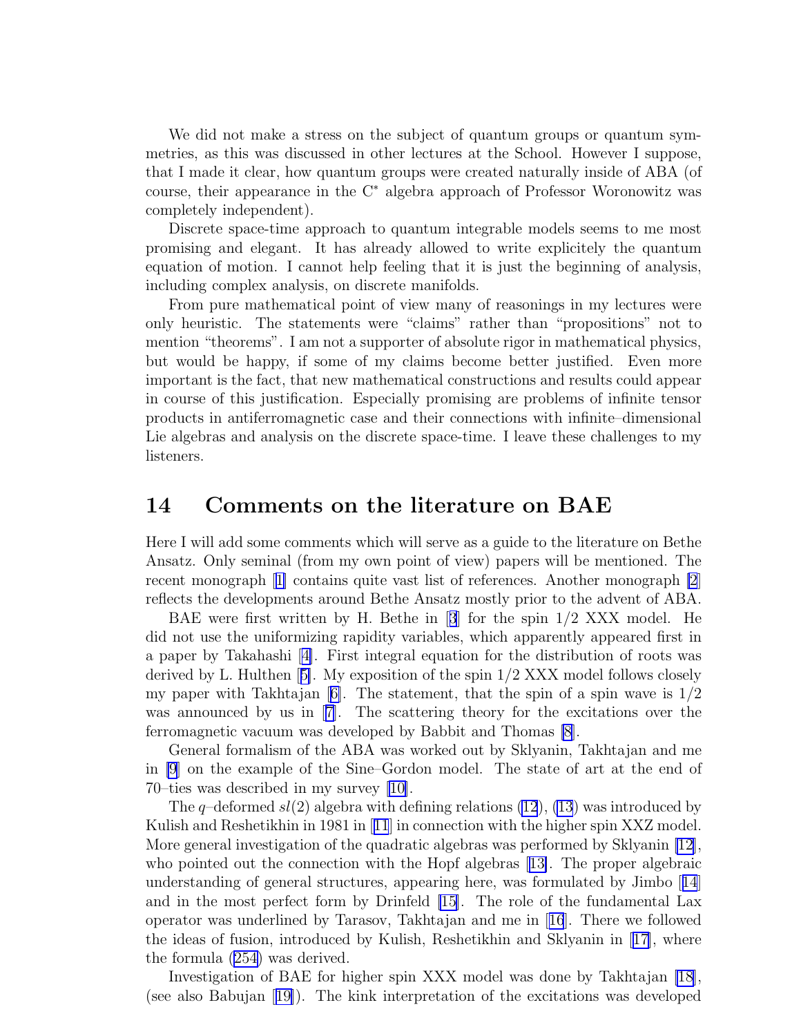We did not make a stress on the subject of quantum groups or quantum symmetries, as this was discussed in other lectures at the School. However I suppose, that I made it clear, how quantum groups were created naturally inside of ABA (of course, their appearance in the C* algebra approach of Professor Woronowitz was completely independent).

Discrete space-time approach to quantum integrable models seems to me most promising and elegant. It has already allowed to write explicitely the quantum equation of motion. I cannot help feeling that it is just the beginning of analysis, including complex analysis, on discrete manifolds.

From pure mathematical point of view many of reasonings in my lectures were only heuristic. The statements were "claims" rather than "propositions" not to mention "theorems". I am not a supporter of absolute rigor in mathematical physics, but would be happy, if some of my claims become better justified. Even more important is the fact, that new mathematical constructions and results could appear in course of this justification. Especially promising are problems of infinite tensor products in antiferromagnetic case and their connections with infinite–dimensional Lie algebras and analysis on the discrete space-time. I leave these challenges to my listeners.

# 14 Comments on the literature on BAE

Here I will add some comments which will serve as a guide to the literature on Bethe Ansatz. Only seminal (from my own point of view) papers will be mentioned. The recent monograph [1] contains quite vast list of references. Another monograph [2] reflects the developments around Bethe Ansatz mostly prior to the advent of ABA.

BAE were first written by H. Bethe in [3] for the spin 1/2 XXX model. He did not use the uniformizing rapidity variables, which apparently appeared first in a paper by Takahashi [4]. First integral equation for the distribution of roots was derived by L. Hulthen [5]. My exposition of the spin 1/2 XXX model follows closely my paper with Takhtajan [6]. The statement, that the spin of a spin wave is 1/2 was announced by us in [7]. The scattering theory for the excitations over the ferromagnetic vacuum was developed by Babbit and Thomas [8].

General formalism of the ABA was worked out by Sklyanin, Takhtajan and me in [9] on the example of the Sine–Gordon model. The state of art at the end of 70–ties was described in my survey [10].

The $q$–deformed $sl(2)$ algebra with defining relations (12), (13) was introduced by Kulish and Reshetikhin in 1981 in [11] in connection with the higher spin XXZ model. More general investigation of the quadratic algebras was performed by Sklyanin [12], who pointed out the connection with the Hopf algebras [13]. The proper algebraic understanding of general structures, appearing here, was formulated by Jimbo [14] and in the most perfect form by Drinfeld [15]. The role of the fundamental Lax operator was underlined by Tarasov, Takhtajan and me in [16]. There we followed the ideas of fusion, introduced by Kulish, Reshetikhin and Sklyanin in [17], where the formula (254) was derived.

Investigation of BAE for higher spin XXX model was done by Takhtajan [18], (see also Babujan [19]). The kink interpretation of the excitations was developed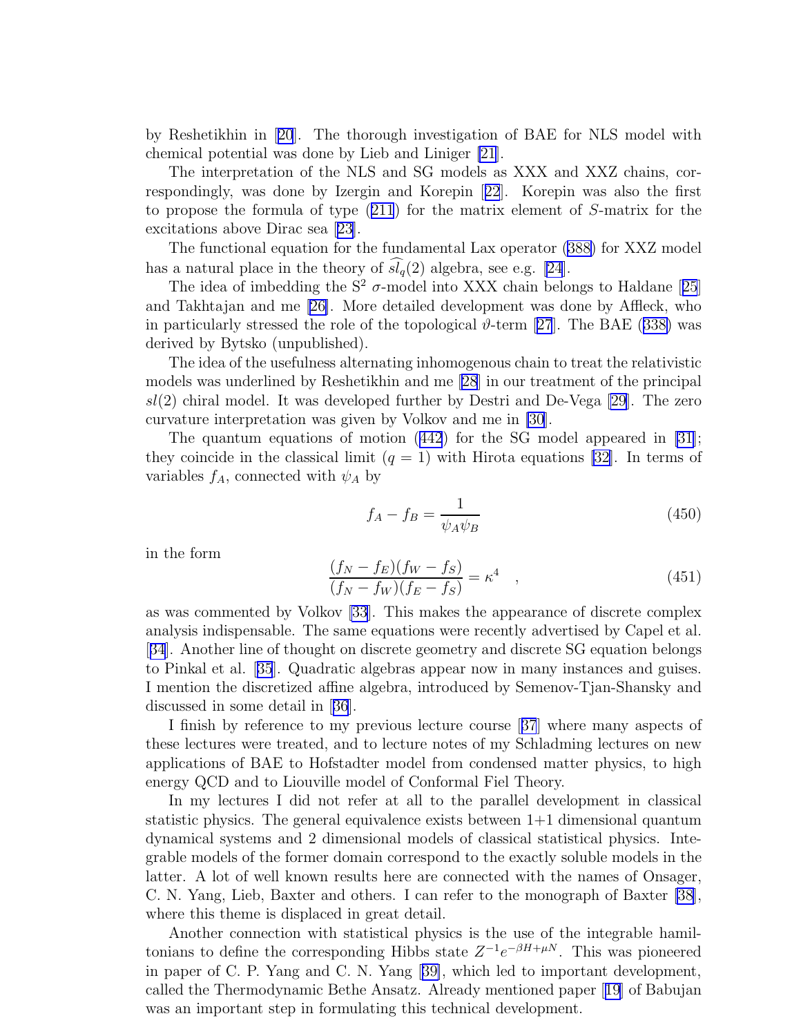by Reshetikhin in [20]. The thorough investigation of BAE for NLS model with chemical potential was done by Lieb and Liniger [21].

The interpretation of the NLS and SG models as XXX and XXZ chains, correspondingly, was done by Izergin and Korepin [22]. Korepin was also the first to propose the formula of type (211) for the matrix element of $S$-matrix for the excitations above Dirac sea [23].

The functional equation for the fundamental Lax operator (388) for XXZ model has a natural place in the theory of $\widehat{sl_q}(2)$ algebra, see e.g. [24].

The idea of imbedding the $\mathrm{S}^2$ $\sigma$-model into XXX chain belongs to Haldane [25] and Takhtajan and me [26]. More detailed development was done by Affleck, who in particularly stressed the role of the topological $\vartheta$-term [27]. The BAE (338) was derived by Bytsko (unpublished).

The idea of the usefulness alternating inhomogenous chain to treat the relativistic models was underlined by Reshetikhin and me [28] in our treatment of the principal $sl(2)$ chiral model. It was developed further by Destri and De-Vega [29]. The zero curvature interpretation was given by Volkov and me in [30].

The quantum equations of motion (442) for the SG model appeared in [31]; they coincide in the classical limit ($q = 1$) with Hirota equations [32]. In terms of variables $f_A$, connected with $\psi_A$ by

$$f_A - f_B = \frac{1}{\psi_A \psi_B} \tag{450}$$

in the form

$$\frac{(f_N - f_E)(f_W - f_S)}{(f_N - f_W)(f_E - f_S)} = \kappa^4 \quad , \tag{451}$$

as was commented by Volkov [33]. This makes the appearance of discrete complex analysis indispensable. The same equations were recently advertised by Capel et al. [34]. Another line of thought on discrete geometry and discrete SG equation belongs to Pinkal et al. [35]. Quadratic algebras appear now in many instances and guises. I mention the discretized affine algebra, introduced by Semenov-Tjan-Shansky and discussed in some detail in [36].

I finish by reference to my previous lecture course [37] where many aspects of these lectures were treated, and to lecture notes of my Schladming lectures on new applications of BAE to Hofstadter model from condensed matter physics, to high energy QCD and to Liouville model of Conformal Fiel Theory.

In my lectures I did not refer at all to the parallel development in classical statistic physics. The general equivalence exists between 1+1 dimensional quantum dynamical systems and 2 dimensional models of classical statistical physics. Integrable models of the former domain correspond to the exactly soluble models in the latter. A lot of well known results here are connected with the names of Onsager, C. N. Yang, Lieb, Baxter and others. I can refer to the monograph of Baxter [38], where this theme is displaced in great detail.

Another connection with statistical physics is the use of the integrable hamiltonians to define the corresponding Hibbs state $Z^{-1}e^{-\beta H + \mu N}$. This was pioneered in paper of C. P. Yang and C. N. Yang [39], which led to important development, called the Thermodynamic Bethe Ansatz. Already mentioned paper [19] of Babujan was an important step in formulating this technical development.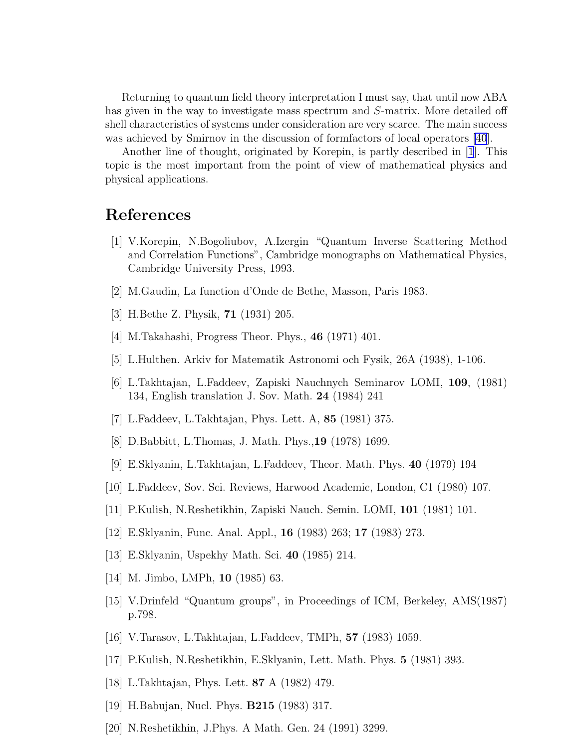Returning to quantum field theory interpretation I must say, that until now ABA has given in the way to investigate mass spectrum and $S$-matrix. More detailed off shell characteristics of systems under consideration are very scarce. The main success was achieved by Smirnov in the discussion of formfactors of local operators [40].

Another line of thought, originated by Korepin, is partly described in [1]. This topic is the most important from the point of view of mathematical physics and physical applications.

# References

[1] V.Korepin, N.Bogoliubov, A.Izergin "Quantum Inverse Scattering Method and Correlation Functions", Cambridge monographs on Mathematical Physics, Cambridge University Press, 1993.

[2] M.Gaudin, La function d'Onde de Bethe, Masson, Paris 1983.

[3] H.Bethe Z. Physik, **71** (1931) 205.

[4] M.Takahashi, Progress Theor. Phys., **46** (1971) 401.

[5] L.Hulthen. Arkiv for Matematik Astronomi och Fysik, 26A (1938), 1-106.

[6] L.Takhtajan, L.Faddeev, Zapiski Nauchnych Seminarov LOMI, **109**, (1981) 134, English translation J. Sov. Math. **24** (1984) 241

[7] L.Faddeev, L.Takhtajan, Phys. Lett. A, **85** (1981) 375.

[8] D.Babbitt, L.Thomas, J. Math. Phys.,**19** (1978) 1699.

[9] E.Sklyanin, L.Takhtajan, L.Faddeev, Theor. Math. Phys. **40** (1979) 194

[10] L.Faddeev, Sov. Sci. Reviews, Harwood Academic, London, C1 (1980) 107.

[11] P.Kulish, N.Reshetikhin, Zapiski Nauch. Semin. LOMI, **101** (1981) 101.

[12] E.Sklyanin, Func. Anal. Appl., **16** (1983) 263; **17** (1983) 273.

[13] E.Sklyanin, Uspekhy Math. Sci. **40** (1985) 214.

[14] M. Jimbo, LMPh, **10** (1985) 63.

[15] V.Drinfeld "Quantum groups", in Proceedings of ICM, Berkeley, AMS(1987) p.798.

[16] V.Tarasov, L.Takhtajan, L.Faddeev, TMPh, **57** (1983) 1059.

[17] P.Kulish, N.Reshetikhin, E.Sklyanin, Lett. Math. Phys. **5** (1981) 393.

[18] L.Takhtajan, Phys. Lett. **87** A (1982) 479.

[19] H.Babujan, Nucl. Phys. **B215** (1983) 317.

[20] N.Reshetikhin, J.Phys. A Math. Gen. 24 (1991) 3299.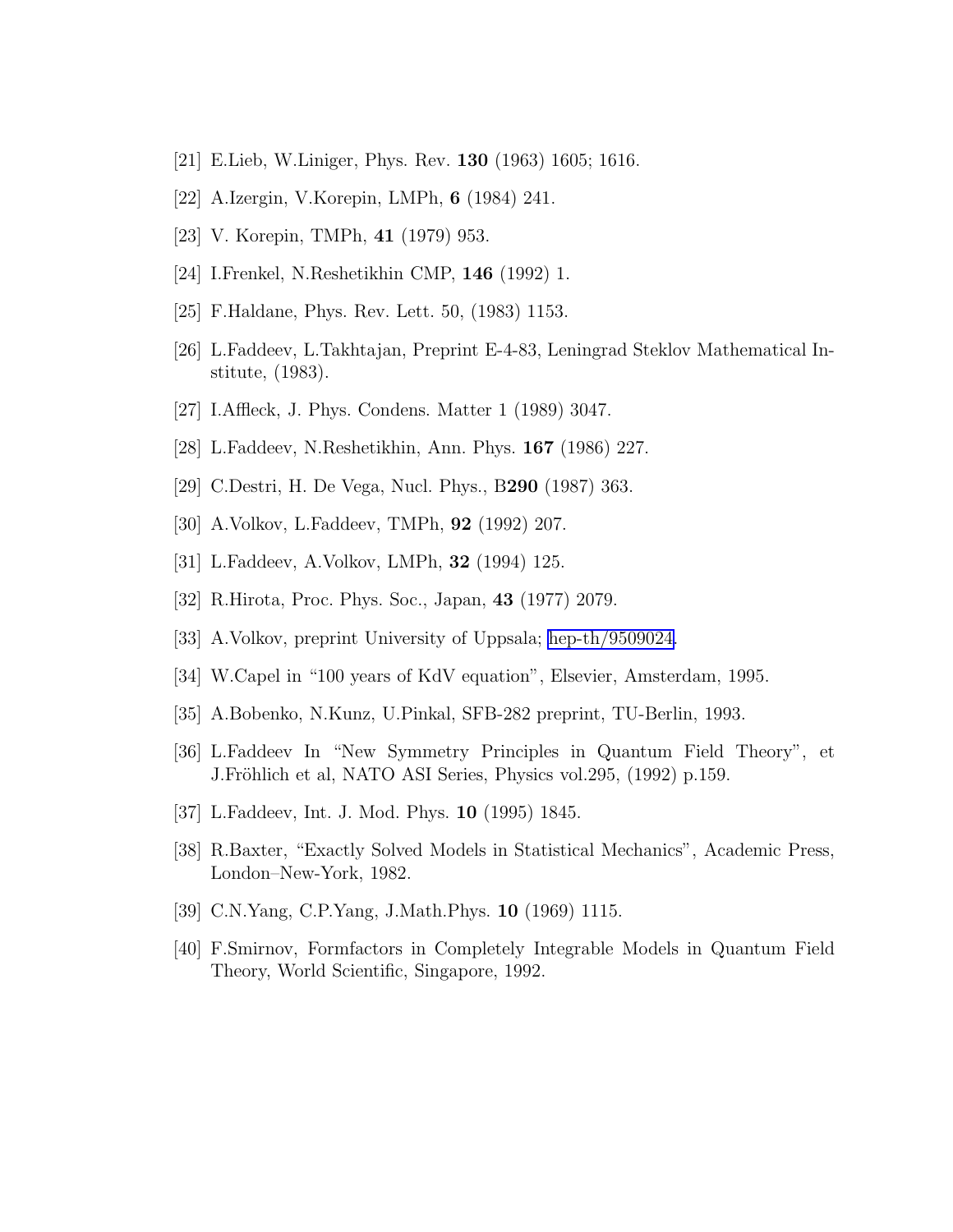[21] E.Lieb, W.Liniger, Phys. Rev. **130** (1963) 1605; 1616.

[22] A.Izergin, V.Korepin, LMPh, **6** (1984) 241.

[23] V. Korepin, TMPh, **41** (1979) 953.

[24] I.Frenkel, N.Reshetikhin CMP, **146** (1992) 1.

[25] F.Haldane, Phys. Rev. Lett. 50, (1983) 1153.

[26] L.Faddeev, L.Takhtajan, Preprint E-4-83, Leningrad Steklov Mathematical Institute, (1983).

[27] I.Affleck, J. Phys. Condens. Matter 1 (1989) 3047.

[28] L.Faddeev, N.Reshetikhin, Ann. Phys. **167** (1986) 227.

[29] C.Destri, H. De Vega, Nucl. Phys., B**290** (1987) 363.

[30] A.Volkov, L.Faddeev, TMPh, **92** (1992) 207.

[31] L.Faddeev, A.Volkov, LMPh, **32** (1994) 125.

[32] R.Hirota, Proc. Phys. Soc., Japan, **43** (1977) 2079.

[33] A.Volkov, preprint University of Uppsala; hep-th/9509024.

[34] W.Capel in "100 years of KdV equation", Elsevier, Amsterdam, 1995.

[35] A.Bobenko, N.Kunz, U.Pinkal, SFB-282 preprint, TU-Berlin, 1993.

[36] L.Faddeev In "New Symmetry Principles in Quantum Field Theory", et J.Fröhlich et al, NATO ASI Series, Physics vol.295, (1992) p.159.

[37] L.Faddeev, Int. J. Mod. Phys. **10** (1995) 1845.

[38] R.Baxter, "Exactly Solved Models in Statistical Mechanics", Academic Press, London–New-York, 1982.

[39] C.N.Yang, C.P.Yang, J.Math.Phys. **10** (1969) 1115.

[40] F.Smirnov, Formfactors in Completely Integrable Models in Quantum Field Theory, World Scientific, Singapore, 1992.